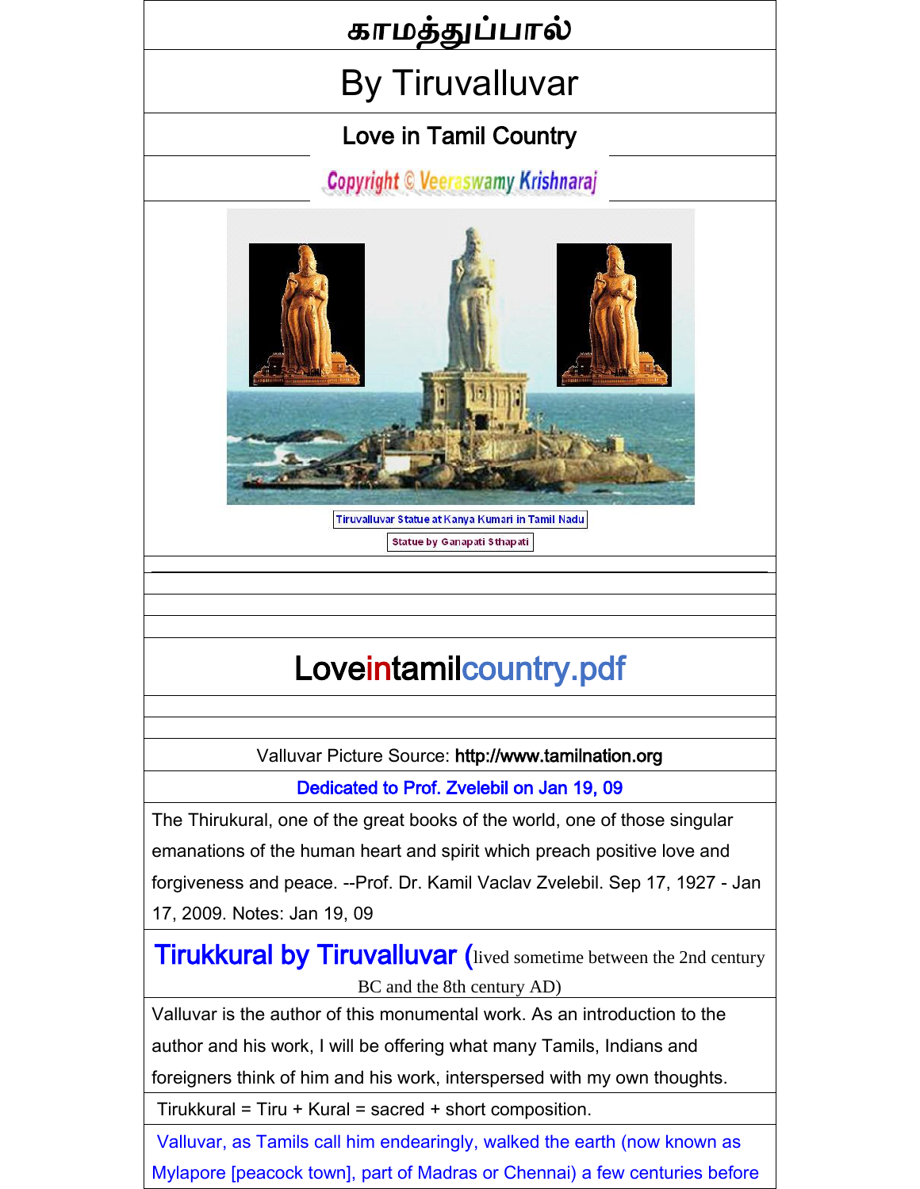# காமத்துப்பால்

## By Tiruvalluvar

### Love in Tamil Country

Copyright © Veeraswamy Krishnaraj

Tiruvalluvar Statue at Kanya Kumari in Tamil Nadu

Statue by Ganapati Sthapati

## Loveintamilcountry.pdf

Valluvar Picture Source: **http://www.tamilnation.org**

Dedicated to Prof. Zvelebil on Jan 19, 09

The Thirukural, one of the great books of the world, one of those singular emanations of the human heart and spirit which preach positive love and forgiveness and peace. --Prof. Dr. Kamil Vaclav Zvelebil. Sep 17, 1927 - Jan 17, 2009. Notes: Jan 19, 09

**Tirukkural by Tiruvalluvar** (lived sometime between the 2nd century BC and the 8th century AD)

Valluvar is the author of this monumental work. As an introduction to the author and his work, I will be offering what many Tamils, Indians and foreigners think of him and his work, interspersed with my own thoughts.

Tirukkural = Tiru + Kural = sacred + short composition.

Valluvar, as Tamils call him endearingly, walked the earth (now known as Mylapore [peacock town], part of Madras or Chennai) a few centuries before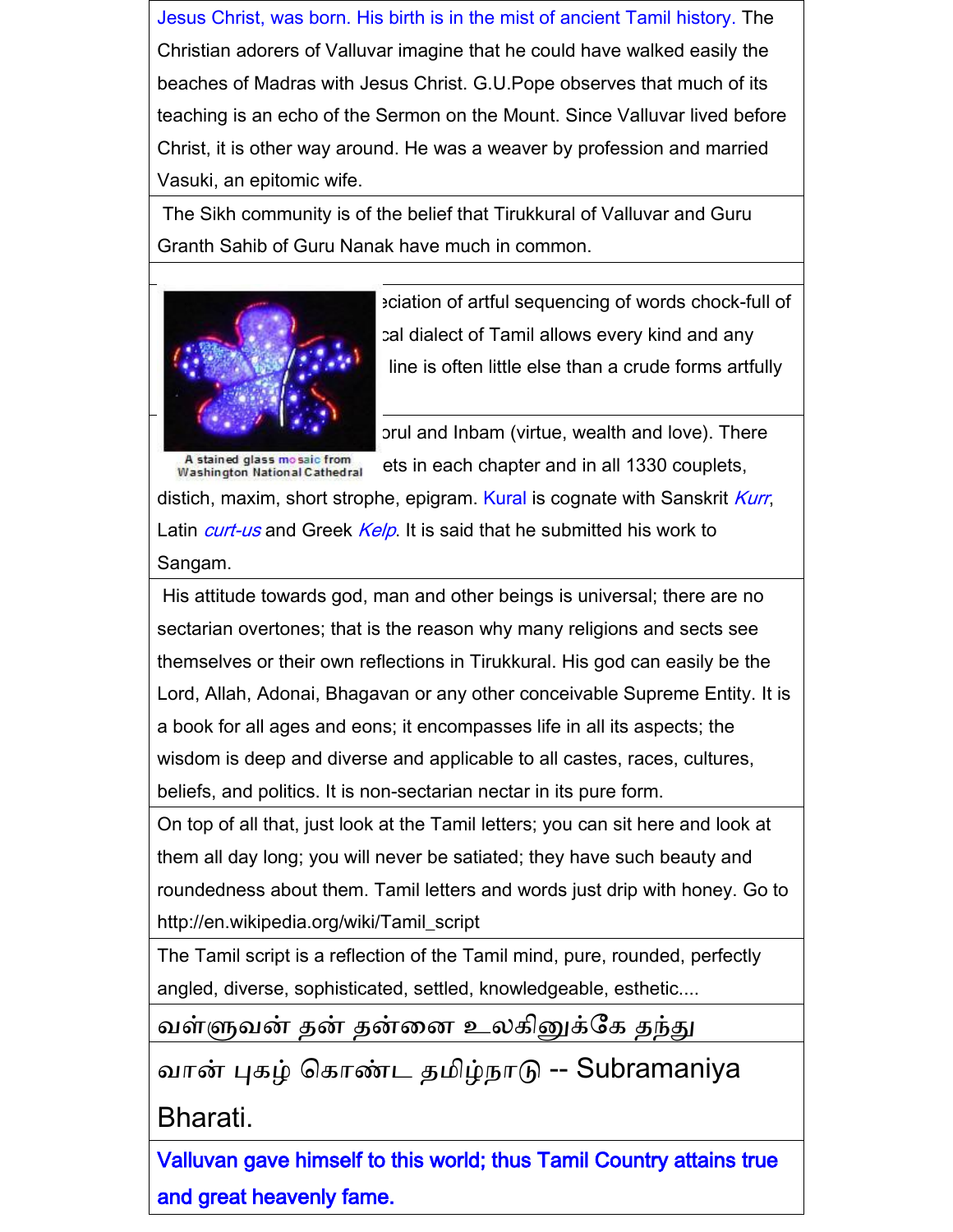Jesus Christ, was born. His birth is in the mist of ancient Tamil history. The Christian adorers of Valluvar imagine that he could have walked easily the beaches of Madras with Jesus Christ. G.U.Pope observes that much of its teaching is an echo of the Sermon on the Mount. Since Valluvar lived before Christ, it is other way around. He was a weaver by profession and married Vasuki, an epitomic wife.

The Sikh community is of the belief that Tirukkural of Valluvar and Guru Granth Sahib of Guru Nanak have much in common.

A stained glass mosaic from Washington National Cathedral

eciation of artful sequencing of words chock-full of cal dialect of Tamil allows every kind and any line is often little else than a crude forms artfully

orul and Inbam (virtue, wealth and love). There ets in each chapter and in all 1330 couplets, distich, maxim, short strophe, epigram. Kural is cognate with Sanskrit *Kurr*, Latin *curt-us* and Greek *Kelp*. It is said that he submitted his work to Sangam.

His attitude towards god, man and other beings is universal; there are no sectarian overtones; that is the reason why many religions and sects see themselves or their own reflections in Tirukkural. His god can easily be the Lord, Allah, Adonai, Bhagavan or any other conceivable Supreme Entity. It is a book for all ages and eons; it encompasses life in all its aspects; the wisdom is deep and diverse and applicable to all castes, races, cultures, beliefs, and politics. It is non-sectarian nectar in its pure form.

On top of all that, just look at the Tamil letters; you can sit here and look at them all day long; you will never be satiated; they have such beauty and roundedness about them. Tamil letters and words just drip with honey. Go to http://en.wikipedia.org/wiki/Tamil_script

The Tamil script is a reflection of the Tamil mind, pure, rounded, perfectly angled, diverse, sophisticated, settled, knowledgeable, esthetic....

வள்ளுவன் தன் தன்னை உலகினுக்கே தந்து

வான் புகழ் கொண்ட தமிழ்நாடு -- Subramaniya Bharati.

**Valluvan gave himself to this world; thus Tamil Country attains true and great heavenly fame.**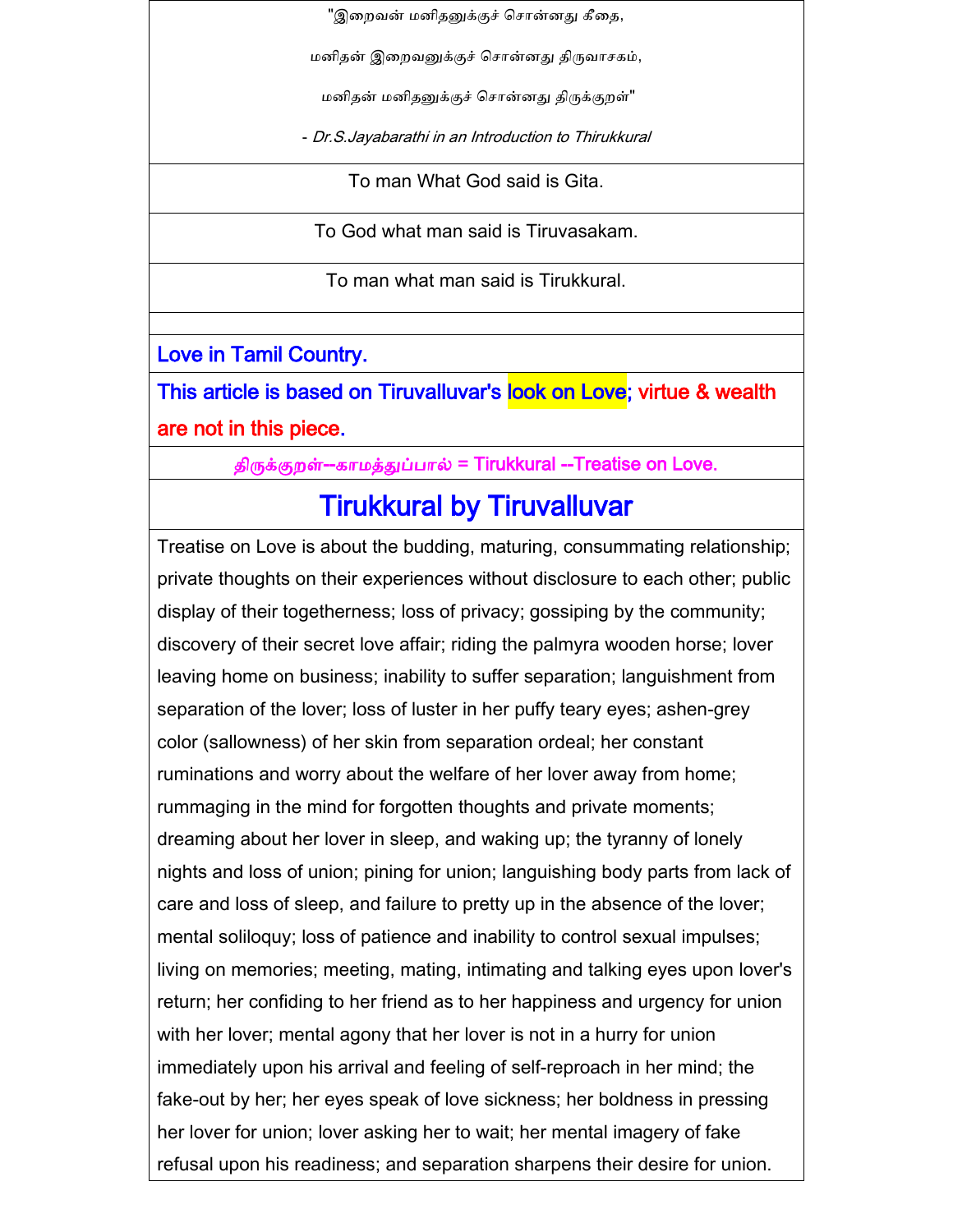"இறைவன் மனிதனுக்குச் சொன்னது கீதை,

மனிதன் இறைவனுக்குச் சொன்னது திருவாசகம்,

மனிதன் மனிதனுக்குச் சொன்னது திருக்குறள்"

*- Dr.S.Jayabarathi in an Introduction to Thirukkural*

To man What God said is Gita.

To God what man said is Tiruvasakam.

To man what man said is Tirukkural.

**Love in Tamil Country.**

**This article is based on Tiruvalluvar's look on Love; virtue & wealth are not in this piece.**

**திருக்குறள்--காமத்துப்பால் = Tirukkural --Treatise on Love.**

# Tirukkural by Tiruvalluvar

Treatise on Love is about the budding, maturing, consummating relationship; private thoughts on their experiences without disclosure to each other; public display of their togetherness; loss of privacy; gossiping by the community; discovery of their secret love affair; riding the palmyra wooden horse; lover leaving home on business; inability to suffer separation; languishment from separation of the lover; loss of luster in her puffy teary eyes; ashen-grey color (sallowness) of her skin from separation ordeal; her constant ruminations and worry about the welfare of her lover away from home; rummaging in the mind for forgotten thoughts and private moments; dreaming about her lover in sleep, and waking up; the tyranny of lonely nights and loss of union; pining for union; languishing body parts from lack of care and loss of sleep, and failure to pretty up in the absence of the lover; mental soliloquy; loss of patience and inability to control sexual impulses; living on memories; meeting, mating, intimating and talking eyes upon lover's return; her confiding to her friend as to her happiness and urgency for union with her lover; mental agony that her lover is not in a hurry for union immediately upon his arrival and feeling of self-reproach in her mind; the fake-out by her; her eyes speak of love sickness; her boldness in pressing her lover for union; lover asking her to wait; her mental imagery of fake refusal upon his readiness; and separation sharpens their desire for union.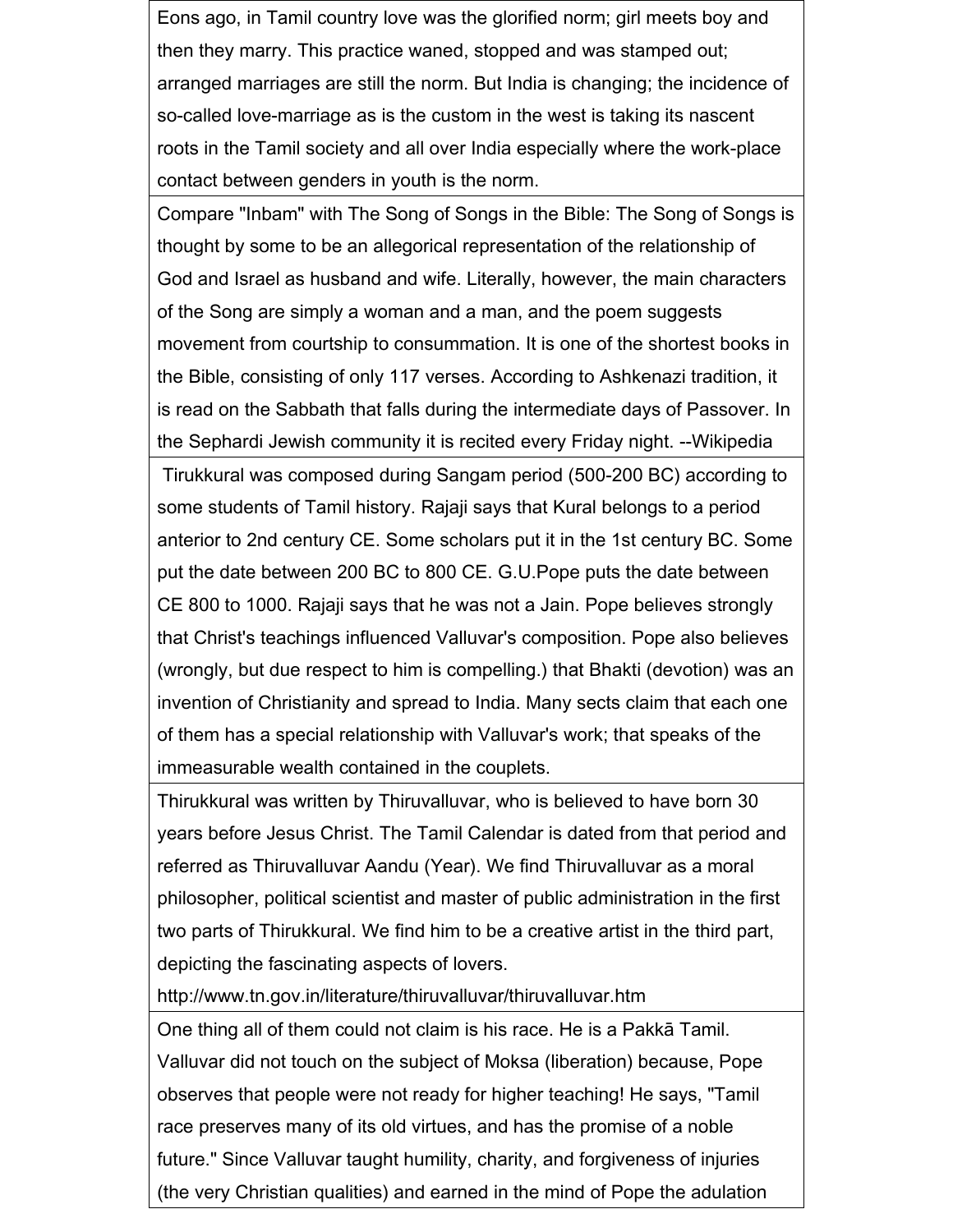Eons ago, in Tamil country love was the glorified norm; girl meets boy and then they marry. This practice waned, stopped and was stamped out; arranged marriages are still the norm. But India is changing; the incidence of so-called love-marriage as is the custom in the west is taking its nascent roots in the Tamil society and all over India especially where the work-place contact between genders in youth is the norm.

Compare "Inbam" with The Song of Songs in the Bible: The Song of Songs is thought by some to be an allegorical representation of the relationship of God and Israel as husband and wife. Literally, however, the main characters of the Song are simply a woman and a man, and the poem suggests movement from courtship to consummation. It is one of the shortest books in the Bible, consisting of only 117 verses. According to Ashkenazi tradition, it is read on the Sabbath that falls during the intermediate days of Passover. In the Sephardi Jewish community it is recited every Friday night. --Wikipedia

Tirukkural was composed during Sangam period (500-200 BC) according to some students of Tamil history. Rajaji says that Kural belongs to a period anterior to 2nd century CE. Some scholars put it in the 1st century BC. Some put the date between 200 BC to 800 CE. G.U.Pope puts the date between CE 800 to 1000. Rajaji says that he was not a Jain. Pope believes strongly that Christ's teachings influenced Valluvar's composition. Pope also believes (wrongly, but due respect to him is compelling.) that Bhakti (devotion) was an invention of Christianity and spread to India. Many sects claim that each one of them has a special relationship with Valluvar's work; that speaks of the immeasurable wealth contained in the couplets.

Thirukkural was written by Thiruvalluvar, who is believed to have born 30 years before Jesus Christ. The Tamil Calendar is dated from that period and referred as Thiruvalluvar Aandu (Year). We find Thiruvalluvar as a moral philosopher, political scientist and master of public administration in the first two parts of Thirukkural. We find him to be a creative artist in the third part, depicting the fascinating aspects of lovers.
http://www.tn.gov.in/literature/thiruvalluvar/thiruvalluvar.htm

One thing all of them could not claim is his race. He is a Pakkā Tamil. Valluvar did not touch on the subject of Moksa (liberation) because, Pope observes that people were not ready for higher teaching! He says, "Tamil race preserves many of its old virtues, and has the promise of a noble future." Since Valluvar taught humility, charity, and forgiveness of injuries (the very Christian qualities) and earned in the mind of Pope the adulation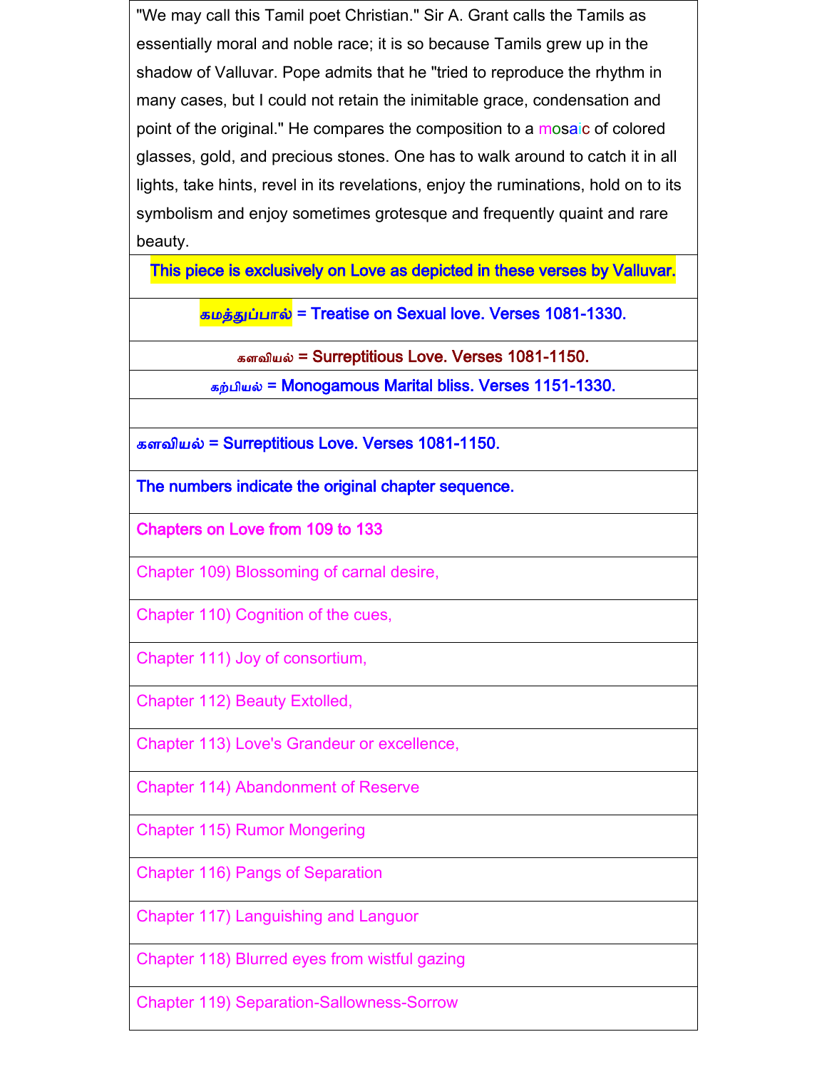"We may call this Tamil poet Christian." Sir A. Grant calls the Tamils as essentially moral and noble race; it is so because Tamils grew up in the shadow of Valluvar. Pope admits that he "tried to reproduce the rhythm in many cases, but I could not retain the inimitable grace, condensation and point of the original." He compares the composition to a mosaic of colored glasses, gold, and precious stones. One has to walk around to catch it in all lights, take hints, revel in its revelations, enjoy the ruminations, hold on to its symbolism and enjoy sometimes grotesque and frequently quaint and rare beauty.

**This piece is exclusively on Love as depicted in these verses by Valluvar.**

**கமத்துப்பால் = Treatise on Sexual love. Verses 1081-1330.**

**களவியல் = Surreptitious Love. Verses 1081-1150.**

**கற்பியல் = Monogamous Marital bliss. Verses 1151-1330.**

**களவியல் = Surreptitious Love. Verses 1081-1150.**

**The numbers indicate the original chapter sequence.**

**Chapters on Love from 109 to 133**

Chapter 109) Blossoming of carnal desire,

Chapter 110) Cognition of the cues,

Chapter 111) Joy of consortium,

Chapter 112) Beauty Extolled,

Chapter 113) Love's Grandeur or excellence,

Chapter 114) Abandonment of Reserve

Chapter 115) Rumor Mongering

Chapter 116) Pangs of Separation

Chapter 117) Languishing and Languor

Chapter 118) Blurred eyes from wistful gazing

Chapter 119) Separation-Sallowness-Sorrow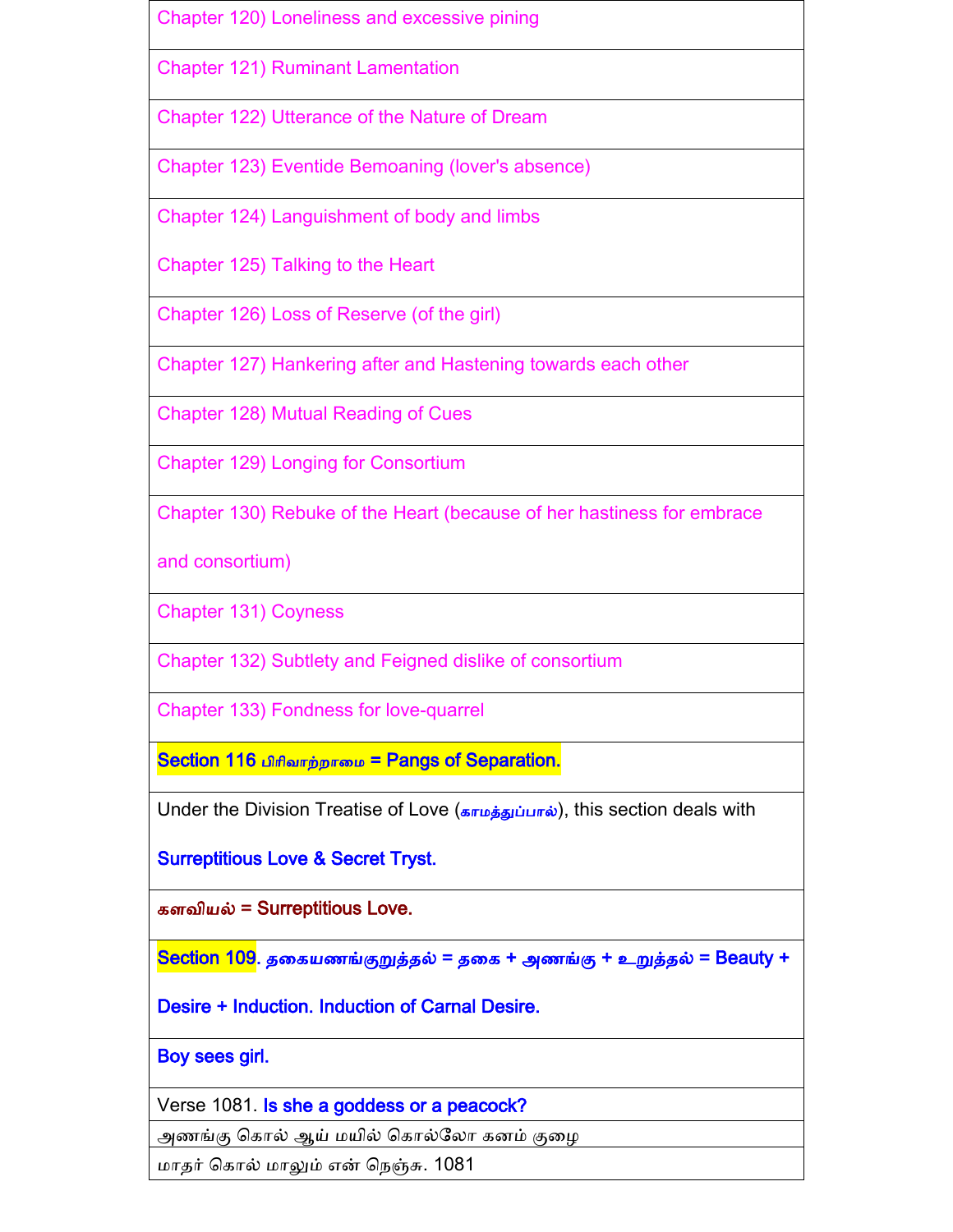| Chapter 120) Loneliness and excessive pining |
|---|
| Chapter 121) Ruminant Lamentation |
| Chapter 122) Utterance of the Nature of Dream |
| Chapter 123) Eventide Bemoaning (lover's absence) |
| Chapter 124) Languishment of body and limbs<br><br>Chapter 125) Talking to the Heart |
| Chapter 126) Loss of Reserve (of the girl) |
| Chapter 127) Hankering after and Hastening towards each other |
| Chapter 128) Mutual Reading of Cues |
| Chapter 129) Longing for Consortium |
| Chapter 130) Rebuke of the Heart (because of her hastiness for embrace and consortium) |
| Chapter 131) Coyness |
| Chapter 132) Subtlety and Feigned dislike of consortium |
| Chapter 133) Fondness for love-quarrel |
| **Section 116 பிரிவாற்றாமை = Pangs of Separation.** |
| Under the Division Treatise of Love (காமத்துப்பால்), this section deals with **Surreptitious Love & Secret Tryst.** |
| **களவியல் = Surreptitious Love.** |
| **Section 109. தகையணங்குறுத்தல் = தகை + அணங்கு + உறுத்தல் = Beauty + Desire + Induction. Induction of Carnal Desire.** |
| **Boy sees girl.** |
| Verse 1081. **Is she a goddess or a peacock?** |
| அணங்கு கொல் ஆய் மயில் கொல்லோ கனம் குழை |
| மாதர் கொல் மாலும் என் நெஞ்சு. 1081 |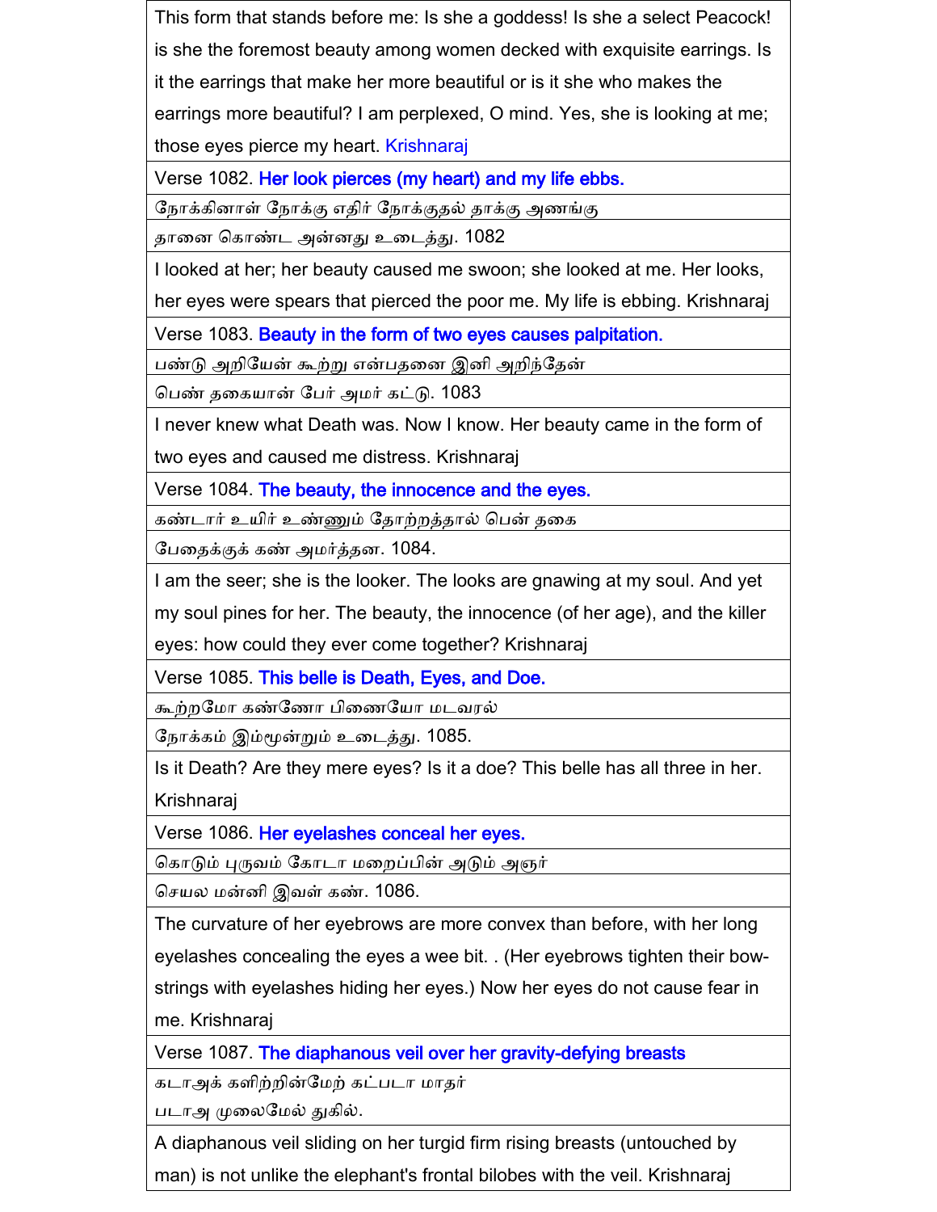This form that stands before me: Is she a goddess! Is she a select Peacock! is she the foremost beauty among women decked with exquisite earrings. Is it the earrings that make her more beautiful or is it she who makes the earrings more beautiful? I am perplexed, O mind. Yes, she is looking at me; those eyes pierce my heart. Krishnaraj

Verse 1082. **Her look pierces (my heart) and my life ebbs.**

நோக்கினாள் நோக்கு எதிர் நோக்குதல் தாக்கு அணங்கு
தானை கொண்ட அன்னது உடைத்து. 1082

I looked at her; her beauty caused me swoon; she looked at me. Her looks, her eyes were spears that pierced the poor me. My life is ebbing. Krishnaraj

Verse 1083. **Beauty in the form of two eyes causes palpitation.**

பண்டு அறியேன் கூற்று என்பதனை இனி அறிந்தேன்
பெண் தகையான் பேர் அமர் கட்டு. 1083

I never knew what Death was. Now I know. Her beauty came in the form of two eyes and caused me distress. Krishnaraj

Verse 1084. **The beauty, the innocence and the eyes.**

கண்டார் உயிர் உண்ணும் தோற்றத்தால் பென் தகை
பேதைக்குக் கண் அமர்த்தன. 1084.

I am the seer; she is the looker. The looks are gnawing at my soul. And yet my soul pines for her. The beauty, the innocence (of her age), and the killer eyes: how could they ever come together? Krishnaraj

Verse 1085. **This belle is Death, Eyes, and Doe.**

கூற்றமோ கண்ணோ பிணையோ மடவரல்
நோக்கம் இம்மூன்றும் உடைத்து. 1085.

Is it Death? Are they mere eyes? Is it a doe? This belle has all three in her. Krishnaraj

Verse 1086. **Her eyelashes conceal her eyes.**

கொடும் புருவம் கோடா மறைப்பின் அடும் அஞர்
செயல மன்னி இவள் கண். 1086.

The curvature of her eyebrows are more convex than before, with her long eyelashes concealing the eyes a wee bit. . (Her eyebrows tighten their bow-strings with eyelashes hiding her eyes.) Now her eyes do not cause fear in me. Krishnaraj

Verse 1087. **The diaphanous veil over her gravity-defying breasts**

கடாஅக் களிற்றின்மேற் கட்படா மாதர்
படாஅ முலைமேல் துகில்.

A diaphanous veil sliding on her turgid firm rising breasts (untouched by man) is not unlike the elephant's frontal bilobes with the veil. Krishnaraj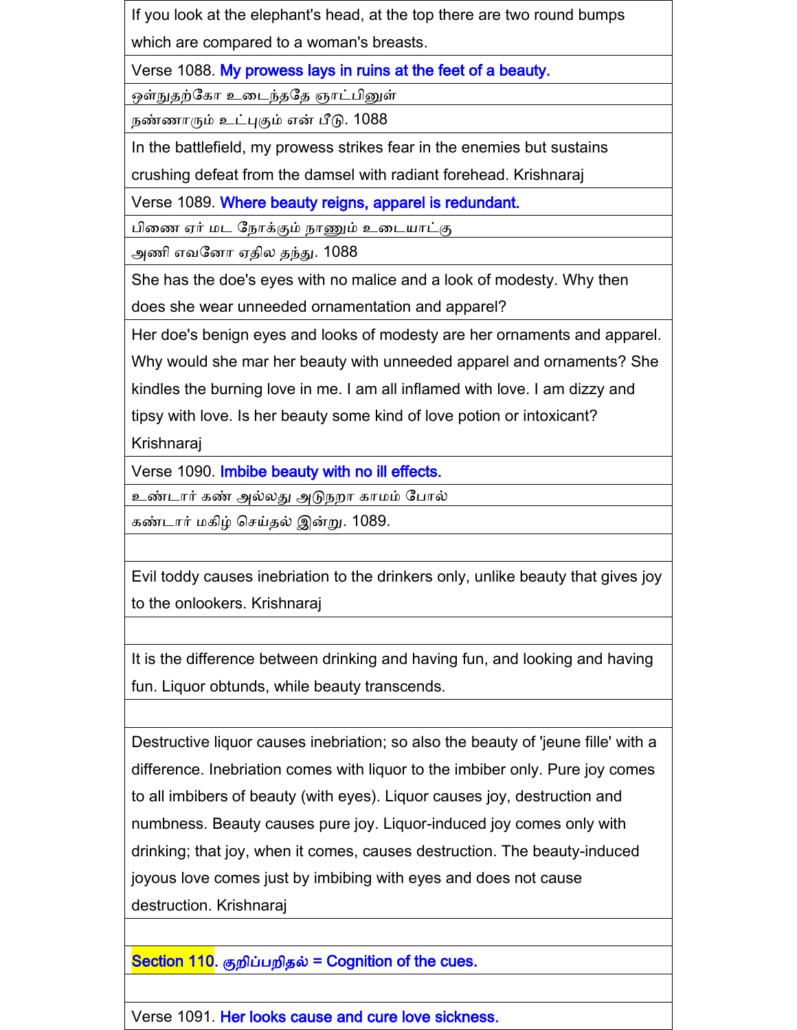If you look at the elephant's head, at the top there are two round bumps which are compared to a woman's breasts.

Verse 1088. **My prowess lays in ruins at the feet of a beauty.**

ஒள்நுதற்கோ உடைந்ததே ஞாட்பினுள்

நண்ணாரும் உட்குமென் பீடு. 1088

In the battlefield, my prowess strikes fear in the enemies but sustains crushing defeat from the damsel with radiant forehead. Krishnaraj

Verse 1089. **Where beauty reigns, apparel is redundant.**

பிணை ஏர் மட நோக்கும் நாணும் உடையாட்கு

அணி எவனோ ஏதில தந்து. 1088

She has the doe's eyes with no malice and a look of modesty. Why then does she wear unneeded ornamentation and apparel?

Her doe's benign eyes and looks of modesty are her ornaments and apparel. Why would she mar her beauty with unneeded apparel and ornaments? She kindles the burning love in me. I am all inflamed with love. I am dizzy and tipsy with love. Is her beauty some kind of love potion or intoxicant? Krishnaraj

Verse 1090. **Imbibe beauty with no ill effects.**

உண்டார்கண் அல்லது அடுநறா காமம் போல்

கண்டார் மகிழ் செய்தல் இன்று. 1089.

Evil toddy causes inebriation to the drinkers only, unlike beauty that gives joy to the onlookers. Krishnaraj

It is the difference between drinking and having fun, and looking and having fun. Liquor obtunds, while beauty transcends.

Destructive liquor causes inebriation; so also the beauty of 'jeune fille' with a difference. Inebriation comes with liquor to the imbiber only. Pure joy comes to all imbibers of beauty (with eyes). Liquor causes joy, destruction and numbness. Beauty causes pure joy. Liquor-induced joy comes only with drinking; that joy, when it comes, causes destruction. The beauty-induced joyous love comes just by imbibing with eyes and does not cause destruction. Krishnaraj

## Section 110. குறிப்பறிதல் = Cognition of the cues.

Verse 1091. **Her looks cause and cure love sickness.**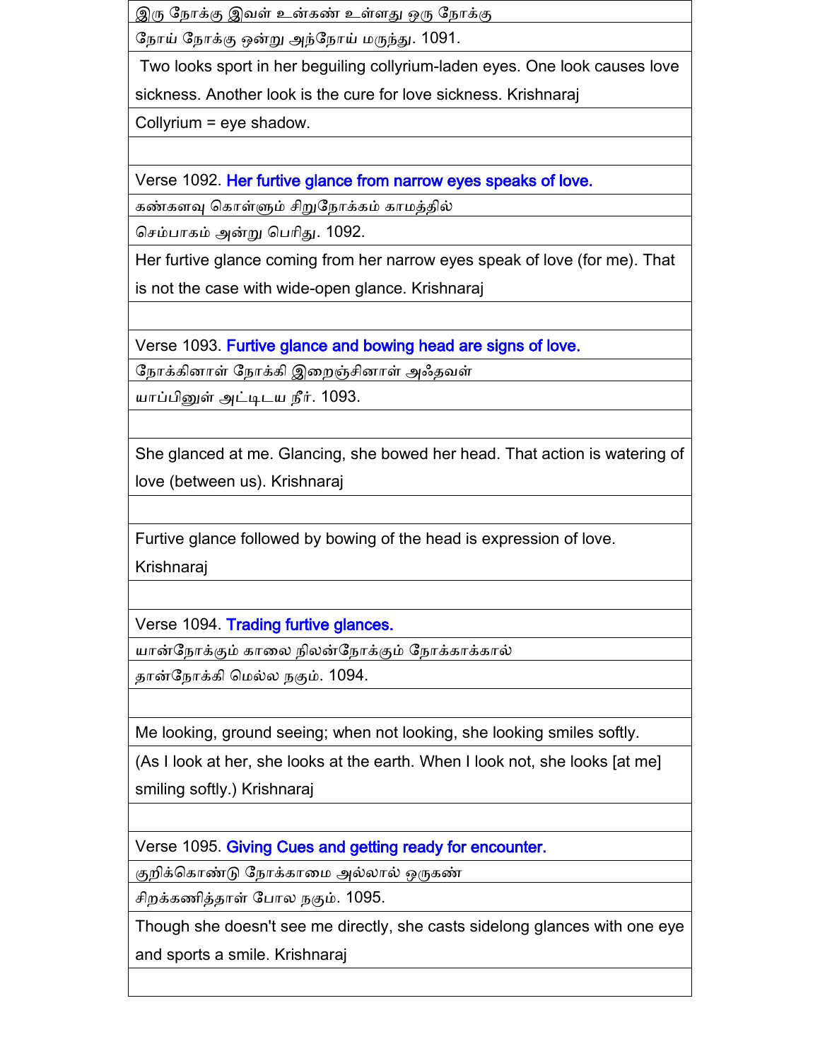இரு நோக்கு இவள் உண்கண் உள்ளது ஒரு நோக்கு

நோய் நோக்கு ஒன்று அந்நோய் மருந்து. 1091.

Two looks sport in her beguiling collyrium-laden eyes. One look causes love sickness. Another look is the cure for love sickness. Krishnaraj

Collyrium = eye shadow.

Verse 1092. Her furtive glance from narrow eyes speaks of love.

கண்களவு கொள்ளும் சிறுநோக்கம் காமத்தில்

செம்பாகம் அன்று பெரிது. 1092.

Her furtive glance coming from her narrow eyes speak of love (for me). That is not the case with wide-open glance. Krishnaraj

Verse 1093. Furtive glance and bowing head are signs of love.

நோக்கினாள் நோக்கி இறைஞ்சினாள் அஃதவள்

யாப்பினுள் அட்டிடய நீர். 1093.

She glanced at me. Glancing, she bowed her head. That action is watering of love (between us). Krishnaraj

Furtive glance followed by bowing of the head is expression of love. Krishnaraj

Verse 1094. Trading furtive glances.

யான்நோக்கும் காலை நிலன்நோக்கும் நோக்காக்கால்

தான்நோக்கி மெல்ல நகும். 1094.

Me looking, ground seeing; when not looking, she looking smiles softly.

(As I look at her, she looks at the earth. When I look not, she looks [at me] smiling softly.) Krishnaraj

Verse 1095. Giving Cues and getting ready for encounter.

குறிக்கொண்டு நோக்காமை அல்லால் ஒருகண்

சிறக்கணித்தாள் போல நகும். 1095.

Though she doesn't see me directly, she casts sidelong glances with one eye and sports a smile. Krishnaraj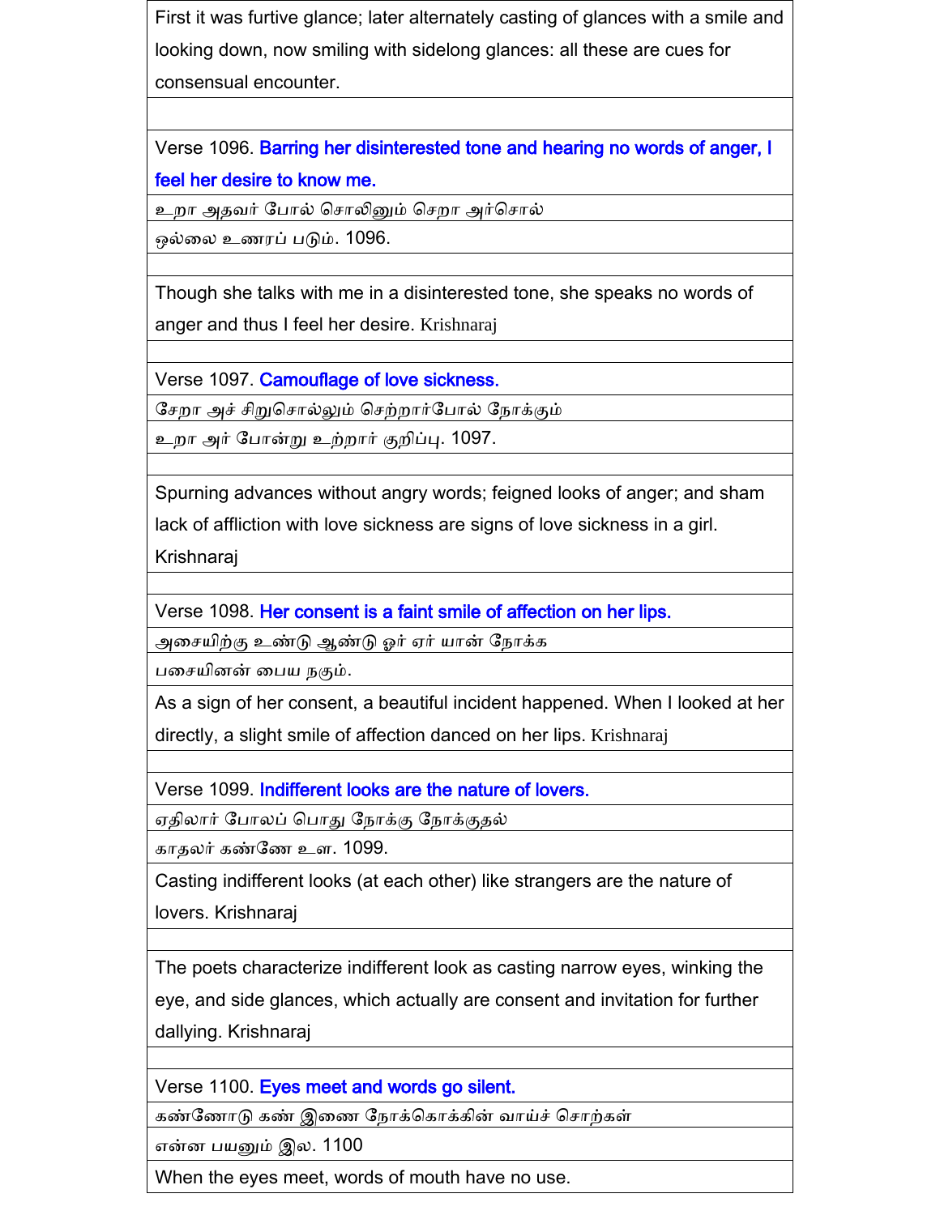First it was furtive glance; later alternately casting of glances with a smile and looking down, now smiling with sidelong glances: all these are cues for consensual encounter.

Verse 1096. **Barring her disinterested tone and hearing no words of anger, I feel her desire to know me.**

உறா அதவர் போல் சொலினும் செறா அர்சொல்

ஒல்லை உணரப் படும். 1096.

Though she talks with me in a disinterested tone, she speaks no words of anger and thus I feel her desire. Krishnaraj

Verse 1097. **Camouflage of love sickness.**

சேறா அச் சிறுசொல்லும் செற்றார்போல் நோக்கும்

உறா அர் போன்று உற்றார் குறிப்பு. 1097.

Spurning advances without angry words; feigned looks of anger; and sham lack of affliction with love sickness are signs of love sickness in a girl. Krishnaraj

Verse 1098. **Her consent is a faint smile of affection on her lips.**

அசையிற்கு உண்டு ஆண்டு ஓர் ஏர் யான் நோக்க

பசையினன் பைய நகும்.

As a sign of her consent, a beautiful incident happened. When I looked at her directly, a slight smile of affection danced on her lips. Krishnaraj

Verse 1099. **Indifferent looks are the nature of lovers.**

ஏதிலார் போலப் பொது நோக்கு நோக்குதல்

காதலர் கண்ணே உள. 1099.

Casting indifferent looks (at each other) like strangers are the nature of lovers. Krishnaraj

The poets characterize indifferent look as casting narrow eyes, winking the eye, and side glances, which actually are consent and invitation for further dallying. Krishnaraj

Verse 1100. **Eyes meet and words go silent.**

கண்ணோடு கண் இணை நோக்கொக்கின் வாய்ச் சொற்கள்

என்ன பயனும் இல. 1100

When the eyes meet, words of mouth have no use.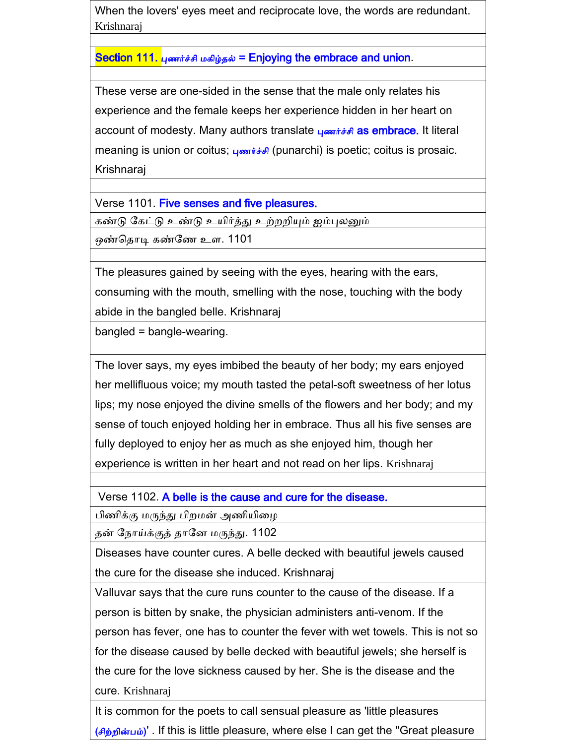When the lovers' eyes meet and reciprocate love, the words are redundant. Krishnaraj

## Section 111. புணர்ச்சி மகிழ்தல் = Enjoying the embrace and union.

These verse are one-sided in the sense that the male only relates his experience and the female keeps her experience hidden in her heart on account of modesty. Many authors translate புணர்ச்சி as embrace. It literal meaning is union or coitus; புணர்ச்சி (punarchi) is poetic; coitus is prosaic. Krishnaraj

Verse 1101. Five senses and five pleasures.

கண்டு கேட்டு உண்டு உயிர்த்து உற்றறியும் ஐம்புலனும்
ஒண்தொடி கண்ணே உள. 1101

The pleasures gained by seeing with the eyes, hearing with the ears, consuming with the mouth, smelling with the nose, touching with the body abide in the bangled belle. Krishnaraj

bangled = bangle-wearing.

The lover says, my eyes imbibed the beauty of her body; my ears enjoyed her mellifluous voice; my mouth tasted the petal-soft sweetness of her lotus lips; my nose enjoyed the divine smells of the flowers and her body; and my sense of touch enjoyed holding her in embrace. Thus all his five senses are fully deployed to enjoy her as much as she enjoyed him, though her experience is written in her heart and not read on her lips. Krishnaraj

Verse 1102. A belle is the cause and cure for the disease.

பிணிக்கு மருந்து பிறமன் அணியிழை
தன் நோய்க்குத் தானே மருந்து. 1102

Diseases have counter cures. A belle decked with beautiful jewels caused the cure for the disease she induced. Krishnaraj

Valluvar says that the cure runs counter to the cause of the disease. If a person is bitten by snake, the physician administers anti-venom. If the person has fever, one has to counter the fever with wet towels. This is not so for the disease caused by belle decked with beautiful jewels; she herself is the cure for the love sickness caused by her. She is the disease and the cure. Krishnaraj

It is common for the poets to call sensual pleasure as 'little pleasures (சிற்றின்பம்)' . If this is little pleasure, where else I can get the "Great pleasure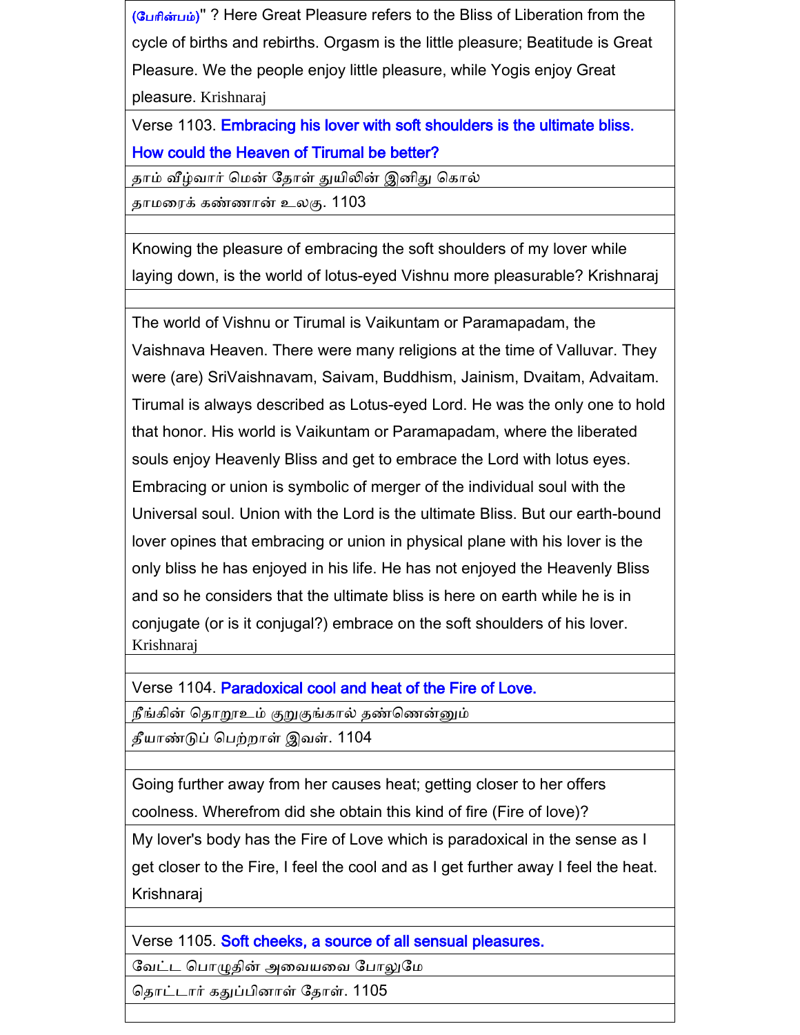(பேரின்பம்)" ? Here Great Pleasure refers to the Bliss of Liberation from the cycle of births and rebirths. Orgasm is the little pleasure; Beatitude is Great Pleasure. We the people enjoy little pleasure, while Yogis enjoy Great pleasure. Krishnaraj

Verse 1103. **Embracing his lover with soft shoulders is the ultimate bliss. How could the Heaven of Tirumal be better?**

தாம் வீழ்வார் மென் தோள் துயிலின் இனிது கொல்

தாமரைக் கண்ணான் உலகு. 1103

Knowing the pleasure of embracing the soft shoulders of my lover while laying down, is the world of lotus-eyed Vishnu more pleasurable? Krishnaraj

The world of Vishnu or Tirumal is Vaikuntam or Paramapadam, the Vaishnava Heaven. There were many religions at the time of Valluvar. They were (are) SriVaishnavam, Saivam, Buddhism, Jainism, Dvaitam, Advaitam. Tirumal is always described as Lotus-eyed Lord. He was the only one to hold that honor. His world is Vaikuntam or Paramapadam, where the liberated souls enjoy Heavenly Bliss and get to embrace the Lord with lotus eyes. Embracing or union is symbolic of merger of the individual soul with the Universal soul. Union with the Lord is the ultimate Bliss. But our earth-bound lover opines that embracing or union in physical plane with his lover is the only bliss he has enjoyed in his life. He has not enjoyed the Heavenly Bliss and so he considers that the ultimate bliss is here on earth while he is in conjugate (or is it conjugal?) embrace on the soft shoulders of his lover. Krishnaraj

Verse 1104. **Paradoxical cool and heat of the Fire of Love.**

நீங்கின் தெறூஉம் குறுகுங்கால் தண்ணென்னும்

தீயாண்டுப் பெற்றாள் இவள். 1104

Going further away from her causes heat; getting closer to her offers coolness. Wherefrom did she obtain this kind of fire (Fire of love)?

My lover's body has the Fire of Love which is paradoxical in the sense as I get closer to the Fire, I feel the cool and as I get further away I feel the heat. Krishnaraj

Verse 1105. **Soft cheeks, a source of all sensual pleasures.**

வேட்ட பொழுதின் அவையவை போலுமே

தொட்டார் கதுப்பினாள் தோள். 1105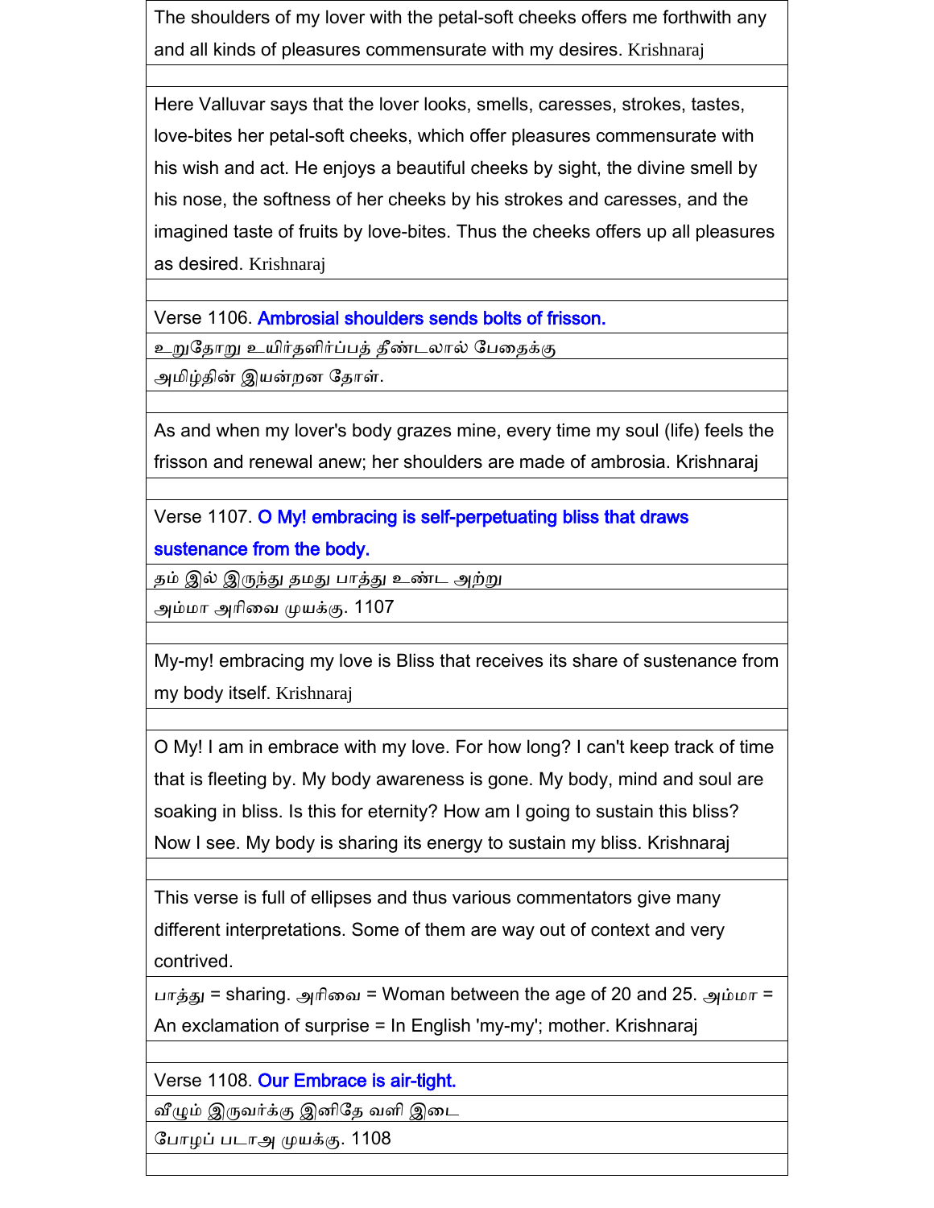The shoulders of my lover with the petal-soft cheeks offers me forthwith any and all kinds of pleasures commensurate with my desires. Krishnaraj

Here Valluvar says that the lover looks, smells, caresses, strokes, tastes, love-bites her petal-soft cheeks, which offer pleasures commensurate with his wish and act. He enjoys a beautiful cheeks by sight, the divine smell by his nose, the softness of her cheeks by his strokes and caresses, and the imagined taste of fruits by love-bites. Thus the cheeks offers up all pleasures as desired. Krishnaraj

Verse 1106. **Ambrosial shoulders sends bolts of frisson.**

உறுதோறு உயிர்தளிர்ப்பத் தீண்டலால் பேதைக்கு
அமிழ்தின் இயன்றன தோள்.

As and when my lover's body grazes mine, every time my soul (life) feels the frisson and renewal anew; her shoulders are made of ambrosia. Krishnaraj

Verse 1107. **O My! embracing is self-perpetuating bliss that draws sustenance from the body.**

தம் இல் இருந்து தமது பாத்து உண்ட அற்று
அம்மா அரிவை முயக்கு. 1107

My-my! embracing my love is Bliss that receives its share of sustenance from my body itself. Krishnaraj

O My! I am in embrace with my love. For how long? I can't keep track of time that is fleeting by. My body awareness is gone. My body, mind and soul are soaking in bliss. Is this for eternity? How am I going to sustain this bliss? Now I see. My body is sharing its energy to sustain my bliss. Krishnaraj

This verse is full of ellipses and thus various commentators give many different interpretations. Some of them are way out of context and very contrived.

பாத்து = sharing. அரிவை = Woman between the age of 20 and 25. அம்மா = An exclamation of surprise = In English 'my-my'; mother. Krishnaraj

Verse 1108. **Our Embrace is air-tight.**

வீழும் இருவர்க்கு இனிதே வளி இடை
போழப் படாஅ முயக்கு. 1108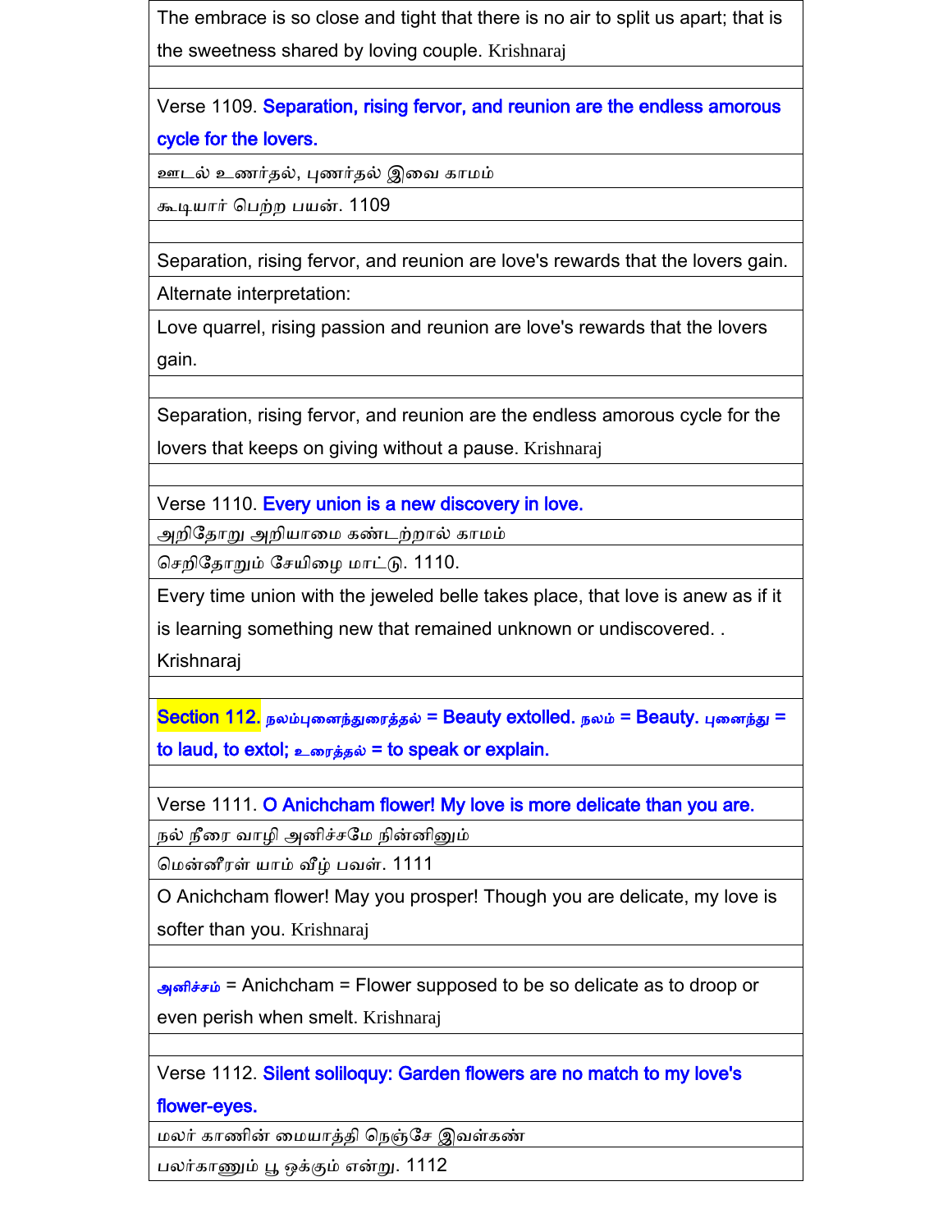The embrace is so close and tight that there is no air to split us apart; that is the sweetness shared by loving couple. Krishnaraj

Verse 1109. **Separation, rising fervor, and reunion are the endless amorous cycle for the lovers.**

ஊடல் உணர்தல், புணர்தல் இவை காமம்

கூடியார் பெற்ற பயன். 1109

Separation, rising fervor, and reunion are love's rewards that the lovers gain.

Alternate interpretation:

Love quarrel, rising passion and reunion are love's rewards that the lovers gain.

Separation, rising fervor, and reunion are the endless amorous cycle for the lovers that keeps on giving without a pause. Krishnaraj

Verse 1110. **Every union is a new discovery in love.**

அறிதோறு அறியாமை கண்டற்றால் காமம்

செறிதோறும் சேயிழை மாட்டு. 1110.

Every time union with the jeweled belle takes place, that love is anew as if it is learning something new that remained unknown or undiscovered. . Krishnaraj

**Section 112. நலம்புனைந்துரைத்தல் = Beauty extolled. நலம் = Beauty. புனைந்து = to laud, to extol; உரைத்தல் = to speak or explain.**

Verse 1111. **O Anichcham flower! My love is more delicate than you are.**

நல் நீரை வாழி அனிச்சமே நின்னினும்

மென்னீரள் யாம் வீழ் பவள். 1111

O Anichcham flower! May you prosper! Though you are delicate, my love is softer than you. Krishnaraj

அனிச்சம் = Anichcham = Flower supposed to be so delicate as to droop or even perish when smelt. Krishnaraj

Verse 1112. **Silent soliloquy: Garden flowers are no match to my love's flower-eyes.**

மலர் காணின் மையாத்தி நெஞ்சே இவள்கண்

பலர்காணும் பூ ஒக்கும் என்று. 1112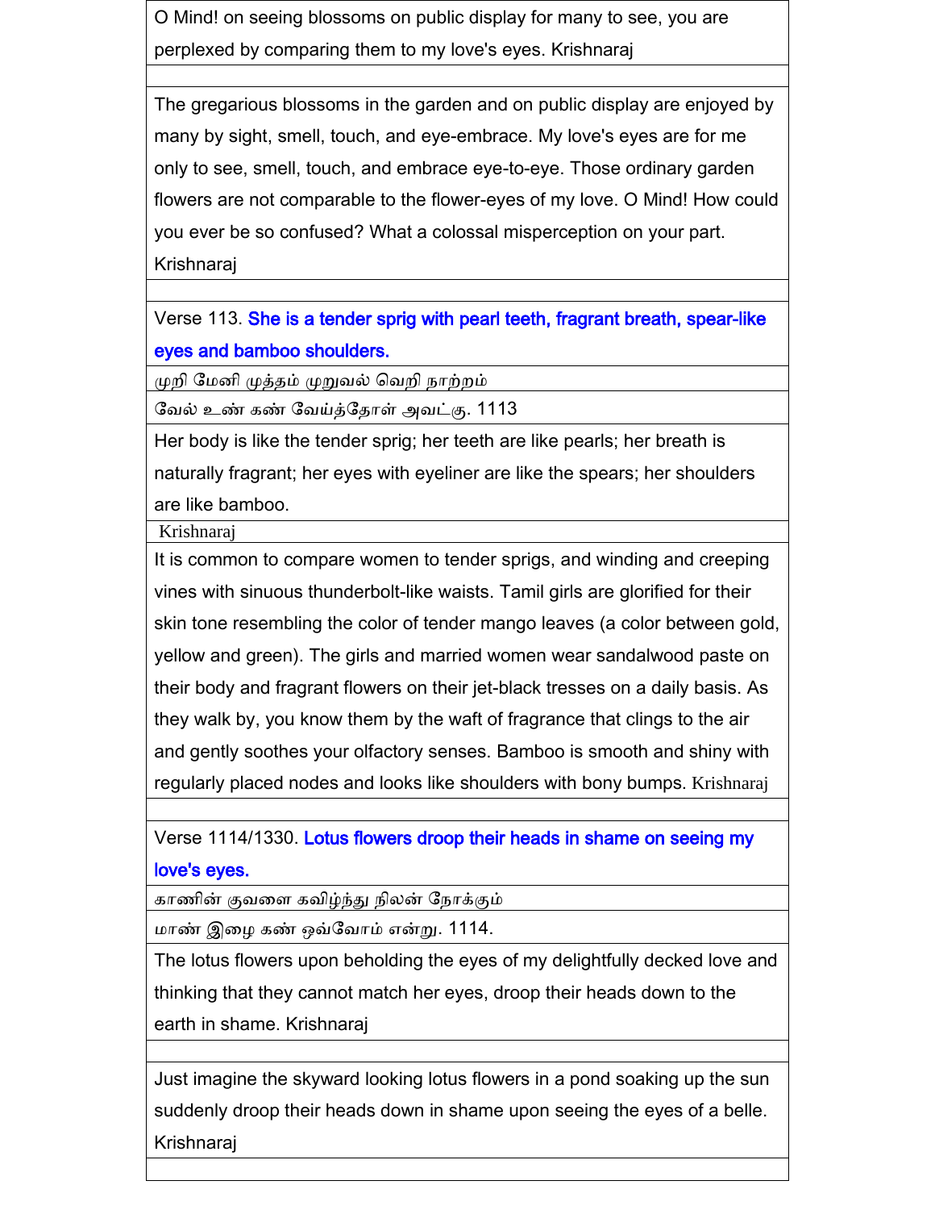O Mind! on seeing blossoms on public display for many to see, you are perplexed by comparing them to my love's eyes. Krishnaraj

The gregarious blossoms in the garden and on public display are enjoyed by many by sight, smell, touch, and eye-embrace. My love's eyes are for me only to see, smell, touch, and embrace eye-to-eye. Those ordinary garden flowers are not comparable to the flower-eyes of my love. O Mind! How could you ever be so confused? What a colossal misperception on your part. Krishnaraj

Verse 113. **She is a tender sprig with pearl teeth, fragrant breath, spear-like eyes and bamboo shoulders.**

முறி மேனி முத்தம் முறுவல் வெறி நாற்றம்

வேல் உண் கண் வேய்த்தோள் அவட்கு. 1113

Her body is like the tender sprig; her teeth are like pearls; her breath is naturally fragrant; her eyes with eyeliner are like the spears; her shoulders are like bamboo.

Krishnaraj

It is common to compare women to tender sprigs, and winding and creeping vines with sinuous thunderbolt-like waists. Tamil girls are glorified for their skin tone resembling the color of tender mango leaves (a color between gold, yellow and green). The girls and married women wear sandalwood paste on their body and fragrant flowers on their jet-black tresses on a daily basis. As they walk by, you know them by the waft of fragrance that clings to the air and gently soothes your olfactory senses. Bamboo is smooth and shiny with regularly placed nodes and looks like shoulders with bony bumps. Krishnaraj

Verse 1114/1330. **Lotus flowers droop their heads in shame on seeing my love's eyes.**

காணின் குவளை கவிழ்ந்து நிலன் நோக்கும்

மாண் இழை கண் ஒவ்வோம் என்று. 1114.

The lotus flowers upon beholding the eyes of my delightfully decked love and thinking that they cannot match her eyes, droop their heads down to the earth in shame. Krishnaraj

Just imagine the skyward looking lotus flowers in a pond soaking up the sun suddenly droop their heads down in shame upon seeing the eyes of a belle. Krishnaraj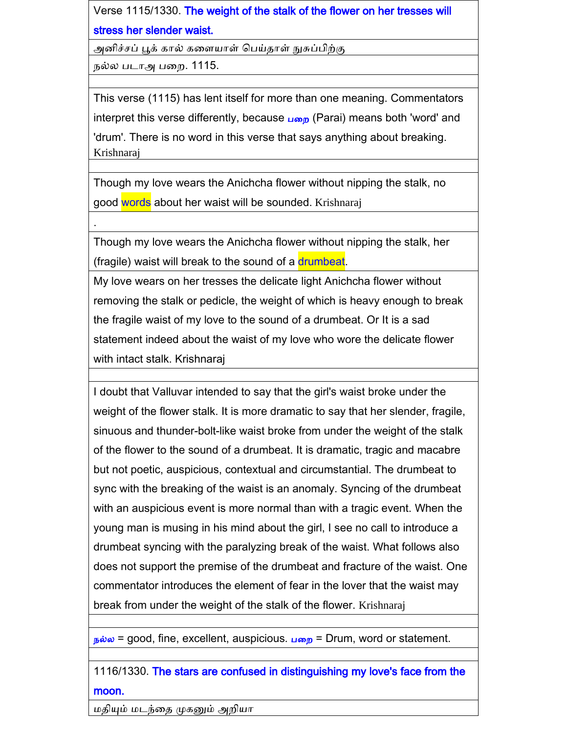Verse 1115/1330. **The weight of the stalk of the flower on her tresses will stress her slender waist.**

அனிச்சப் பூக் கால் களையாள் பெய்தாள் நுசுப்பிற்கு

நல்ல படாஅ பறை. 1115.

This verse (1115) has lent itself for more than one meaning. Commentators interpret this verse differently, because பறை (Parai) means both 'word' and 'drum'. There is no word in this verse that says anything about breaking. Krishnaraj

Though my love wears the Anichcha flower without nipping the stalk, no good words about her waist will be sounded. Krishnaraj

.

Though my love wears the Anichcha flower without nipping the stalk, her (fragile) waist will break to the sound of a drumbeat.

My love wears on her tresses the delicate light Anichcha flower without removing the stalk or pedicle, the weight of which is heavy enough to break the fragile waist of my love to the sound of a drumbeat. Or It is a sad statement indeed about the waist of my love who wore the delicate flower with intact stalk. Krishnaraj

I doubt that Valluvar intended to say that the girl's waist broke under the weight of the flower stalk. It is more dramatic to say that her slender, fragile, sinuous and thunder-bolt-like waist broke from under the weight of the stalk of the flower to the sound of a drumbeat. It is dramatic, tragic and macabre but not poetic, auspicious, contextual and circumstantial. The drumbeat to sync with the breaking of the waist is an anomaly. Syncing of the drumbeat with an auspicious event is more normal than with a tragic event. When the young man is musing in his mind about the girl, I see no call to introduce a drumbeat syncing with the paralyzing break of the waist. What follows also does not support the premise of the drumbeat and fracture of the waist. One commentator introduces the element of fear in the lover that the waist may break from under the weight of the stalk of the flower. Krishnaraj

நல்ல = good, fine, excellent, auspicious. பறை = Drum, word or statement.

1116/1330. **The stars are confused in distinguishing my love's face from the moon.**

மதியும் மடந்தை முகனும் அறியா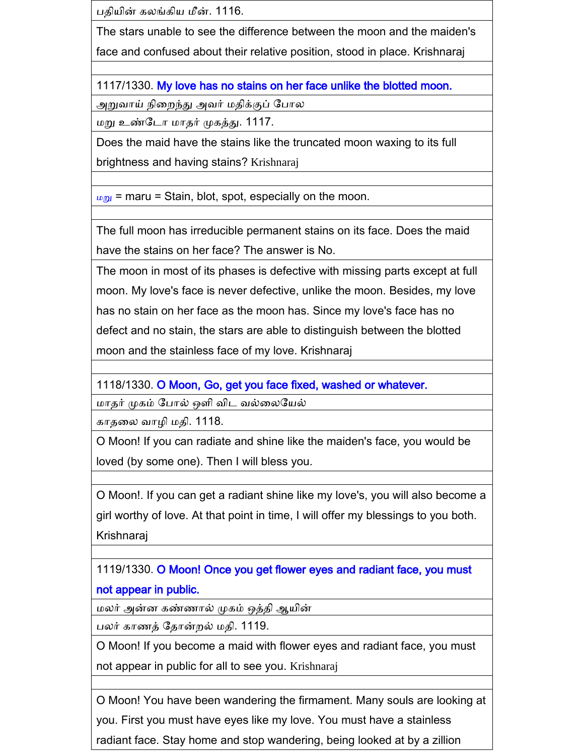பதியின் கலங்கிய மீன். 1116.

The stars unable to see the difference between the moon and the maiden's face and confused about their relative position, stood in place. Krishnaraj

1117/1330. **My love has no stains on her face unlike the blotted moon.**

அறுவாய் நிறைந்த அவர் மதிக்குப் போல

மறு உண்டோ மாதர் முகத்து. 1117.

Does the maid have the stains like the truncated moon waxing to its full brightness and having stains? Krishnaraj

மறு = maru = Stain, blot, spot, especially on the moon.

The full moon has irreducible permanent stains on its face. Does the maid have the stains on her face? The answer is No.

The moon in most of its phases is defective with missing parts except at full moon. My love's face is never defective, unlike the moon. Besides, my love has no stain on her face as the moon has. Since my love's face has no defect and no stain, the stars are able to distinguish between the blotted moon and the stainless face of my love. Krishnaraj

1118/1330. **O Moon, Go, get you face fixed, washed or whatever.**

மாதர் முகம் போல் ஒளி விட வல்லையேல்

காதலை வாழி மதி. 1118.

O Moon! If you can radiate and shine like the maiden's face, you would be loved (by some one). Then I will bless you.

O Moon!. If you can get a radiant shine like my love's, you will also become a girl worthy of love. At that point in time, I will offer my blessings to you both. Krishnaraj

1119/1330. **O Moon! Once you get flower eyes and radiant face, you must not appear in public.**

மலர் அன்ன கண்ணாள் முகம் ஒத்தி ஆயின்

பலர் காணத் தோன்றல் மதி. 1119.

O Moon! If you become a maid with flower eyes and radiant face, you must not appear in public for all to see you. Krishnaraj

O Moon! You have been wandering the firmament. Many souls are looking at you. First you must have eyes like my love. You must have a stainless radiant face. Stay home and stop wandering, being looked at by a zillion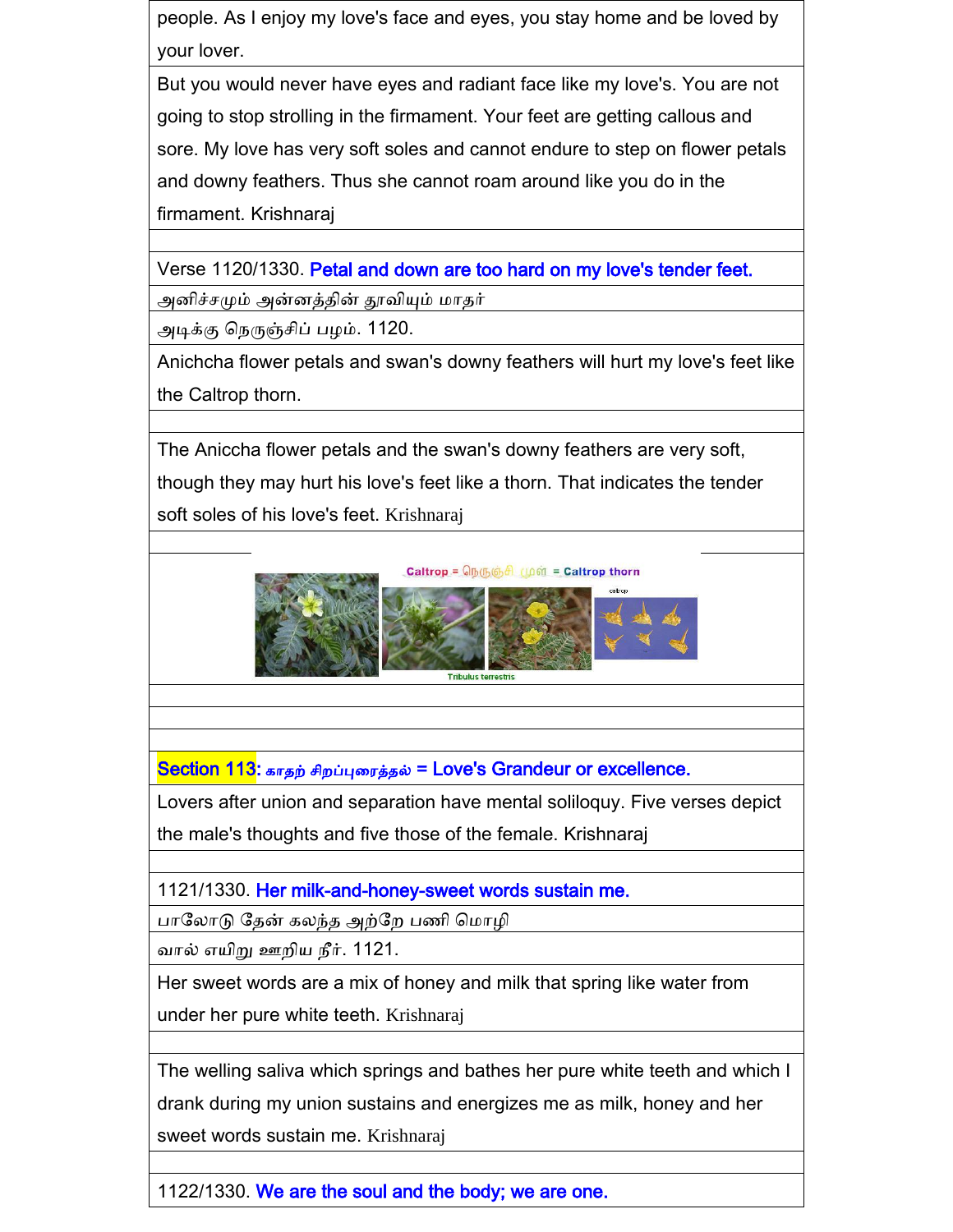people. As I enjoy my love's face and eyes, you stay home and be loved by your lover.

But you would never have eyes and radiant face like my love's. You are not going to stop strolling in the firmament. Your feet are getting callous and sore. My love has very soft soles and cannot endure to step on flower petals and downy feathers. Thus she cannot roam around like you do in the firmament. Krishnaraj

Verse 1120/1330. **Petal and down are too hard on my love's tender feet.**

அனிச்சமும் அன்னத்தின் தூவியும் மாதர்

அடிக்கு நெருஞ்சிப் பழம். 1120.

Anichcha flower petals and swan's downy feathers will hurt my love's feet like the Caltrop thorn.

The Aniccha flower petals and the swan's downy feathers are very soft, though they may hurt his love's feet like a thorn. That indicates the tender soft soles of his love's feet. Krishnaraj

Caltrop = நெருஞ்சி முள் = Caltrop thorn

Tribulus terrestris

## Section 113: காதற் சிறப்புரைத்தல் = Love's Grandeur or excellence.

Lovers after union and separation have mental soliloquy. Five verses depict the male's thoughts and five those of the female. Krishnaraj

1121/1330. **Her milk-and-honey-sweet words sustain me.**

பாலோடு தேன் கலந்த அற்றே பணி மொழி

வால் எயிறு ஊறிய நீர். 1121.

Her sweet words are a mix of honey and milk that spring like water from under her pure white teeth. Krishnaraj

The welling saliva which springs and bathes her pure white teeth and which I drank during my union sustains and energizes me as milk, honey and her sweet words sustain me. Krishnaraj

1122/1330. **We are the soul and the body; we are one.**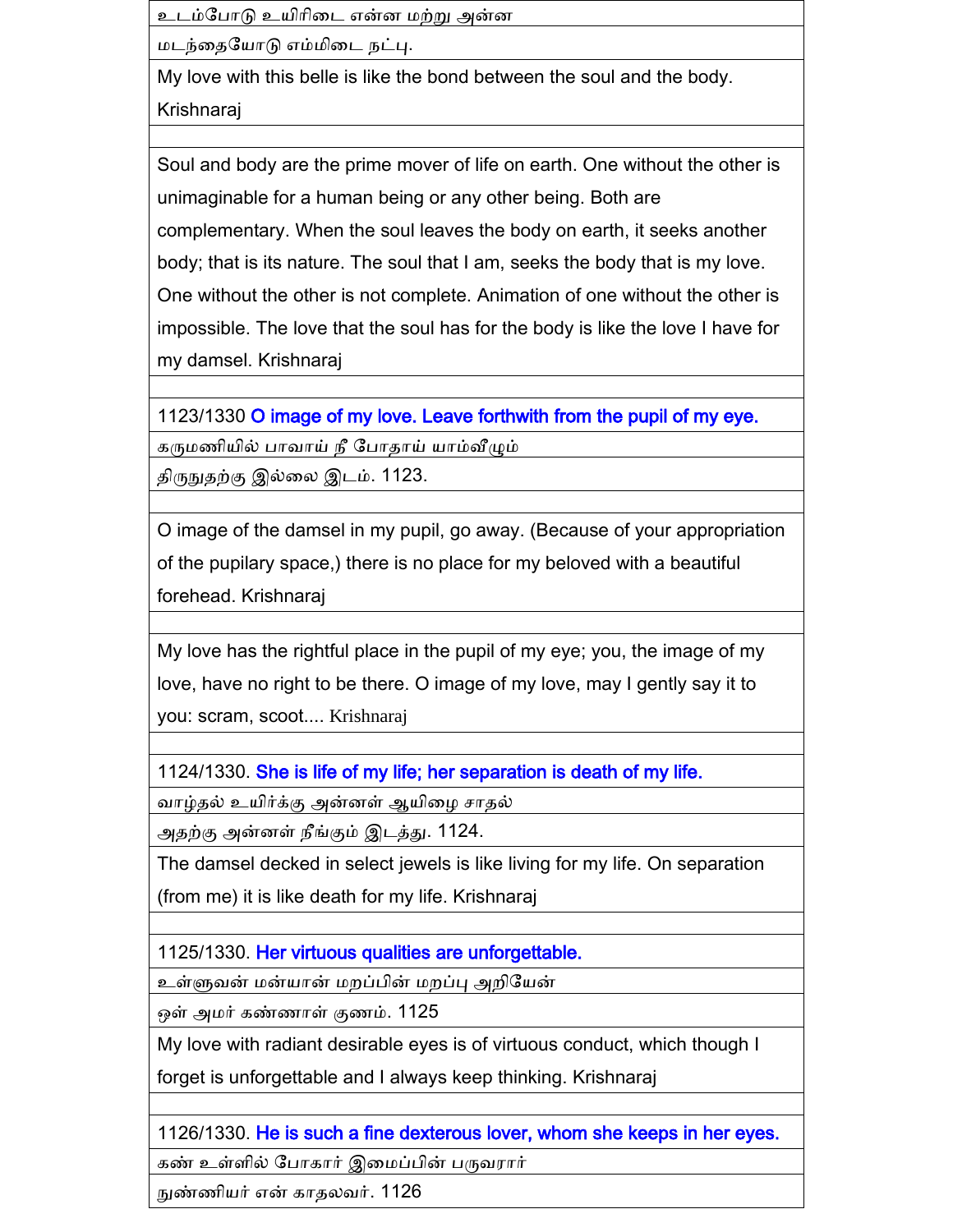உடம்போடு உயிரிடை என்ன மற்று அன்ன

மடந்தையோடு எம்மிடை நட்பு.

My love with this belle is like the bond between the soul and the body. Krishnaraj

Soul and body are the prime mover of life on earth. One without the other is unimaginable for a human being or any other being. Both are complementary. When the soul leaves the body on earth, it seeks another body; that is its nature. The soul that I am, seeks the body that is my love. One without the other is not complete. Animation of one without the other is impossible. The love that the soul has for the body is like the love I have for my damsel. Krishnaraj

1123/1330 O image of my love. Leave forthwith from the pupil of my eye.

கருமணியில் பாவாய் நீ போதாய் யாம்வீழும்

திருநுதற்கு இல்லை இடம். 1123.

O image of the damsel in my pupil, go away. (Because of your appropriation of the pupilary space,) there is no place for my beloved with a beautiful forehead. Krishnaraj

My love has the rightful place in the pupil of my eye; you, the image of my love, have no right to be there. O image of my love, may I gently say it to you: scram, scoot.... Krishnaraj

1124/1330. She is life of my life; her separation is death of my life.

வாழ்தல் உயிர்க்கு அன்னள் ஆயிழை சாதல்

அதற்கு அன்னள் நீங்கும் இடத்து. 1124.

The damsel decked in select jewels is like living for my life. On separation (from me) it is like death for my life. Krishnaraj

1125/1330. Her virtuous qualities are unforgettable.

உள்ளுவன் மன்யான் மறப்பின் மறப்பு அறியேன்

ஒள் அமர் கண்ணாள் குணம். 1125

My love with radiant desirable eyes is of virtuous conduct, which though I forget is unforgettable and I always keep thinking. Krishnaraj

1126/1330. He is such a fine dexterous lover, whom she keeps in her eyes.

கண் உள்ளில் போகார் இமைப்பின் பருவரார்

நுண்ணியர் என் காதலவர். 1126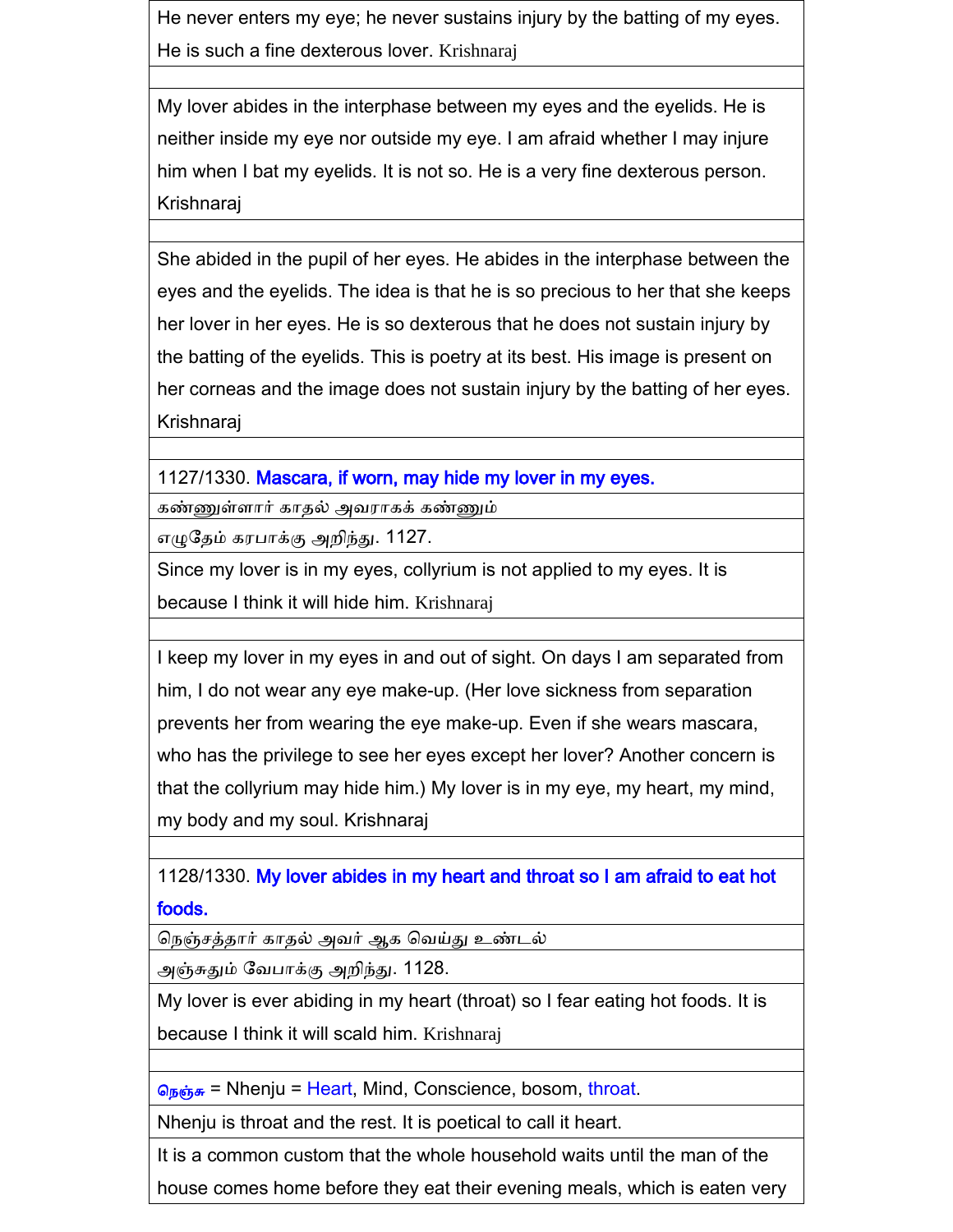He never enters my eye; he never sustains injury by the batting of my eyes. He is such a fine dexterous lover. Krishnaraj

My lover abides in the interphase between my eyes and the eyelids. He is neither inside my eye nor outside my eye. I am afraid whether I may injure him when I bat my eyelids. It is not so. He is a very fine dexterous person. Krishnaraj

She abided in the pupil of her eyes. He abides in the interphase between the eyes and the eyelids. The idea is that he is so precious to her that she keeps her lover in her eyes. He is so dexterous that he does not sustain injury by the batting of the eyelids. This is poetry at its best. His image is present on her corneas and the image does not sustain injury by the batting of her eyes. Krishnaraj

1127/1330. **Mascara, if worn, may hide my lover in my eyes.**

கண்ணுள்ளார் காதல் அவராகக் கண்ணும்

எழுதேம் கரபாக்கு அறிந்து. 1127.

Since my lover is in my eyes, collyrium is not applied to my eyes. It is because I think it will hide him. Krishnaraj

I keep my lover in my eyes in and out of sight. On days I am separated from him, I do not wear any eye make-up. (Her love sickness from separation prevents her from wearing the eye make-up. Even if she wears mascara, who has the privilege to see her eyes except her lover? Another concern is that the collyrium may hide him.) My lover is in my eye, my heart, my mind, my body and my soul. Krishnaraj

1128/1330. **My lover abides in my heart and throat so I am afraid to eat hot foods.**

நெஞ்சத்தார் காதல் அவர் ஆக வெய்து உண்டல்

அஞ்சுதும் வேபாக்கு அறிந்து. 1128.

My lover is ever abiding in my heart (throat) so I fear eating hot foods. It is because I think it will scald him. Krishnaraj

நெஞ்சு = Nhenju = Heart, Mind, Conscience, bosom, throat.

Nhenju is throat and the rest. It is poetical to call it heart.

It is a common custom that the whole household waits until the man of the house comes home before they eat their evening meals, which is eaten very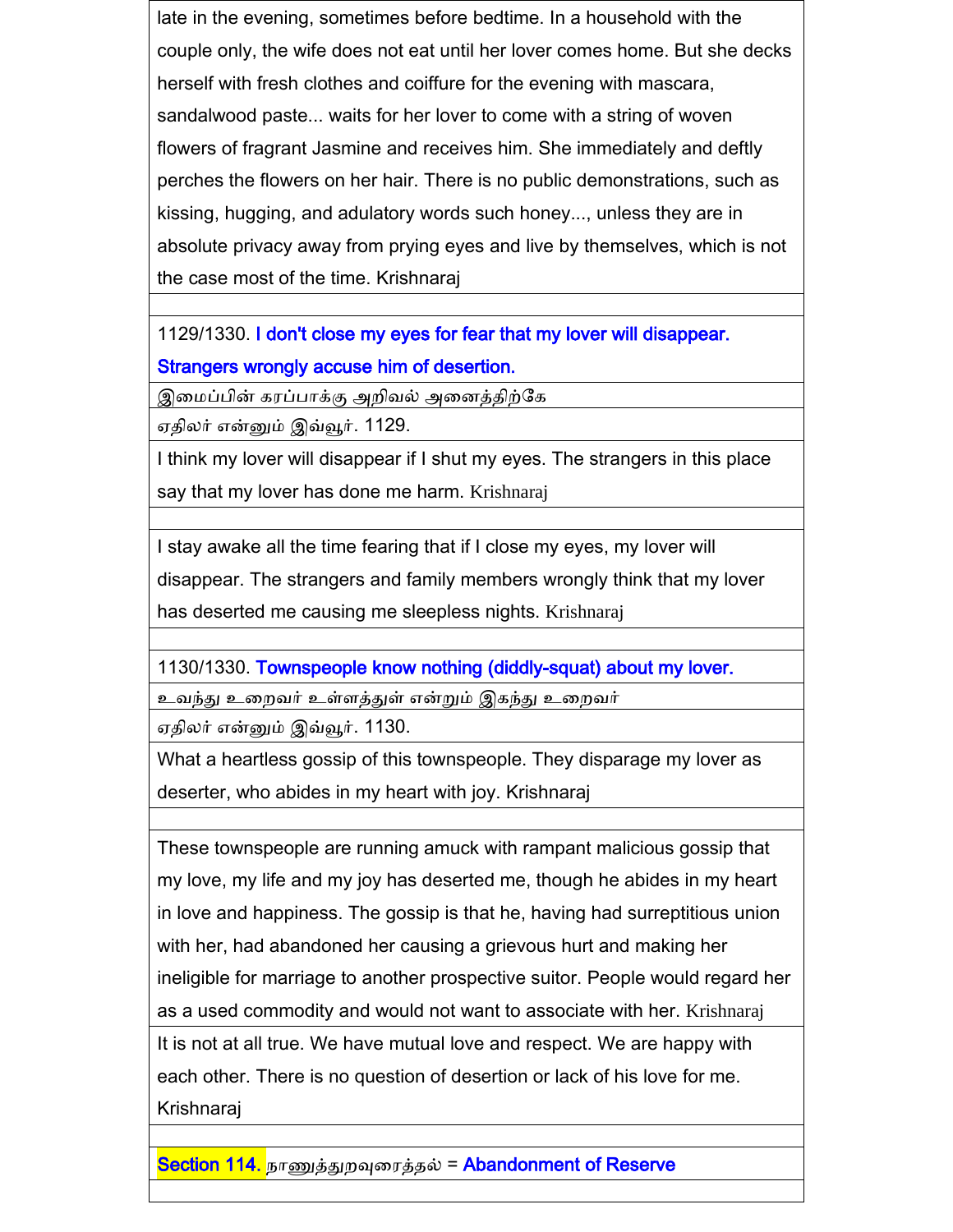late in the evening, sometimes before bedtime. In a household with the couple only, the wife does not eat until her lover comes home. But she decks herself with fresh clothes and coiffure for the evening with mascara, sandalwood paste... waits for her lover to come with a string of woven flowers of fragrant Jasmine and receives him. She immediately and deftly perches the flowers on her hair. There is no public demonstrations, such as kissing, hugging, and adulatory words such honey..., unless they are in absolute privacy away from prying eyes and live by themselves, which is not the case most of the time. Krishnaraj

1129/1330. **I don't close my eyes for fear that my lover will disappear. Strangers wrongly accuse him of desertion.**

இமைப்பின் கரப்பாக்கு அறிவல் அனைத்திற்கே

ஏதிலர் என்னும் இவ்வூர். 1129.

I think my lover will disappear if I shut my eyes. The strangers in this place say that my lover has done me harm. Krishnaraj

I stay awake all the time fearing that if I close my eyes, my lover will disappear. The strangers and family members wrongly think that my lover has deserted me causing me sleepless nights. Krishnaraj

1130/1330. **Townspeople know nothing (diddly-squat) about my lover.**

உவந்து உறைவர் உள்ளத்துள் என்றும் இகந்து உறைவர்

ஏதிலர் என்னும் இவ்வூர். 1130.

What a heartless gossip of this townspeople. They disparage my lover as deserter, who abides in my heart with joy. Krishnaraj

These townspeople are running amuck with rampant malicious gossip that my love, my life and my joy has deserted me, though he abides in my heart in love and happiness. The gossip is that he, having had surreptitious union with her, had abandoned her causing a grievous hurt and making her ineligible for marriage to another prospective suitor. People would regard her as a used commodity and would not want to associate with her. Krishnaraj

It is not at all true. We have mutual love and respect. We are happy with each other. There is no question of desertion or lack of his love for me. Krishnaraj

**Section 114.** நாணுத்துறவுரைத்தல் = **Abandonment of Reserve**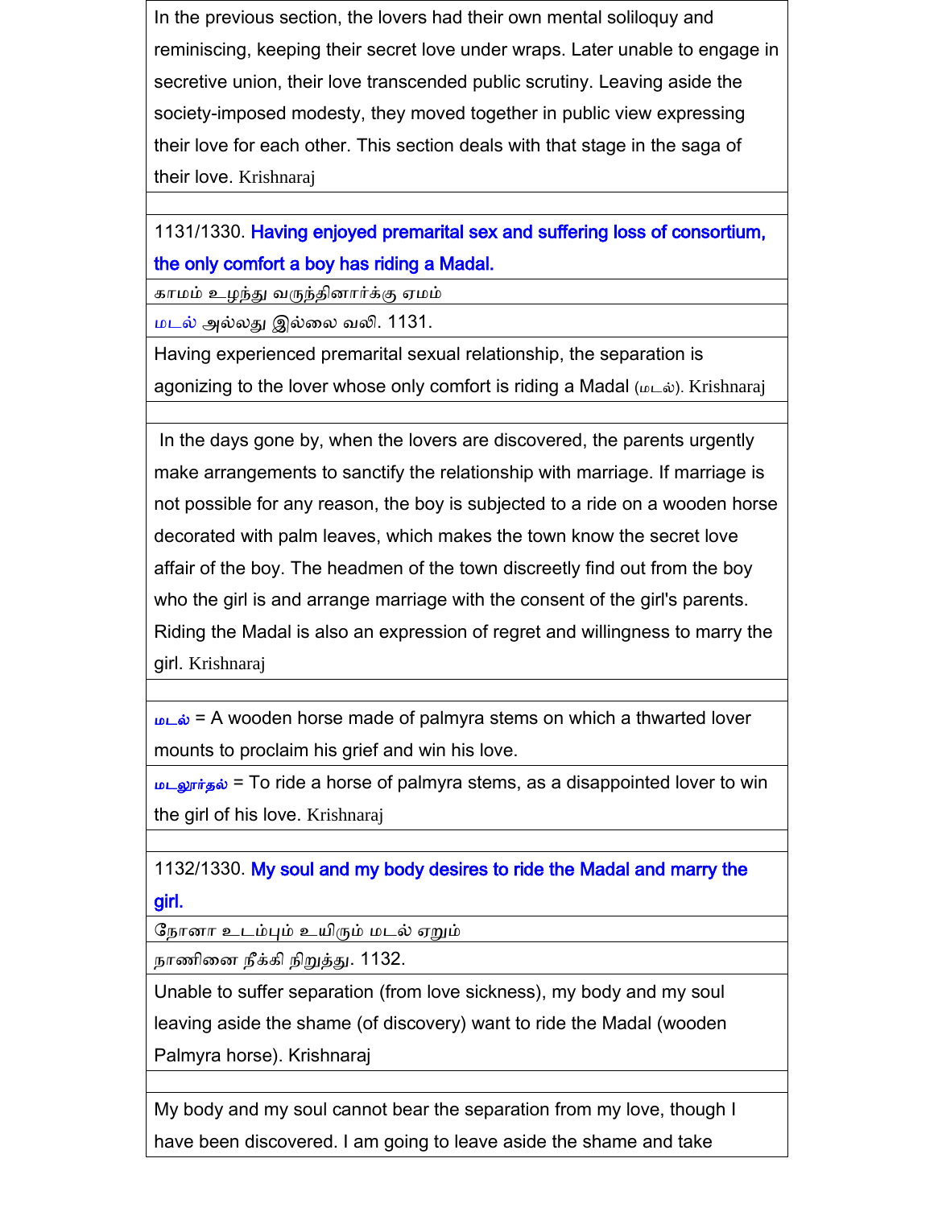In the previous section, the lovers had their own mental soliloquy and reminiscing, keeping their secret love under wraps. Later unable to engage in secretive union, their love transcended public scrutiny. Leaving aside the society-imposed modesty, they moved together in public view expressing their love for each other. This section deals with that stage in the saga of their love. Krishnaraj

1131/1330. **Having enjoyed premarital sex and suffering loss of consortium, the only comfort a boy has riding a Madal.**

காமம் உழந்து வருந்தினார்க்கு ஏமம்

மடல் அல்லது இல்லை வலி. 1131.

Having experienced premarital sexual relationship, the separation is agonizing to the lover whose only comfort is riding a Madal (மடல்). Krishnaraj

In the days gone by, when the lovers are discovered, the parents urgently make arrangements to sanctify the relationship with marriage. If marriage is not possible for any reason, the boy is subjected to a ride on a wooden horse decorated with palm leaves, which makes the town know the secret love affair of the boy. The headmen of the town discreetly find out from the boy who the girl is and arrange marriage with the consent of the girl's parents. Riding the Madal is also an expression of regret and willingness to marry the girl. Krishnaraj

மடல் = A wooden horse made of palmyra stems on which a thwarted lover mounts to proclaim his grief and win his love.

மடலூர்தல் = To ride a horse of palmyra stems, as a disappointed lover to win the girl of his love. Krishnaraj

1132/1330. **My soul and my body desires to ride the Madal and marry the girl.**

நோனா உடம்பும் உயிரும் மடல் ஏறும்

நாணினை நீக்கி நிறுத்து. 1132.

Unable to suffer separation (from love sickness), my body and my soul leaving aside the shame (of discovery) want to ride the Madal (wooden Palmyra horse). Krishnaraj

My body and my soul cannot bear the separation from my love, though I have been discovered. I am going to leave aside the shame and take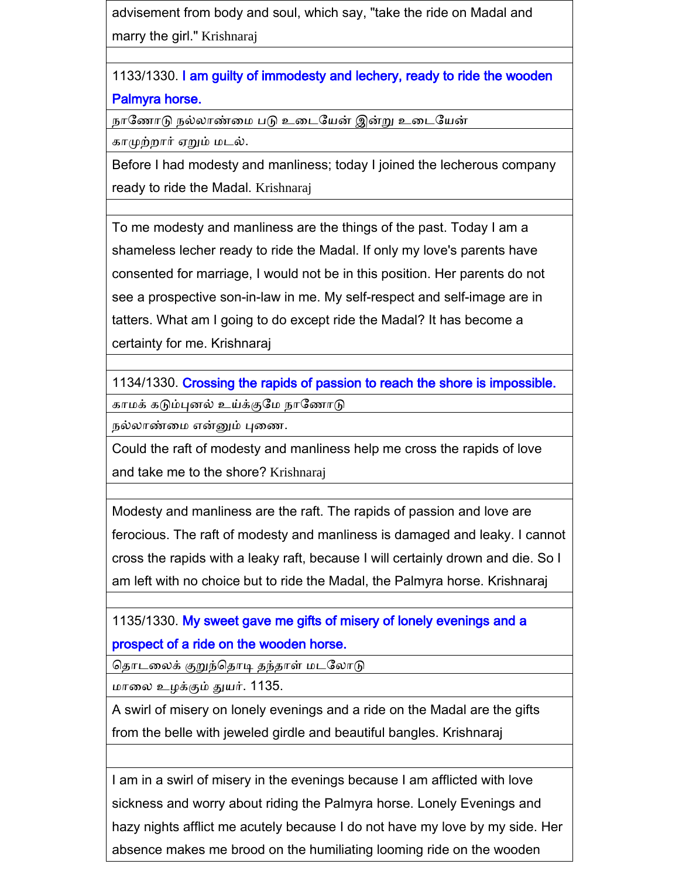advisement from body and soul, which say, "take the ride on Madal and marry the girl." Krishnaraj

1133/1330. **I am guilty of immodesty and lechery, ready to ride the wooden Palmyra horse.**

நாணோடு நல்லாண்மை படு உடையேன் இன்று உடையேன்

காமுற்றார் ஏறும் மடல்.

Before I had modesty and manliness; today I joined the lecherous company ready to ride the Madal. Krishnaraj

To me modesty and manliness are the things of the past. Today I am a shameless lecher ready to ride the Madal. If only my love's parents have consented for marriage, I would not be in this position. Her parents do not see a prospective son-in-law in me. My self-respect and self-image are in tatters. What am I going to do except ride the Madal? It has become a certainty for me. Krishnaraj

1134/1330. **Crossing the rapids of passion to reach the shore is impossible.**

காமக் கடும்புனல் உய்க்குமே நாணோடு

நல்லாண்மை என்னும் புணை.

Could the raft of modesty and manliness help me cross the rapids of love and take me to the shore? Krishnaraj

Modesty and manliness are the raft. The rapids of passion and love are ferocious. The raft of modesty and manliness is damaged and leaky. I cannot cross the rapids with a leaky raft, because I will certainly drown and die. So I am left with no choice but to ride the Madal, the Palmyra horse. Krishnaraj

1135/1330. **My sweet gave me gifts of misery of lonely evenings and a prospect of a ride on the wooden horse.**

தொடலைக் குறுந்தொடி தந்தாள் மடலோடு

மாலை உழக்கும் துயர். 1135.

A swirl of misery on lonely evenings and a ride on the Madal are the gifts from the belle with jeweled girdle and beautiful bangles. Krishnaraj

I am in a swirl of misery in the evenings because I am afflicted with love sickness and worry about riding the Palmyra horse. Lonely Evenings and hazy nights afflict me acutely because I do not have my love by my side. Her absence makes me brood on the humiliating looming ride on the wooden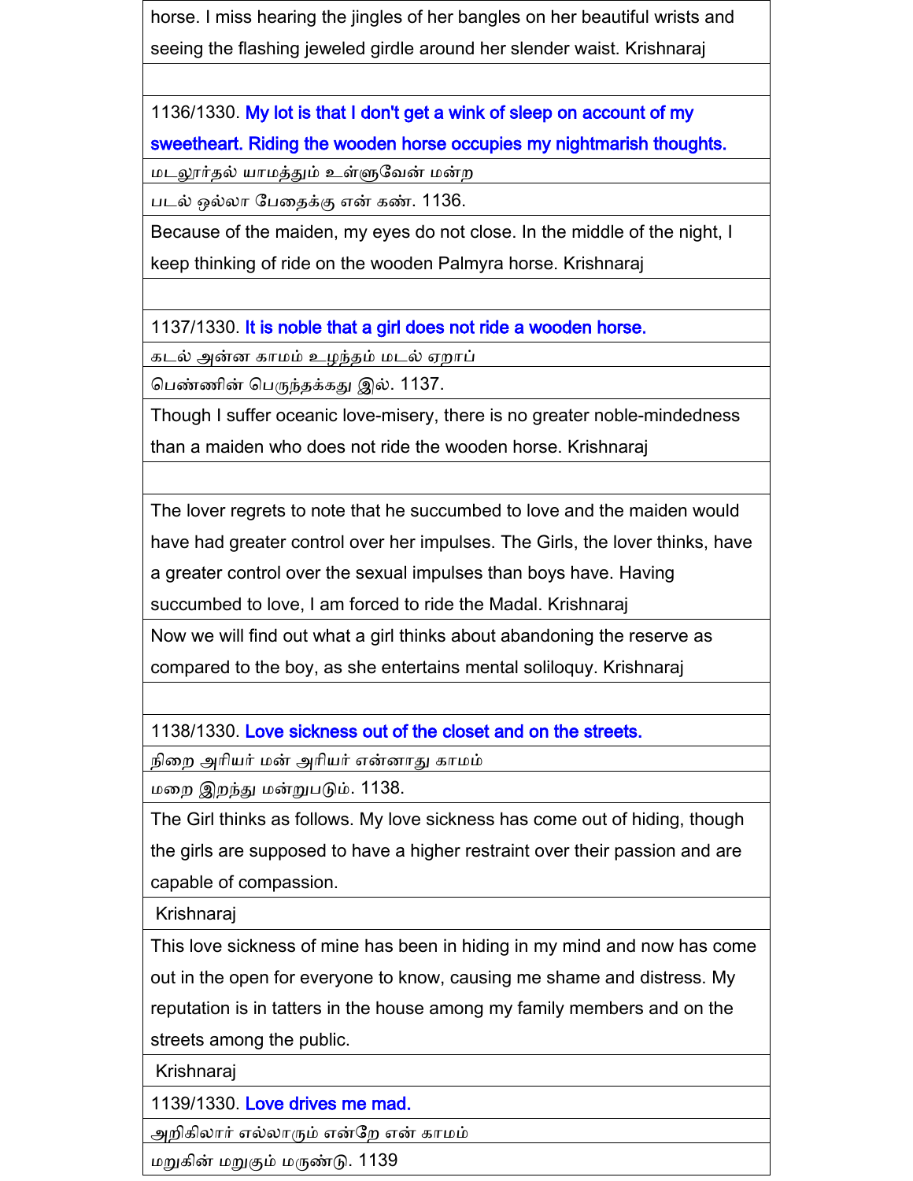horse. I miss hearing the jingles of her bangles on her beautiful wrists and seeing the flashing jeweled girdle around her slender waist. Krishnaraj

1136/1330. My lot is that I don't get a wink of sleep on account of my sweetheart. Riding the wooden horse occupies my nightmarish thoughts.

மடலூர்தல் யாமத்தும் உள்ளுவேன் மன்ற

படல் ஒல்லா பேதைக்கு என் கண். 1136.

Because of the maiden, my eyes do not close. In the middle of the night, I keep thinking of ride on the wooden Palmyra horse. Krishnaraj

1137/1330. It is noble that a girl does not ride a wooden horse.

கடல் அன்ன காமம் உழந்தும் மடல் ஏறாப்

பெண்ணின் பெருந்தக்கது இல். 1137.

Though I suffer oceanic love-misery, there is no greater noble-mindedness than a maiden who does not ride the wooden horse. Krishnaraj

The lover regrets to note that he succumbed to love and the maiden would have had greater control over her impulses. The Girls, the lover thinks, have a greater control over the sexual impulses than boys have. Having succumbed to love, I am forced to ride the Madal. Krishnaraj

Now we will find out what a girl thinks about abandoning the reserve as compared to the boy, as she entertains mental soliloquy. Krishnaraj

1138/1330. Love sickness out of the closet and on the streets.

நிறை அரியர் மன் அரியர் என்னாது காமம்

மறை இறந்து மன்றுபடும். 1138.

The Girl thinks as follows. My love sickness has come out of hiding, though the girls are supposed to have a higher restraint over their passion and are capable of compassion.

Krishnaraj

This love sickness of mine has been in hiding in my mind and now has come out in the open for everyone to know, causing me shame and distress. My reputation is in tatters in the house among my family members and on the streets among the public.

Krishnaraj

1139/1330. Love drives me mad.

அறிகிலார் எல்லாரும் என்றே என் காமம்

மறுகின் மறுகும் மருண்டு. 1139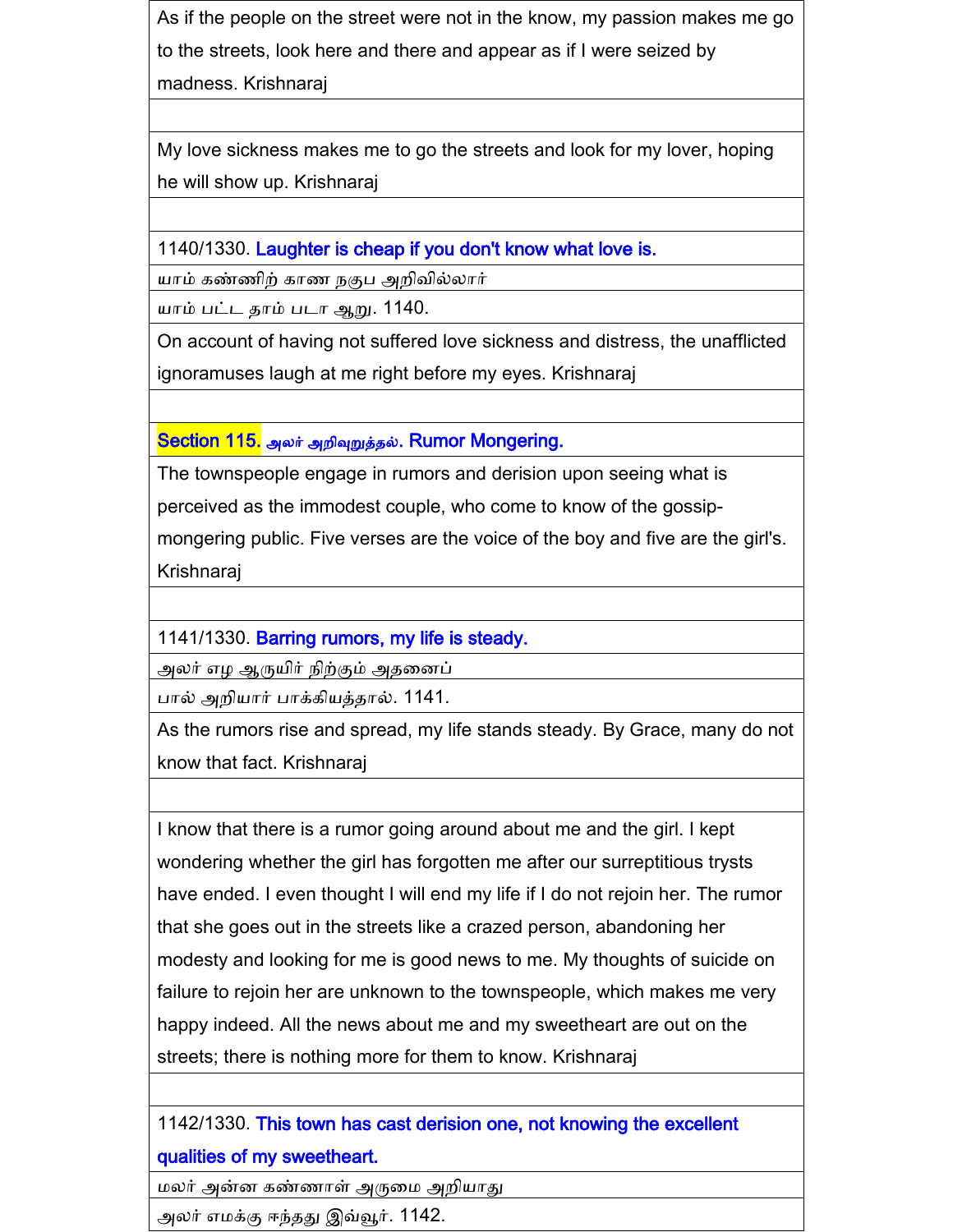As if the people on the street were not in the know, my passion makes me go to the streets, look here and there and appear as if I were seized by madness. Krishnaraj

My love sickness makes me to go the streets and look for my lover, hoping he will show up. Krishnaraj

1140/1330. **Laughter is cheap if you don't know what love is.**

யாம் கண்ணிற் காண நகுப அறிவில்லார்

யாம் பட்ட தாம் படா ஆறு. 1140.

On account of having not suffered love sickness and distress, the unafflicted ignoramuses laugh at me right before my eyes. Krishnaraj

## Section 115. அலர் அறிவுறுத்தல். Rumor Mongering.

The townspeople engage in rumors and derision upon seeing what is perceived as the immodest couple, who come to know of the gossip-mongering public. Five verses are the voice of the boy and five are the girl's. Krishnaraj

1141/1330. **Barring rumors, my life is steady.**

அலர் எழ ஆருயிர் நிற்கும் அதனைப்

பால் அறியார் பாக்கியத்தால். 1141.

As the rumors rise and spread, my life stands steady. By Grace, many do not know that fact. Krishnaraj

I know that there is a rumor going around about me and the girl. I kept wondering whether the girl has forgotten me after our surreptitious trysts have ended. I even thought I will end my life if I do not rejoin her. The rumor that she goes out in the streets like a crazed person, abandoning her modesty and looking for me is good news to me. My thoughts of suicide on failure to rejoin her are unknown to the townspeople, which makes me very happy indeed. All the news about me and my sweetheart are out on the streets; there is nothing more for them to know. Krishnaraj

1142/1330. **This town has cast derision one, not knowing the excellent qualities of my sweetheart.**

மலர் அன்ன கண்ணாள் அருமை அறியாது

அலர் எமக்கு ஈந்தது இவ்வூர். 1142.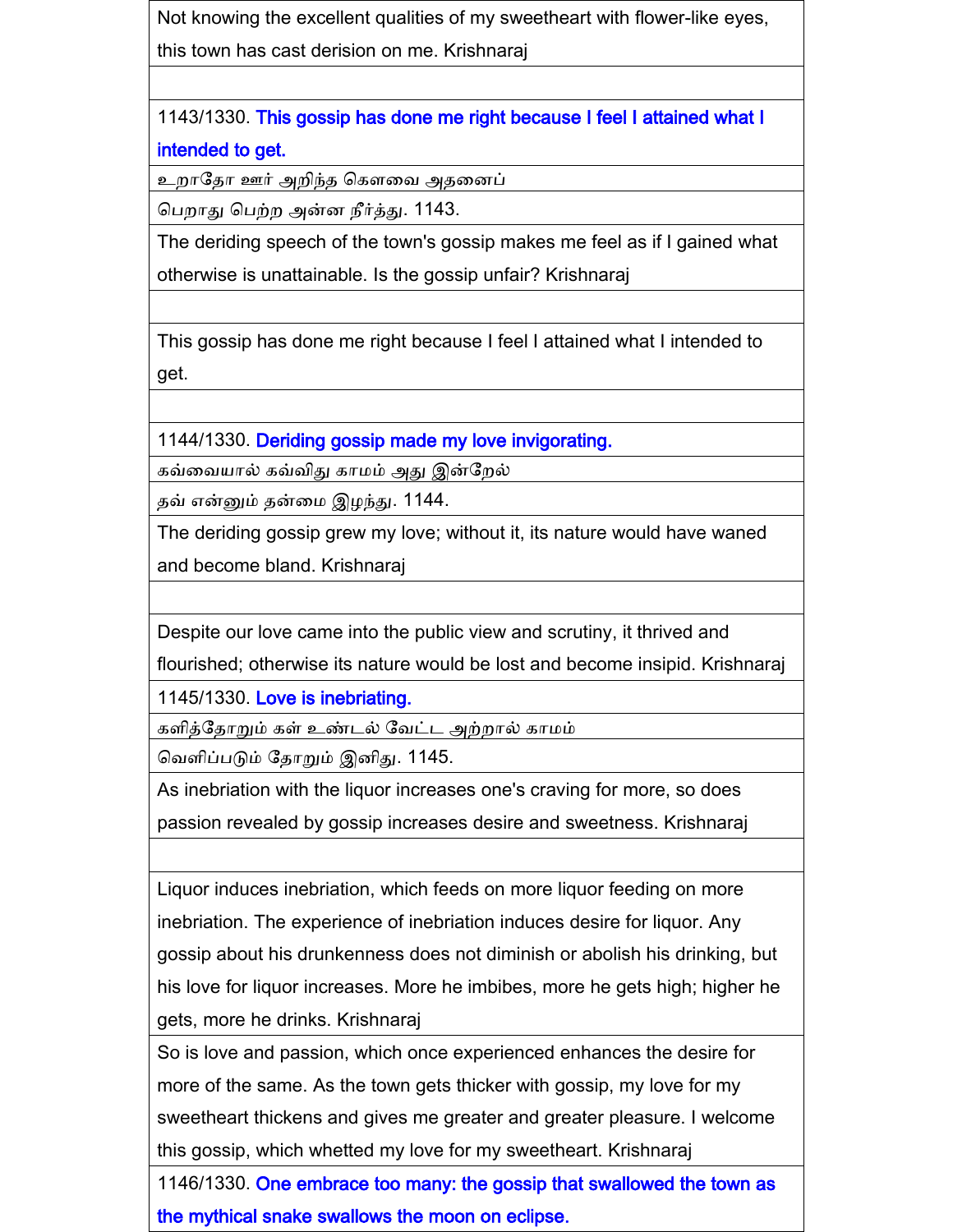Not knowing the excellent qualities of my sweetheart with flower-like eyes, this town has cast derision on me. Krishnaraj

1143/1330. **This gossip has done me right because I feel I attained what I intended to get.**

உறாதோ ஊர் அறிந்த கௌவை அதனைப்

பெறாது பெற்ற அன்ன நீர்த்து. 1143.

The deriding speech of the town's gossip makes me feel as if I gained what otherwise is unattainable. Is the gossip unfair? Krishnaraj

This gossip has done me right because I feel I attained what I intended to get.

1144/1330. **Deriding gossip made my love invigorating.**

கவ்வையால் கவ்விது காமம் அது இன்றேல்

தவ் என்னும் தன்மை இழந்து. 1144.

The deriding gossip grew my love; without it, its nature would have waned and become bland. Krishnaraj

Despite our love came into the public view and scrutiny, it thrived and flourished; otherwise its nature would be lost and become insipid. Krishnaraj

1145/1330. **Love is inebriating.**

களித்தொறும் கள் உண்டல் வேட்ட அற்றால் காமம்

வெளிப்படும் தோறும் இனிது. 1145.

As inebriation with the liquor increases one's craving for more, so does passion revealed by gossip increases desire and sweetness. Krishnaraj

Liquor induces inebriation, which feeds on more liquor feeding on more inebriation. The experience of inebriation induces desire for liquor. Any gossip about his drunkenness does not diminish or abolish his drinking, but his love for liquor increases. More he imbibes, more he gets high; higher he gets, more he drinks. Krishnaraj

So is love and passion, which once experienced enhances the desire for more of the same. As the town gets thicker with gossip, my love for my sweetheart thickens and gives me greater and greater pleasure. I welcome this gossip, which whetted my love for my sweetheart. Krishnaraj

1146/1330. **One embrace too many: the gossip that swallowed the town as the mythical snake swallows the moon on eclipse.**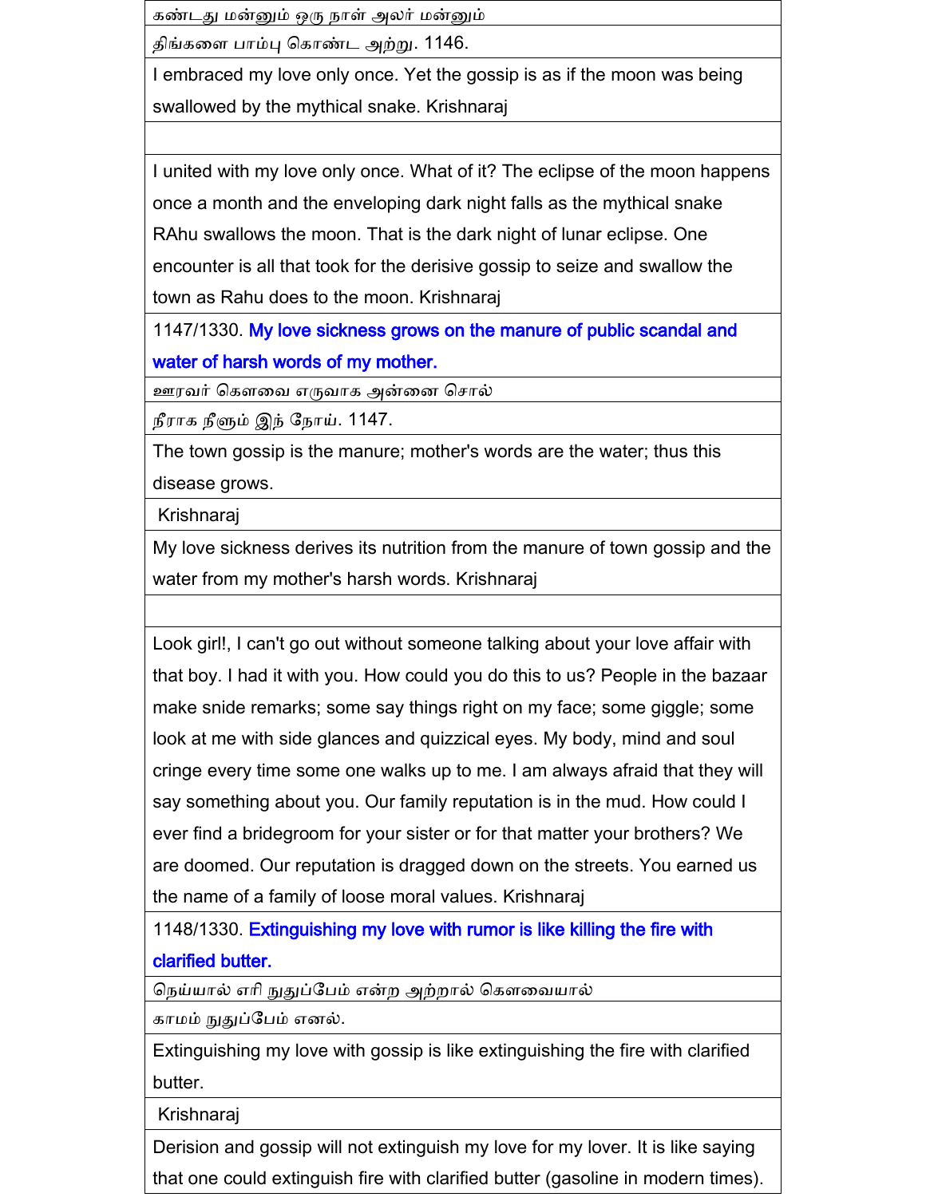கண்டது மன்னும் ஒரு நாள் அலர் மன்னும்

திங்களை பாம்பு கொண்ட அற்று. 1146.

I embraced my love only once. Yet the gossip is as if the moon was being swallowed by the mythical snake. Krishnaraj

I united with my love only once. What of it? The eclipse of the moon happens once a month and the enveloping dark night falls as the mythical snake RAhu swallows the moon. That is the dark night of lunar eclipse. One encounter is all that took for the derisive gossip to seize and swallow the town as Rahu does to the moon. Krishnaraj

1147/1330. **My love sickness grows on the manure of public scandal and water of harsh words of my mother.**

ஊரவர் கௌவை எருவாக அன்னை சொல்

நீராக நீளும் இந் நோய். 1147.

The town gossip is the manure; mother's words are the water; thus this disease grows.

Krishnaraj

My love sickness derives its nutrition from the manure of town gossip and the water from my mother's harsh words. Krishnaraj

Look girl!, I can't go out without someone talking about your love affair with that boy. I had it with you. How could you do this to us? People in the bazaar make snide remarks; some say things right on my face; some giggle; some look at me with side glances and quizzical eyes. My body, mind and soul cringe every time some one walks up to me. I am always afraid that they will say something about you. Our family reputation is in the mud. How could I ever find a bridegroom for your sister or for that matter your brothers? We are doomed. Our reputation is dragged down on the streets. You earned us the name of a family of loose moral values. Krishnaraj

1148/1330. **Extinguishing my love with rumor is like killing the fire with clarified butter.**

நெய்யால் எரி நுதுப்பேம் என்ற அற்றால் கௌவையால்

காமம் நுதுப்பேம் எனல்.

Extinguishing my love with gossip is like extinguishing the fire with clarified butter.

Krishnaraj

Derision and gossip will not extinguish my love for my lover. It is like saying that one could extinguish fire with clarified butter (gasoline in modern times).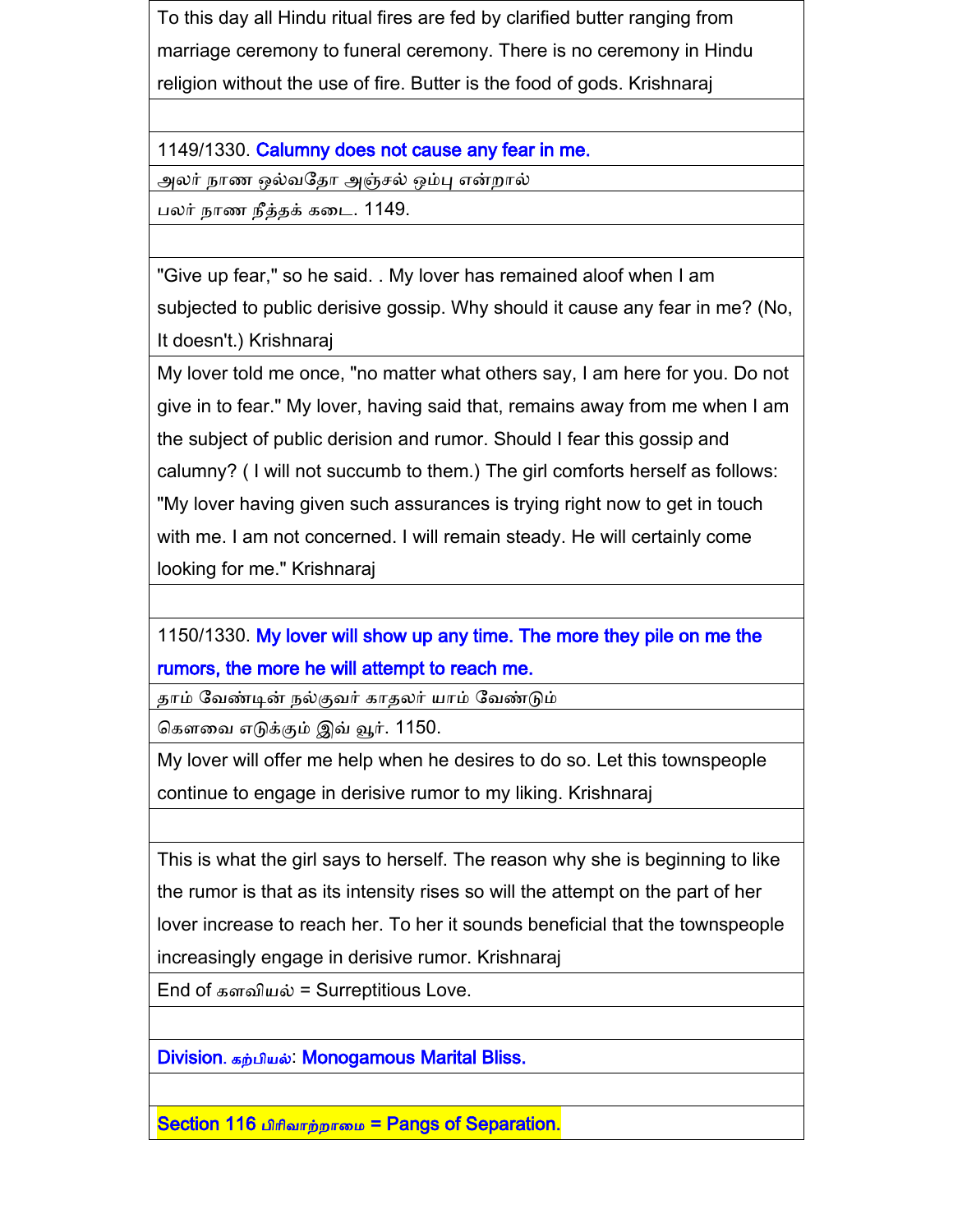To this day all Hindu ritual fires are fed by clarified butter ranging from marriage ceremony to funeral ceremony. There is no ceremony in Hindu religion without the use of fire. Butter is the food of gods. Krishnaraj

1149/1330. **Calumny does not cause any fear in me.**

அலர் நாண ஒல்வதோ அஞ்சல் ஒம்பு என்றால்
பலர் நாண நீத்தக் கடை. 1149.

"Give up fear," so he said. . My lover has remained aloof when I am subjected to public derisive gossip. Why should it cause any fear in me? (No, It doesn't.) Krishnaraj

My lover told me once, "no matter what others say, I am here for you. Do not give in to fear." My lover, having said that, remains away from me when I am the subject of public derision and rumor. Should I fear this gossip and calumny? ( I will not succumb to them.) The girl comforts herself as follows: "My lover having given such assurances is trying right now to get in touch with me. I am not concerned. I will remain steady. He will certainly come looking for me." Krishnaraj

1150/1330. **My lover will show up any time. The more they pile on me the rumors, the more he will attempt to reach me.**

தாம் வேண்டின் நல்குவர் காதலர் யாம் வேண்டும்
கௌவை எடுக்கும் இவ் வூர். 1150.

My lover will offer me help when he desires to do so. Let this townspeople continue to engage in derisive rumor to my liking. Krishnaraj

This is what the girl says to herself. The reason why she is beginning to like the rumor is that as its intensity rises so will the attempt on the part of her lover increase to reach her. To her it sounds beneficial that the townspeople increasingly engage in derisive rumor. Krishnaraj

End of களவியல் = Surreptitious Love.

**Division. கற்பியல்: Monogamous Marital Bliss.**

## Section 116 பிரிவாற்றாமை = Pangs of Separation.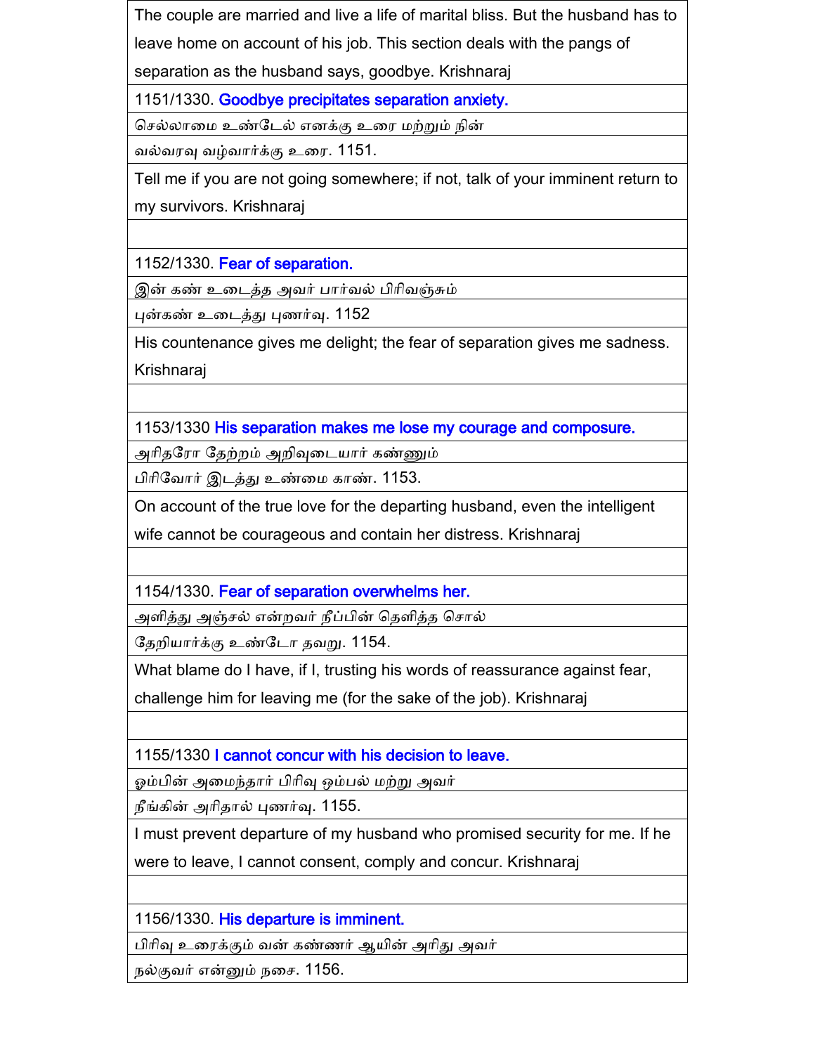The couple are married and live a life of marital bliss. But the husband has to leave home on account of his job. This section deals with the pangs of separation as the husband says, goodbye. Krishnaraj

1151/1330. Goodbye precipitates separation anxiety.

செல்லாமை உண்டேல் எனக்கு உரை மற்றும் நின்

வல்வரவு வழ்வார்க்கு உரை. 1151.

Tell me if you are not going somewhere; if not, talk of your imminent return to my survivors. Krishnaraj

1152/1330. Fear of separation.

இன் கண் உடைத்த அவர் பார்வல் பிரிவஞ்சும்

புன்கண் உடைத்து புணர்வு. 1152

His countenance gives me delight; the fear of separation gives me sadness. Krishnaraj

1153/1330 His separation makes me lose my courage and composure.

அரிதரோ தேற்றம் அறிவுடையார் கண்ணும்

பிரிவோர் இடத்து உண்மை காண். 1153.

On account of the true love for the departing husband, even the intelligent wife cannot be courageous and contain her distress. Krishnaraj

1154/1330. Fear of separation overwhelms her.

அளித்து அஞ்சல் என்றவர் நீப்பின் தெளித்த சொல்

தேறியார்க்கு உண்டோ தவறு. 1154.

What blame do I have, if I, trusting his words of reassurance against fear, challenge him for leaving me (for the sake of the job). Krishnaraj

1155/1330 I cannot concur with his decision to leave.

ஓம்பின் அமைந்தார் பிரிவு ஓம்பல் மற்று அவர்

நீங்கின் அரிதால் புணர்வு. 1155.

I must prevent departure of my husband who promised security for me. If he were to leave, I cannot consent, comply and concur. Krishnaraj

1156/1330. His departure is imminent.

பிரிவு உரைக்கும் வன் கண்ணர் ஆயின் அரிது அவர்

நல்குவர் என்னும் நசை. 1156.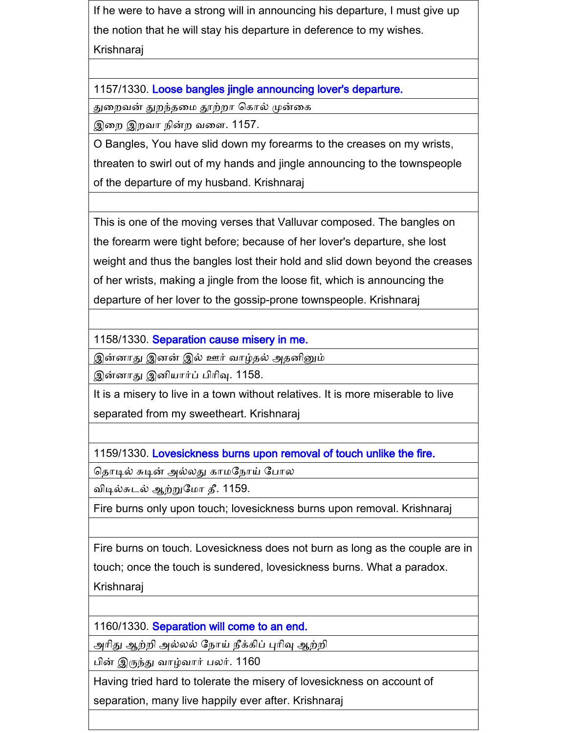If he were to have a strong will in announcing his departure, I must give up the notion that he will stay his departure in deference to my wishes. Krishnaraj

1157/1330. Loose bangles jingle announcing lover's departure.

துறைவன் துறந்தமை தூற்றா கொல் முன்கை

இறை இறவா நின்ற வளை. 1157.

O Bangles, You have slid down my forearms to the creases on my wrists, threaten to swirl out of my hands and jingle announcing to the townspeople of the departure of my husband. Krishnaraj

This is one of the moving verses that Valluvar composed. The bangles on the forearm were tight before; because of her lover's departure, she lost weight and thus the bangles lost their hold and slid down beyond the creases of her wrists, making a jingle from the loose fit, which is announcing the departure of her lover to the gossip-prone townspeople. Krishnaraj

1158/1330. Separation cause misery in me.

இன்னாது இனன் இல் ஊர் வாழ்தல் அதனினும்

இன்னாது இனியார்ப் பிரிவு. 1158.

It is a misery to live in a town without relatives. It is more miserable to live separated from my sweetheart. Krishnaraj

1159/1330. Lovesickness burns upon removal of touch unlike the fire.

தொடில் சுடின் அல்லது காமநோய் போல

விடில்சுடல் ஆற்றுமோ தீ. 1159.

Fire burns only upon touch; lovesickness burns upon removal. Krishnaraj

Fire burns on touch. Lovesickness does not burn as long as the couple are in touch; once the touch is sundered, lovesickness burns. What a paradox. Krishnaraj

1160/1330. Separation will come to an end.

அரிது ஆற்றி அல்லல் நோய் நீக்கிப் புரிவு ஆற்றி

பின் இருந்து வாழ்வார் பலர். 1160

Having tried hard to tolerate the misery of lovesickness on account of separation, many live happily ever after. Krishnaraj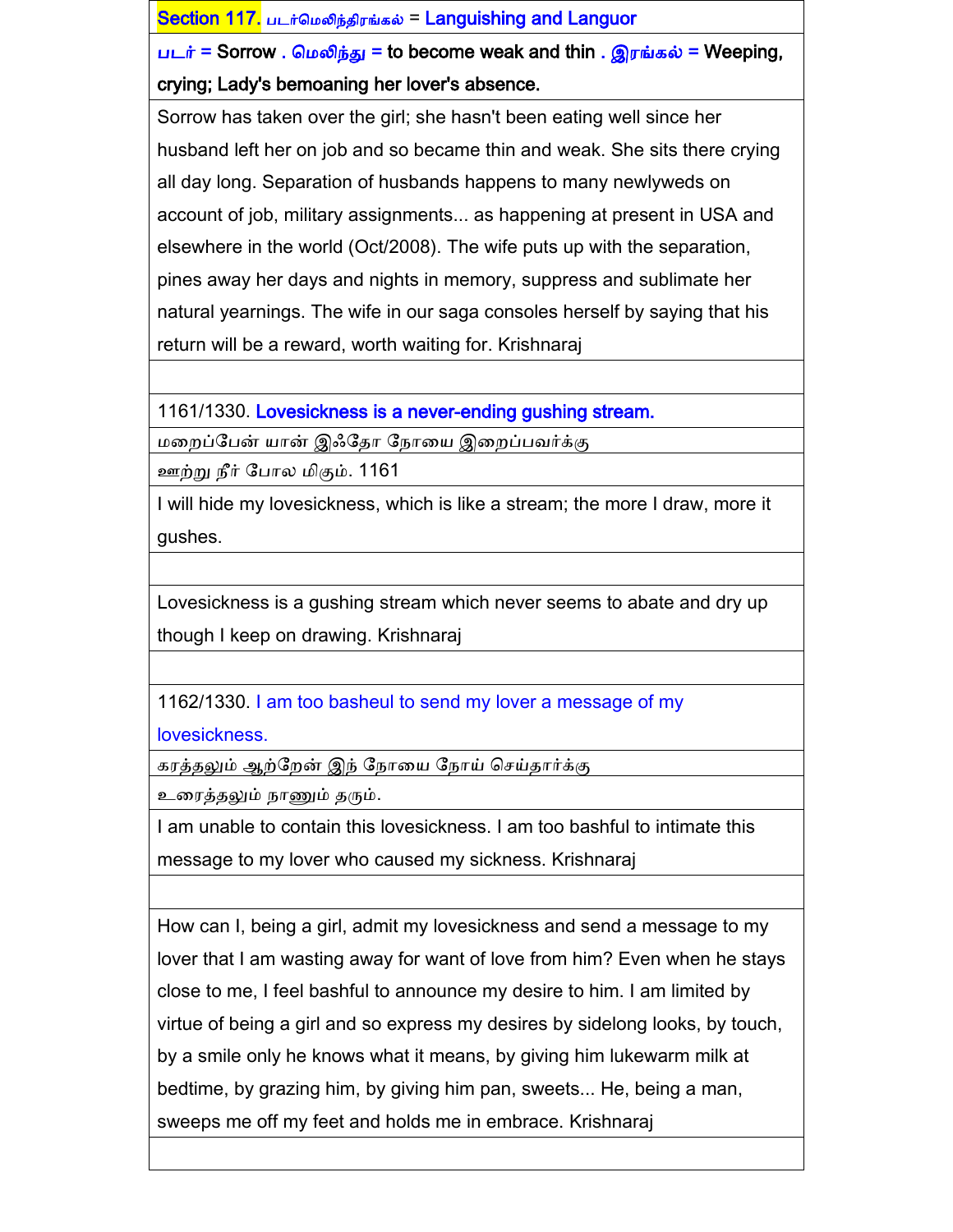## Section 117. படர்மெலிந்திரங்கல் = Languishing and Languor

படர் = Sorrow . மெலிந்து = to become weak and thin . இரங்கல் = Weeping, crying; Lady's bemoaning her lover's absence.

Sorrow has taken over the girl; she hasn't been eating well since her husband left her on job and so became thin and weak. She sits there crying all day long. Separation of husbands happens to many newlyweds on account of job, military assignments... as happening at present in USA and elsewhere in the world (Oct/2008). The wife puts up with the separation, pines away her days and nights in memory, suppress and sublimate her natural yearnings. The wife in our saga consoles herself by saying that his return will be a reward, worth waiting for. Krishnaraj

1161/1330. Lovesickness is a never-ending gushing stream.

மறைப்பேன் யான் இஃதோ நோயை இறைப்பவர்க்கு
ஊற்று நீர் போல மிகும். 1161

I will hide my lovesickness, which is like a stream; the more I draw, more it gushes.

Lovesickness is a gushing stream which never seems to abate and dry up though I keep on drawing. Krishnaraj

1162/1330. I am too basheul to send my lover a message of my lovesickness.

கரத்தலும் ஆற்றேன் இந் நோயை நோய் செய்தார்க்கு
உரைத்தலும் நாணும் தரும்.

I am unable to contain this lovesickness. I am too bashful to intimate this message to my lover who caused my sickness. Krishnaraj

How can I, being a girl, admit my lovesickness and send a message to my lover that I am wasting away for want of love from him? Even when he stays close to me, I feel bashful to announce my desire to him. I am limited by virtue of being a girl and so express my desires by sidelong looks, by touch, by a smile only he knows what it means, by giving him lukewarm milk at bedtime, by grazing him, by giving him pan, sweets... He, being a man, sweeps me off my feet and holds me in embrace. Krishnaraj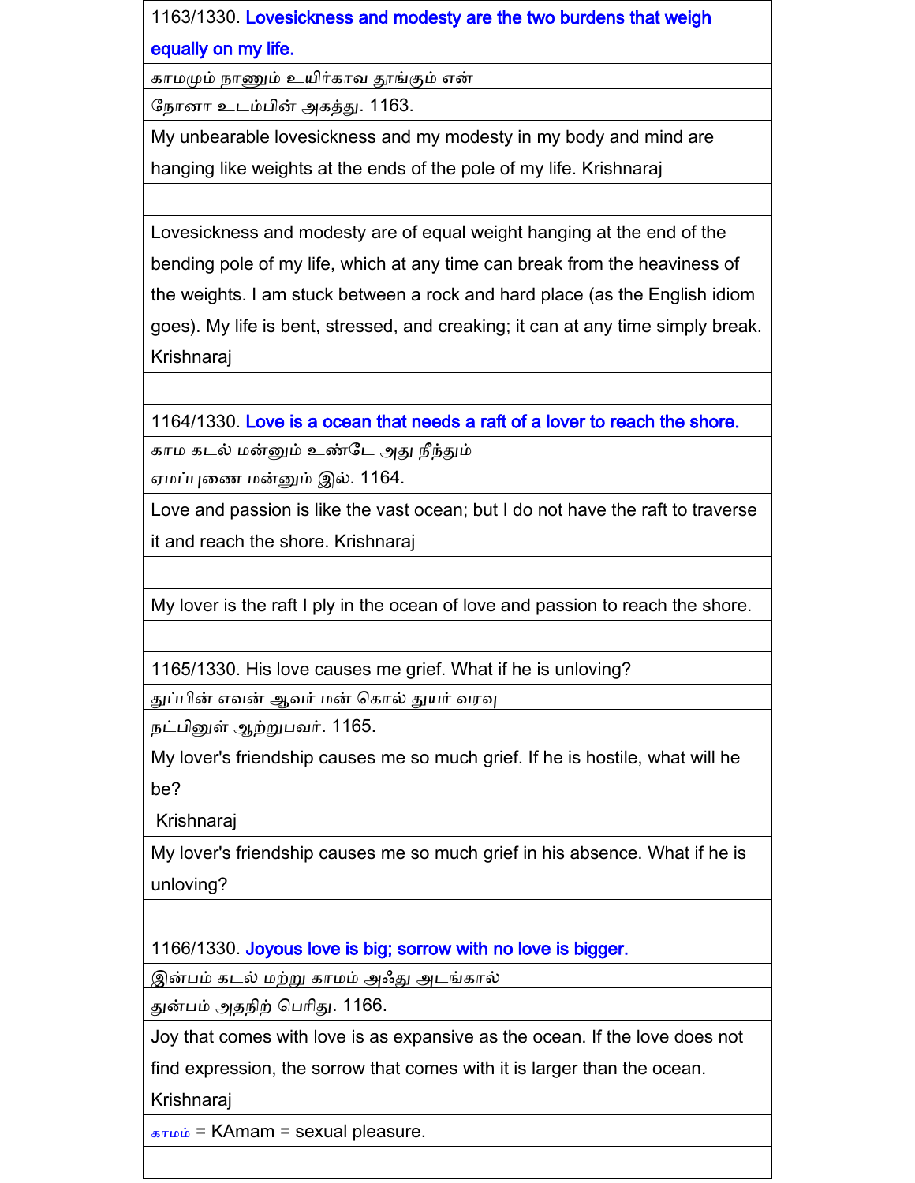1163/1330. Lovesickness and modesty are the two burdens that weigh equally on my life.

காமமும் நாணும் உயிர்காவ தூங்கும் என்

நோனா உடம்பின் அகத்து. 1163.

My unbearable lovesickness and my modesty in my body and mind are hanging like weights at the ends of the pole of my life. Krishnaraj

Lovesickness and modesty are of equal weight hanging at the end of the bending pole of my life, which at any time can break from the heaviness of the weights. I am stuck between a rock and hard place (as the English idiom goes). My life is bent, stressed, and creaking; it can at any time simply break. Krishnaraj

1164/1330. Love is a ocean that needs a raft of a lover to reach the shore.

காம கடல் மன்னும் உண்டே அது நீந்தும்

ஏமப்புணை மன்னும் இல். 1164.

Love and passion is like the vast ocean; but I do not have the raft to traverse it and reach the shore. Krishnaraj

My lover is the raft I ply in the ocean of love and passion to reach the shore.

1165/1330. His love causes me grief. What if he is unloving?

துப்பின் எவன் ஆவர் மன் கொல் துயர் வரவு

நட்பினுள் ஆற்றுபவர். 1165.

My lover's friendship causes me so much grief. If he is hostile, what will he be?

Krishnaraj

My lover's friendship causes me so much grief in his absence. What if he is unloving?

1166/1330. Joyous love is big; sorrow with no love is bigger.

இன்பம் கடல் மற்று காமம் அஃது அடங்கால்

துன்பம் அதநிற் பெரிது. 1166.

Joy that comes with love is as expansive as the ocean. If the love does not find expression, the sorrow that comes with it is larger than the ocean. Krishnaraj

காமம் = KAmam = sexual pleasure.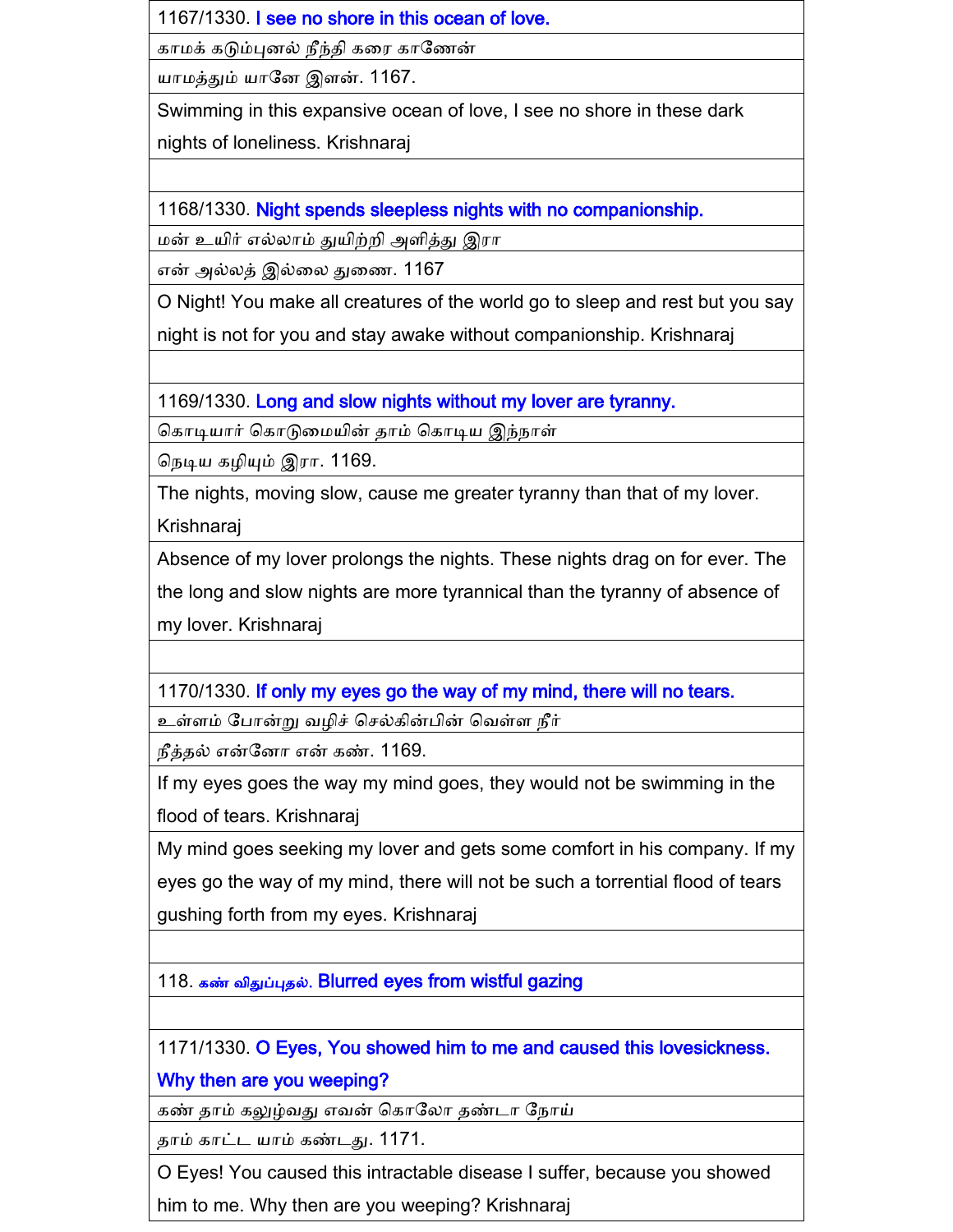1167/1330. I see no shore in this ocean of love.

காமக் கடும்புனல் நீந்தி கரை காணேன்

யாமத்தும் யானே இளன். 1167.

Swimming in this expansive ocean of love, I see no shore in these dark nights of loneliness. Krishnaraj

1168/1330. Night spends sleepless nights with no companionship.

மன் உயிர் எல்லாம் துயிற்றி அளித்து இரா

என் அல்லத் இல்லை துணை. 1167

O Night! You make all creatures of the world go to sleep and rest but you say night is not for you and stay awake without companionship. Krishnaraj

1169/1330. Long and slow nights without my lover are tyranny.

கொடியார் கொடுமையின் தாம் கொடிய இந்நாள்

நெடிய கழியும் இரா. 1169.

The nights, moving slow, cause me greater tyranny than that of my lover. Krishnaraj

Absence of my lover prolongs the nights. These nights drag on for ever. The the long and slow nights are more tyrannical than the tyranny of absence of my lover. Krishnaraj

1170/1330. If only my eyes go the way of my mind, there will no tears.

உள்ளம் போன்று வழிச் செல்கின்பின் வெள்ள நீர்

நீத்தல் என்னோ என் கண். 1169.

If my eyes goes the way my mind goes, they would not be swimming in the flood of tears. Krishnaraj

My mind goes seeking my lover and gets some comfort in his company. If my eyes go the way of my mind, there will not be such a torrential flood of tears gushing forth from my eyes. Krishnaraj

## 118. கண் விதுப்புதல். Blurred eyes from wistful gazing

1171/1330. O Eyes, You showed him to me and caused this lovesickness. Why then are you weeping?

கண் தாம் கலுழ்வது எவன் கொலோ தண்டா நோய்

தாம் காட்ட யாம் கண்டது. 1171.

O Eyes! You caused this intractable disease I suffer, because you showed him to me. Why then are you weeping? Krishnaraj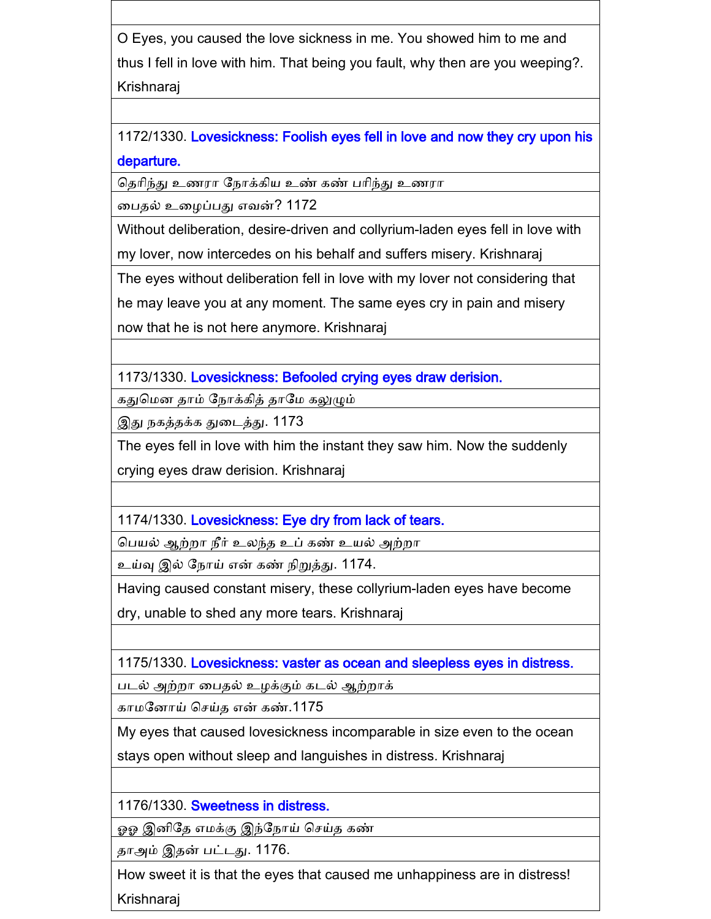O Eyes, you caused the love sickness in me. You showed him to me and thus I fell in love with him. That being you fault, why then are you weeping?. Krishnaraj

1172/1330. **Lovesickness: Foolish eyes fell in love and now they cry upon his departure.**

தெரிந்து உணரா நோக்கிய உண் கண் பரிந்து உணரா

பைதல் உழைப்பது எவன்? 1172

Without deliberation, desire-driven and collyrium-laden eyes fell in love with my lover, now intercedes on his behalf and suffers misery. Krishnaraj

The eyes without deliberation fell in love with my lover not considering that he may leave you at any moment. The same eyes cry in pain and misery now that he is not here anymore. Krishnaraj

1173/1330. **Lovesickness: Befooled crying eyes draw derision.**

கதுமெனத் தாம் நோக்கித் தாமே கலுழும்

இது நகத்தக்க துடைத்து. 1173

The eyes fell in love with him the instant they saw him. Now the suddenly crying eyes draw derision. Krishnaraj

1174/1330. **Lovesickness: Eye dry from lack of tears.**

பெயல் ஆற்றா நீர் உலந்த உப் கண் உயல் அற்றா

உய்வு இல் நோய் என் கண் நிறுத்து. 1174.

Having caused constant misery, these collyrium-laden eyes have become dry, unable to shed any more tears. Krishnaraj

1175/1330. **Lovesickness: vaster as ocean and sleepless eyes in distress.**

படல் அற்றா பைதல் உழக்கும் கடல் ஆற்றாக்

காமநோய் செய்த என் கண்.1175

My eyes that caused lovesickness incomparable in size even to the ocean stays open without sleep and languishes in distress. Krishnaraj

1176/1330. **Sweetness in distress.**

ஓஓ இனிதே எமக்கு இந்நோய் செய்த கண்

தாஅம் இதன் பட்டது. 1176.

How sweet it is that the eyes that caused me unhappiness are in distress! Krishnaraj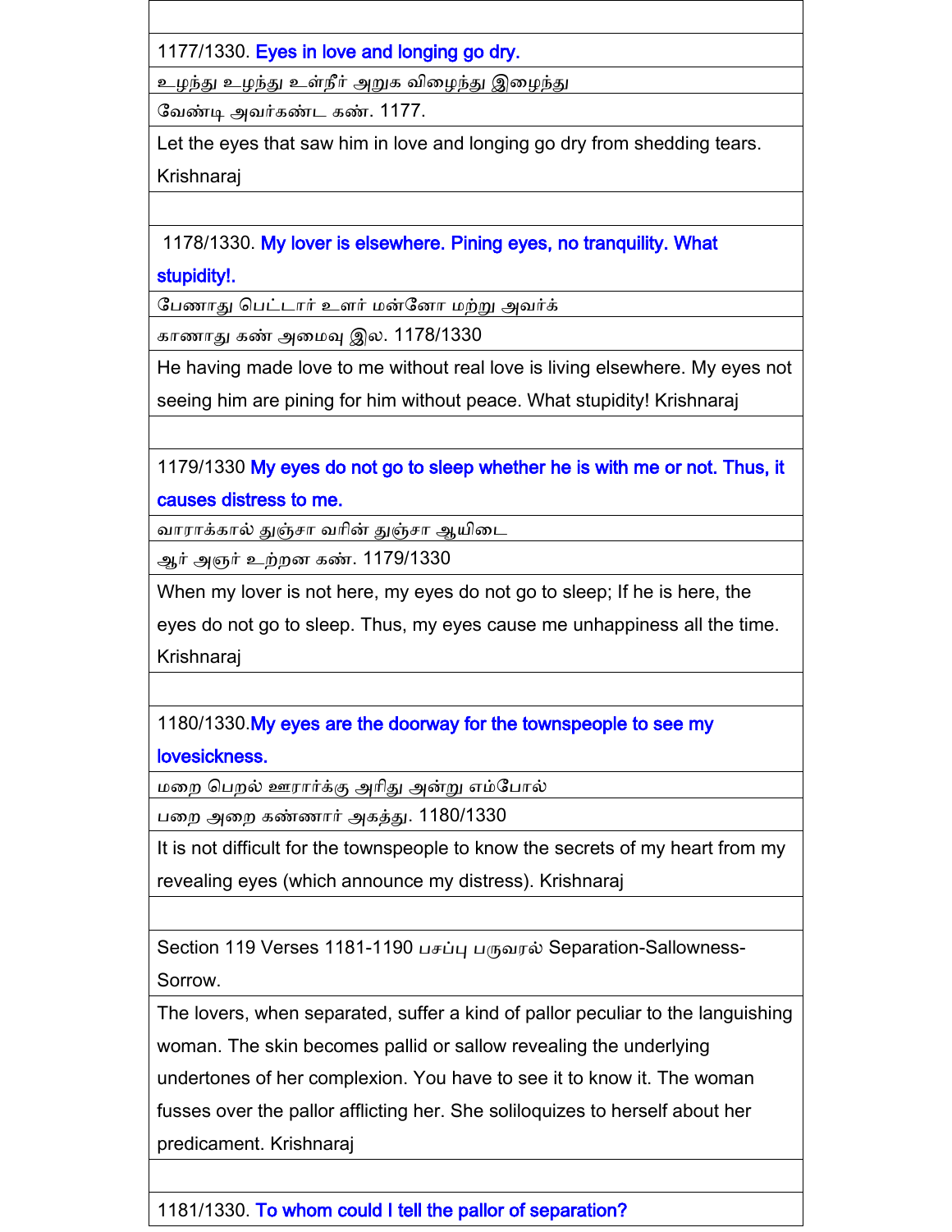1177/1330. **Eyes in love and longing go dry.**

உழந்து உழந்து உள்நீர் அறுக விழைந்து இழைந்து

வேண்டி அவர்கண்ட கண். 1177.

Let the eyes that saw him in love and longing go dry from shedding tears. Krishnaraj

1178/1330. **My lover is elsewhere. Pining eyes, no tranquility. What stupidity!.**

பேணாது பெட்டார் உளர் மன்னோ மற்று அவர்க்

காணாது கண் அமைவு இல. 1178/1330

He having made love to me without real love is living elsewhere. My eyes not seeing him are pining for him without peace. What stupidity! Krishnaraj

1179/1330 **My eyes do not go to sleep whether he is with me or not. Thus, it causes distress to me.**

வாராக்கால் துஞ்சா வரின் துஞ்சா ஆயிடை

ஆர் அஞர் உற்றன கண். 1179/1330

When my lover is not here, my eyes do not go to sleep; If he is here, the eyes do not go to sleep. Thus, my eyes cause me unhappiness all the time. Krishnaraj

1180/1330.**My eyes are the doorway for the townspeople to see my lovesickness.**

மறை பெறல் ஊரார்க்கு அரிது அன்று எம்போல்

பறை அறை கண்ணார் அகத்து. 1180/1330

It is not difficult for the townspeople to know the secrets of my heart from my revealing eyes (which announce my distress). Krishnaraj

Section 119 Verses 1181-1190 பசப்பு பருவரல் Separation-Sallowness-Sorrow.

The lovers, when separated, suffer a kind of pallor peculiar to the languishing woman. The skin becomes pallid or sallow revealing the underlying undertones of her complexion. You have to see it to know it. The woman fusses over the pallor afflicting her. She soliloquizes to herself about her predicament. Krishnaraj

1181/1330. **To whom could I tell the pallor of separation?**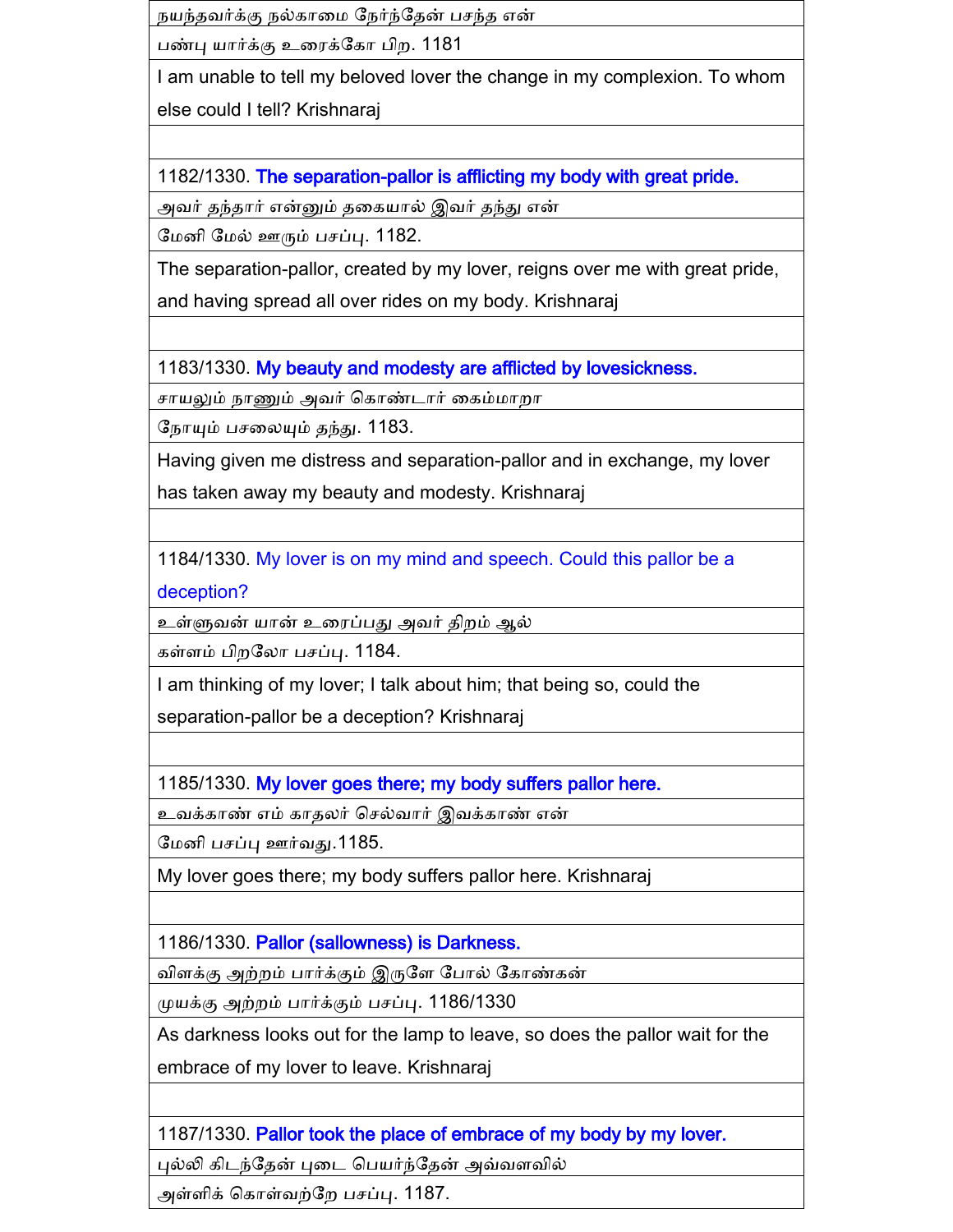நயந்தவர்க்கு நல்காமை நேர்ந்தேன் பசந்த என்

பண்பு யார்க்கு உரைக்கோ பிற. 1181

I am unable to tell my beloved lover the change in my complexion. To whom else could I tell? Krishnaraj

1182/1330. **The separation-pallor is afflicting my body with great pride.**

அவர் தந்தார் என்னும் தகையால் இவர் தந்து என்

மேனி மேல் ஊரும் பசப்பு. 1182.

The separation-pallor, created by my lover, reigns over me with great pride, and having spread all over rides on my body. Krishnaraj

1183/1330. **My beauty and modesty are afflicted by lovesickness.**

சாயலும் நாணும் அவர் கொண்டார் கைம்மாறா

நோயும் பசலையும் தந்து. 1183.

Having given me distress and separation-pallor and in exchange, my lover has taken away my beauty and modesty. Krishnaraj

1184/1330. My lover is on my mind and speech. Could this pallor be a deception?

உள்ளுவன் யான் உரைப்பது அவர் திறம் ஆல்

கள்ளம் பிறலோ பசப்பு. 1184.

I am thinking of my lover; I talk about him; that being so, could the separation-pallor be a deception? Krishnaraj

1185/1330. **My lover goes there; my body suffers pallor here.**

உவக்காண் எம் காதலர் செல்வார் இவக்காண் என்

மேனி பசப்பு ஊர்வது.1185.

My lover goes there; my body suffers pallor here. Krishnaraj

1186/1330. **Pallor (sallowness) is Darkness.**

விளக்கு அற்றம் பார்க்கும் இருளே போல் கோண்கன்

முயக்கு அற்றம் பார்க்கும் பசப்பு. 1186/1330

As darkness looks out for the lamp to leave, so does the pallor wait for the embrace of my lover to leave. Krishnaraj

1187/1330. **Pallor took the place of embrace of my body by my lover.**

புல்லி கிடந்தேன் புடை பெயர்ந்தேன் அவ்வளவில்

அள்ளிக் கொள்வற்றே பசப்பு. 1187.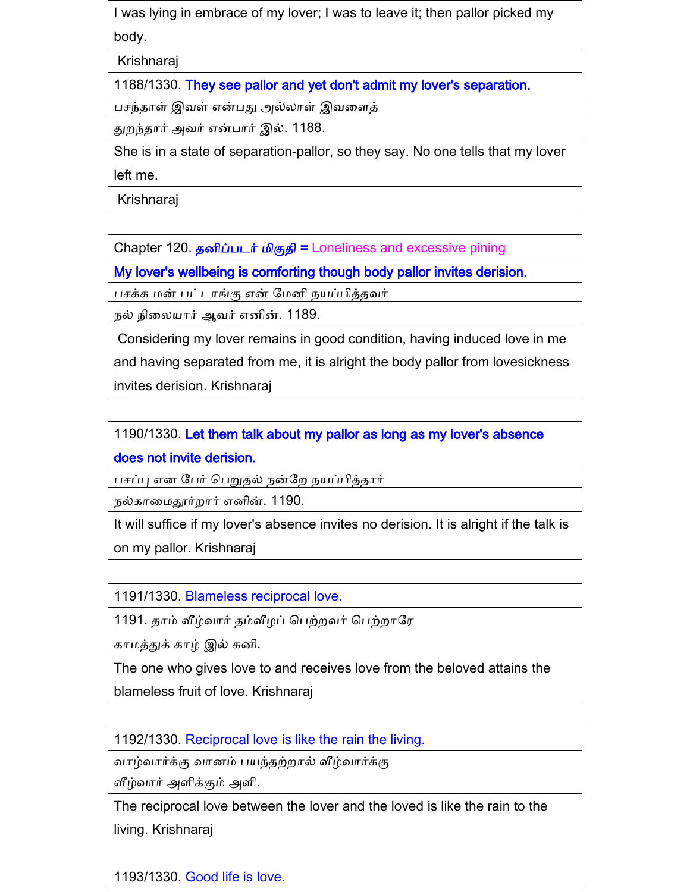I was lying in embrace of my lover; I was to leave it; then pallor picked my body.

Krishnaraj

1188/1330. They see pallor and yet don't admit my lover's separation.

பசந்தாள் இவள் என்பது அல்லாள் இவளைத்

துறந்தார் அவர் என்பார் இல். 1188.

She is in a state of separation-pallor, so they say. No one tells that my lover left me.

Krishnaraj

Chapter 120. தனிப்படர் மிகுதி = Loneliness and excessive pining

My lover's wellbeing is comforting though body pallor invites derision.

பசக்க மன் பட்டாங்கு என் மேனி நயப்பித்தவர்

நல் நிலையார் ஆவர் எனின். 1189.

Considering my lover remains in good condition, having induced love in me and having separated from me, it is alright the body pallor from lovesickness invites derision. Krishnaraj

1190/1330. Let them talk about my pallor as long as my lover's absence does not invite derision.

பசப்பு என பேர் பெறுதல் நன்றே நயப்பித்தார்

நல்காமைதூர்றார் எனின். 1190.

It will suffice if my lover's absence invites no derision. It is alright if the talk is on my pallor. Krishnaraj

1191/1330. Blameless reciprocal love.

1191. தாம் வீழ்வார் தம்வீழப் பெற்றவர் பெற்றாரே

காமத்துக் காழ் இல் கனி.

The one who gives love to and receives love from the beloved attains the blameless fruit of love. Krishnaraj

1192/1330. Reciprocal love is like the rain the living.

வாழ்வார்க்கு வானம் பயந்தற்றால் வீழ்வார்க்கு

வீழ்வார் அளிக்கும் அளி.

The reciprocal love between the lover and the loved is like the rain to the living. Krishnaraj

1193/1330. Good life is love.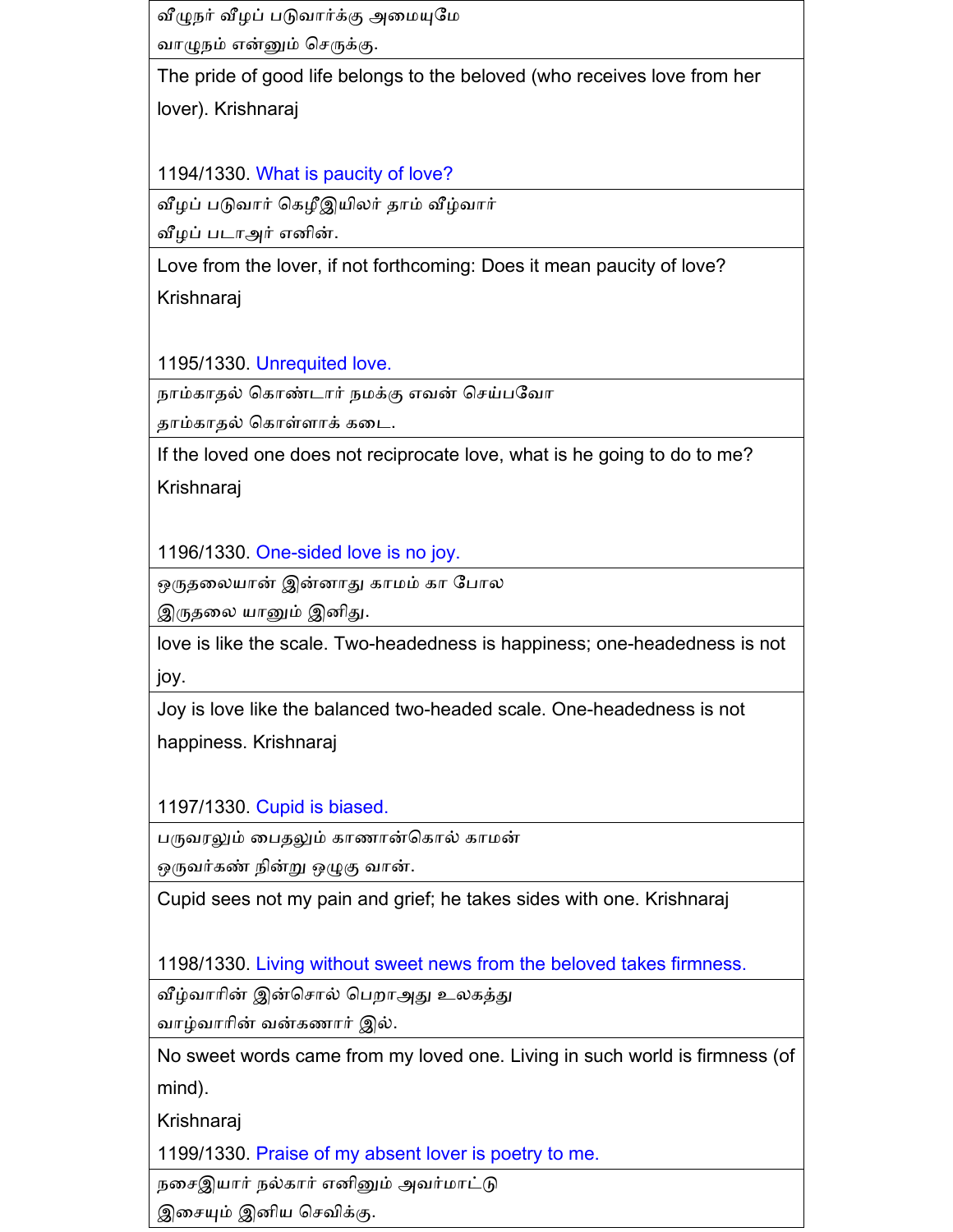| வீழுநர் வீழப் படுவார்க்கு அமையுமே<br>வாழுநம் என்னும் செருக்கு. |
|---|
| The pride of good life belongs to the beloved (who receives love from her lover). Krishnaraj<br><br>1194/1330. What is paucity of love? |
| வீழப் படுவார் கெழீஇயிலர் தாம் வீழ்வார்<br>வீழப் படாஅர் எனின். |
| Love from the lover, if not forthcoming: Does it mean paucity of love? Krishnaraj<br><br>1195/1330. Unrequited love. |
| நாம்காதல் கொண்டார் நமக்கு எவன் செய்பவோ<br>தாம்காதல் கொள்ளாக் கடை. |
| If the loved one does not reciprocate love, what is he going to do to me? Krishnaraj<br><br>1196/1330. One-sided love is no joy. |
| ஒருதலையான் இன்னாது காமம் கா போல<br>இருதலை யானும் இனிது. |
| love is like the scale. Two-headedness is happiness; one-headedness is not joy. |
| Joy is love like the balanced two-headed scale. One-headedness is not happiness. Krishnaraj<br><br>1197/1330. Cupid is biased. |
| பருவரலும் பைதலும் காணான்கொல் காமன்<br>ஒருவர்கண் நின்று ஒழுகு வான். |
| Cupid sees not my pain and grief; he takes sides with one. Krishnaraj<br><br>1198/1330. Living without sweet news from the beloved takes firmness. |
| வீழ்வாரின் இன்சொல் பெறாஅது உலகத்து<br>வாழ்வாரின் வன்கணார் இல். |
| No sweet words came from my loved one. Living in such world is firmness (of mind).<br>Krishnaraj<br>1199/1330. Praise of my absent lover is poetry to me. |
| நசைஇயார் நல்கார் எனினும் அவர்மாட்டு<br>இசையும் இனிய செவிக்கு. |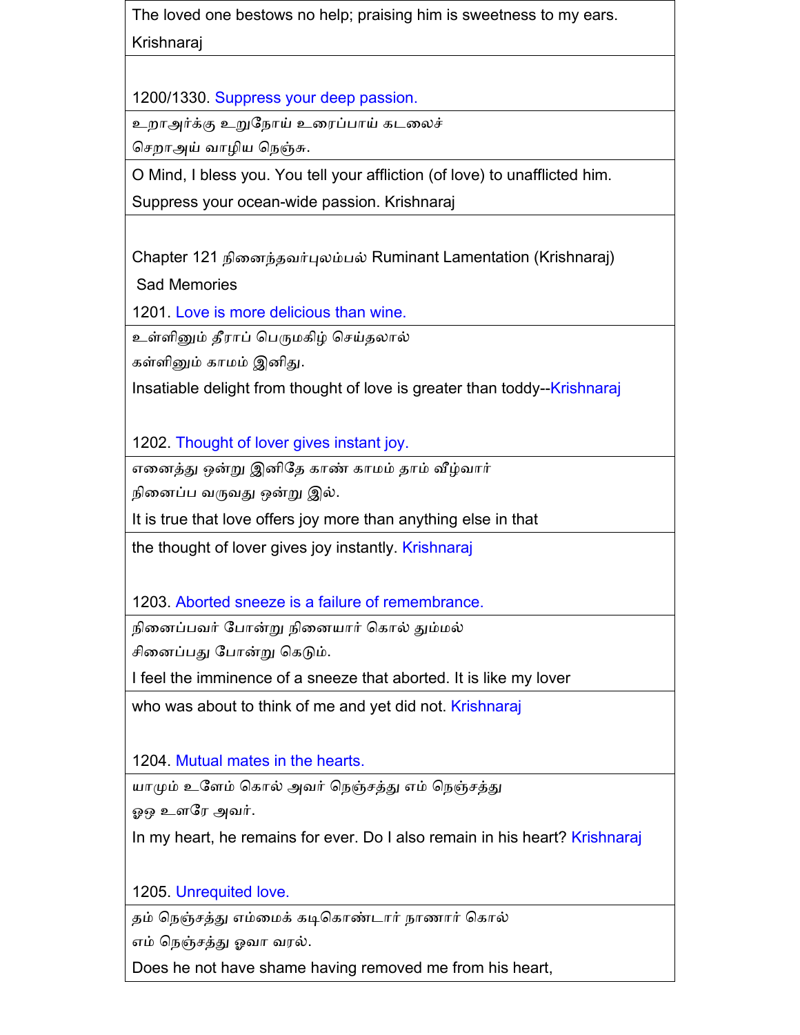The loved one bestows no help; praising him is sweetness to my ears. Krishnaraj

1200/1330. Suppress your deep passion.

உறாஅர்க்கு உறுநோய் உரைப்பாய் கடலைச்
செறாஅய் வாழிய நெஞ்சு.

O Mind, I bless you. You tell your affliction (of love) to unafflicted him. Suppress your ocean-wide passion. Krishnaraj

Chapter 121 நினைந்தவர்புலம்பல் Ruminant Lamentation (Krishnaraj)

Sad Memories

1201. Love is more delicious than wine.

உள்ளினும் தீராப் பெருமகிழ் செய்தலால்
கள்ளினும் காமம் இனிது.

Insatiable delight from thought of love is greater than toddy--Krishnaraj

1202. Thought of lover gives instant joy.

எனைத்து ஒன்று இனிதே காண் காமம் தாம் வீழ்வார்
நினைப்ப வருவது ஒன்று இல்.

It is true that love offers joy more than anything else in that the thought of lover gives joy instantly. Krishnaraj

1203. Aborted sneeze is a failure of remembrance.

நினைப்பவர் போன்று நினையார் கொல் தும்மல்
சினைப்பது போன்று கெடும்.

I feel the imminence of a sneeze that aborted. It is like my lover who was about to think of me and yet did not. Krishnaraj

1204. Mutual mates in the hearts.

யாமும் உளேம் கொல் அவர் நெஞ்சத்து எம் நெஞ்சத்து
ஓஒ உளரே அவர்.

In my heart, he remains for ever. Do I also remain in his heart? Krishnaraj

1205. Unrequited love.

தம் நெஞ்சத்து எம்மைக் கடிகொண்டார் நாணார் கொல்
எம் நெஞ்சத்து ஓவா வரல்.

Does he not have shame having removed me from his heart,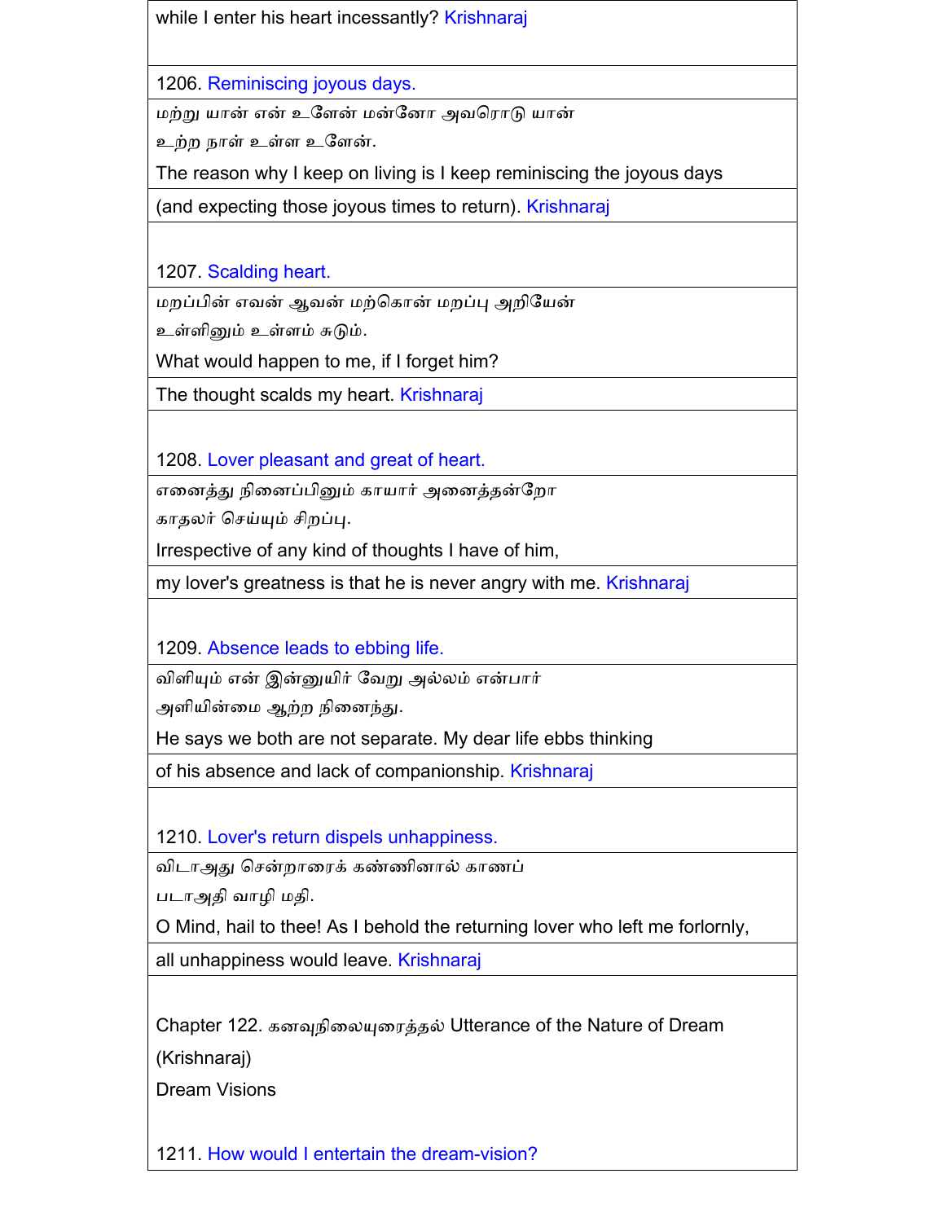while I enter his heart incessantly? Krishnaraj

1206. Reminiscing joyous days.

மற்று யான் என் உளேன் மன்னோ அவரொடு யான்
உற்ற நாள் உள்ள உளேன்.

The reason why I keep on living is I keep reminiscing the joyous days

(and expecting those joyous times to return). Krishnaraj

1207. Scalding heart.

மறப்பின் எவன் ஆவன் மற்கொன் மறப்பு அறியேன்
உள்ளினும் உள்ளம் சுடும்.

What would happen to me, if I forget him?

The thought scalds my heart. Krishnaraj

1208. Lover pleasant and great of heart.

எனைத்து நினைப்பினும் காயார் அனைத்தன்றோ
காதலர் செய்யும் சிறப்பு.

Irrespective of any kind of thoughts I have of him,

my lover's greatness is that he is never angry with me. Krishnaraj

1209. Absence leads to ebbing life.

விளியும் என் இன்னுயிர் வேறு அல்லம் என்பார்
அளியின்மை ஆற்ற நினைந்து.

He says we both are not separate. My dear life ebbs thinking

of his absence and lack of companionship. Krishnaraj

1210. Lover's return dispels unhappiness.

விடாஅது சென்றாரைக் கண்ணினால் காணப்
படாஅதி வாழி மதி.

O Mind, hail to thee! As I behold the returning lover who left me forlornly,

all unhappiness would leave. Krishnaraj

Chapter 122. கனவுநிலையுரைத்தல் Utterance of the Nature of Dream

(Krishnaraj)

Dream Visions

1211. How would I entertain the dream-vision?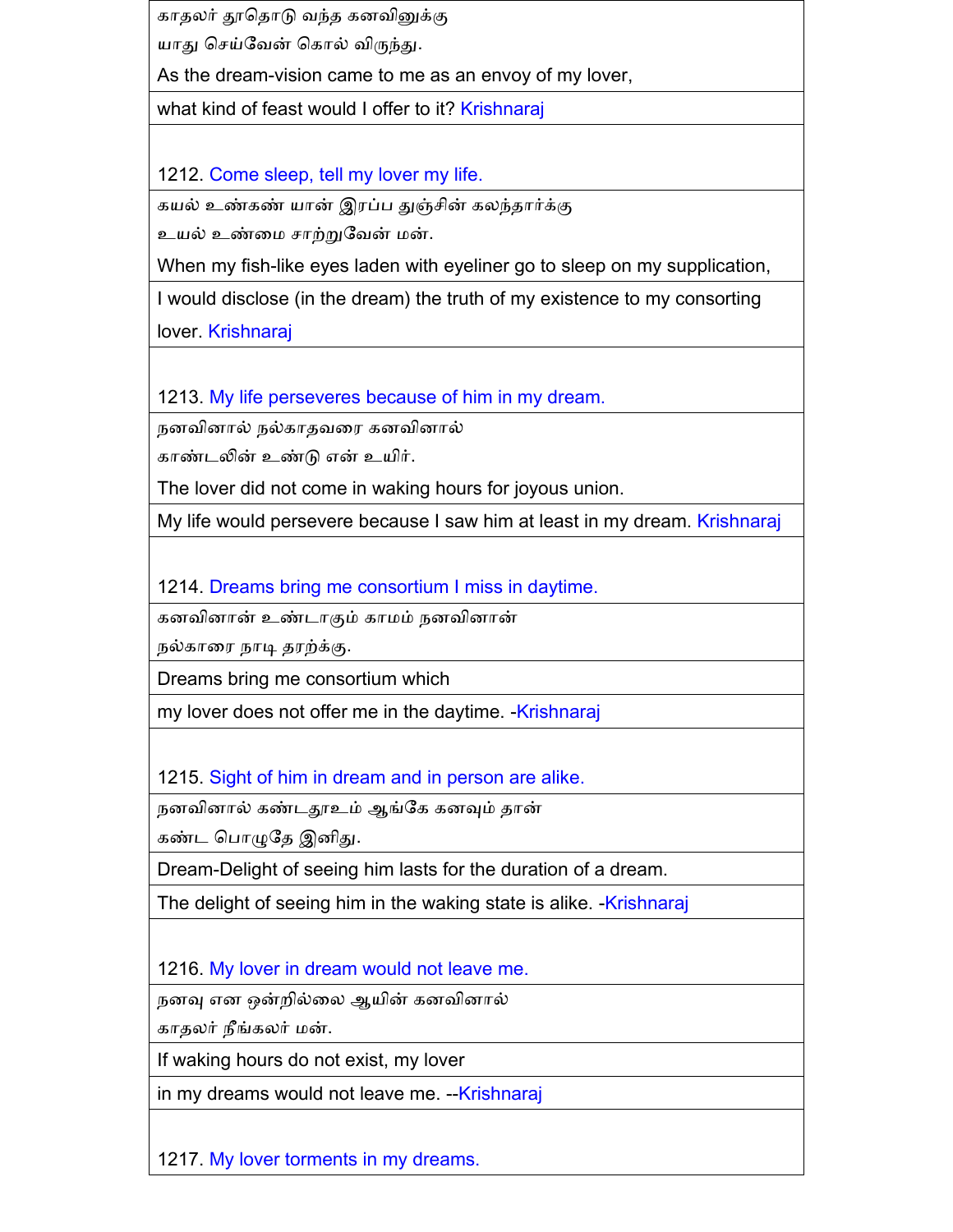காதலர் தூதொடு வந்த கனவினுக்கு
யாது செய்வேன் கொல் விருந்து.

As the dream-vision came to me as an envoy of my lover,

what kind of feast would I offer to it? Krishnaraj

1212. Come sleep, tell my lover my life.

கயல் உண்கண் யான் இரப்ப துஞ்சின் கலந்தார்க்கு
உயல் உண்மை சாற்றுவேன் மன்.

When my fish-like eyes laden with eyeliner go to sleep on my supplication,

I would disclose (in the dream) the truth of my existence to my consorting lover. Krishnaraj

1213. My life perseveres because of him in my dream.

நனவினால் நல்காதவரை கனவினால்
காண்டலின் உண்டு என் உயிர்.

The lover did not come in waking hours for joyous union.

My life would persevere because I saw him at least in my dream. Krishnaraj

1214. Dreams bring me consortium I miss in daytime.

கனவினான் உண்டாகும் காமம் நனவினான்
நல்காரை நாடி தரற்க்கு.

Dreams bring me consortium which

my lover does not offer me in the daytime. -Krishnaraj

1215. Sight of him in dream and in person are alike.

நனவினால் கண்டதூஉம் ஆங்கே கனவும் தான்
கண்ட பொழுதே இனிது.

Dream-Delight of seeing him lasts for the duration of a dream.

The delight of seeing him in the waking state is alike. -Krishnaraj

1216. My lover in dream would not leave me.

நனவு என ஒன்றில்லை ஆயின் கனவினால்
காதலர் நீங்கலர் மன்.

If waking hours do not exist, my lover

in my dreams would not leave me. --Krishnaraj

1217. My lover torments in my dreams.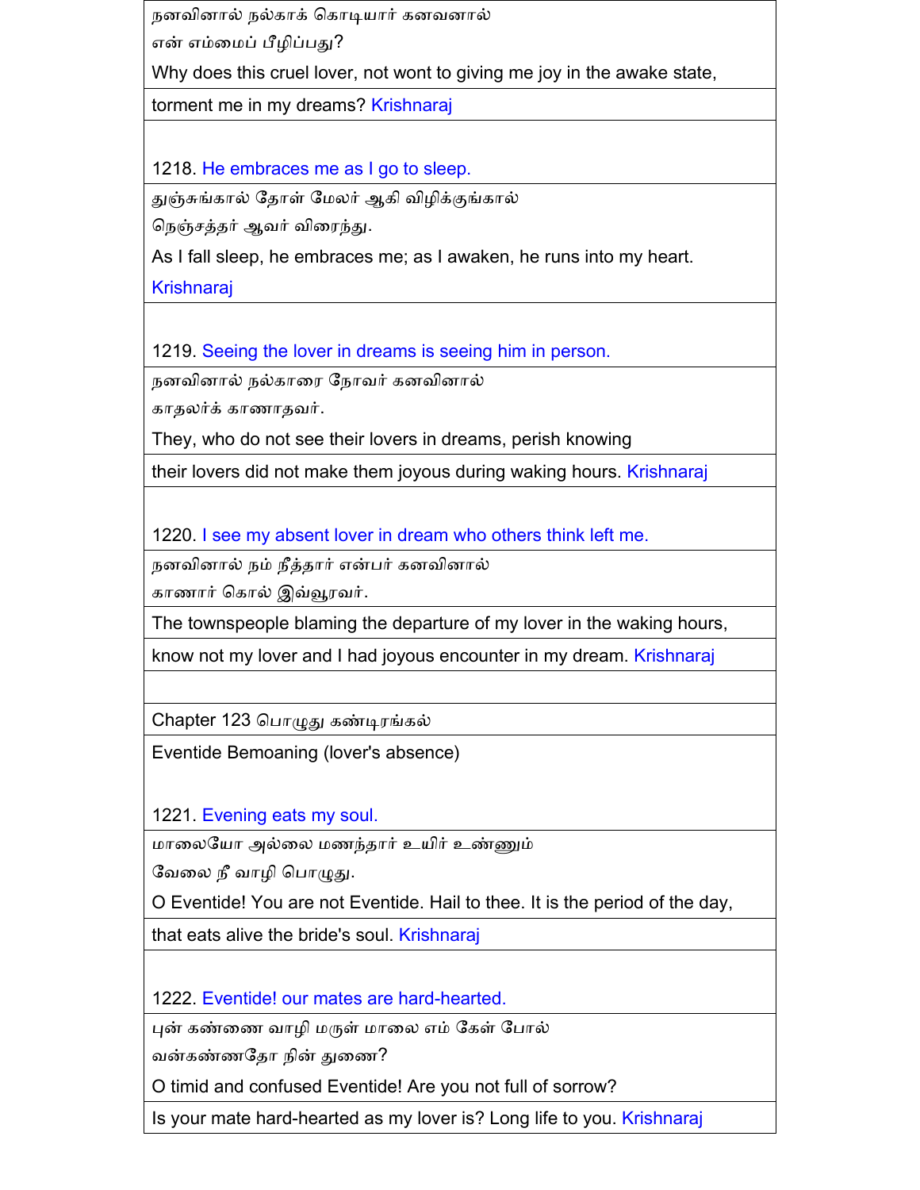நனவினால் நல்காக் கொடியார் கனவனால்
என் எம்மைப் பீழிப்பது?
Why does this cruel lover, not wont to giving me joy in the awake state,
torment me in my dreams? Krishnaraj

1218. He embraces me as I go to sleep.
துஞ்சுங்கால் தோள் மேலர் ஆகி விழிக்குங்கால்
நெஞ்சத்தர் ஆவர் விரைந்து.
As I fall sleep, he embraces me; as I awaken, he runs into my heart.
Krishnaraj

1219. Seeing the lover in dreams is seeing him in person.
நனவினால் நல்காரை நோவர் கனவினால்
காதலர்க் காணாதவர்.
They, who do not see their lovers in dreams, perish knowing
their lovers did not make them joyous during waking hours. Krishnaraj

1220. I see my absent lover in dream who others think left me.
நனவினால் நம் நீத்தார் என்பர் கனவினால்
காணார் கொல் இவ்வூரவர்.
The townspeople blaming the departure of my lover in the waking hours,
know not my lover and I had joyous encounter in my dream. Krishnaraj

Chapter 123 பொழுது கண்டிரங்கல்
Eventide Bemoaning (lover's absence)

1221. Evening eats my soul.
மாலையோ அல்லை மணந்தார் உயிர் உண்ணும்
வேலை நீ வாழி பொழுது.
O Eventide! You are not Eventide. Hail to thee. It is the period of the day,
that eats alive the bride's soul. Krishnaraj

1222. Eventide! our mates are hard-hearted.
புன் கண்ணை வாழி மருள் மாலை எம் கேள் போல்
வன்கண்ணதோ நின் துணை?
O timid and confused Eventide! Are you not full of sorrow?
Is your mate hard-hearted as my lover is? Long life to you. Krishnaraj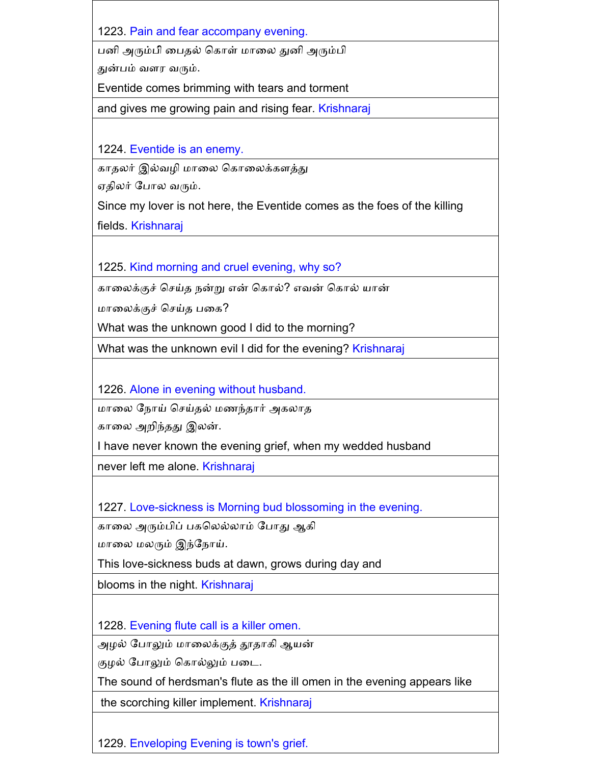1223. Pain and fear accompany evening.

பனி அரும்பி பைதல் கொள் மாலை துனி அரும்பி
துன்பம் வளர வரும்.

Eventide comes brimming with tears and torment
and gives me growing pain and rising fear. Krishnaraj

1224. Eventide is an enemy.

காதலர் இல்வழி மாலை கொலைக்களத்து
ஏதிலர் போல வரும்.

Since my lover is not here, the Eventide comes as the foes of the killing fields. Krishnaraj

1225. Kind morning and cruel evening, why so?

காலைக்குச் செய்த நன்று என் கொல்? எவன் கொல் யான்
மாலைக்குச் செய்த பகை?

What was the unknown good I did to the morning?
What was the unknown evil I did for the evening? Krishnaraj

1226. Alone in evening without husband.

மாலை நோய் செய்தல் மணந்தார் அகலாத
காலை அறிந்தது இலன்.

I have never known the evening grief, when my wedded husband
never left me alone. Krishnaraj

1227. Love-sickness is Morning bud blossoming in the evening.

காலை அரும்பிப் பகலெல்லாம் போது ஆகி
மாலை மலரும் இந்நோய்.

This love-sickness buds at dawn, grows during day and
blooms in the night. Krishnaraj

1228. Evening flute call is a killer omen.

அழல் போலும் மாலைக்குத் தூதாகி ஆயன்
குழல் போலும் கொல்லும் படை.

The sound of herdsman's flute as the ill omen in the evening appears like
the scorching killer implement. Krishnaraj

1229. Enveloping Evening is town's grief.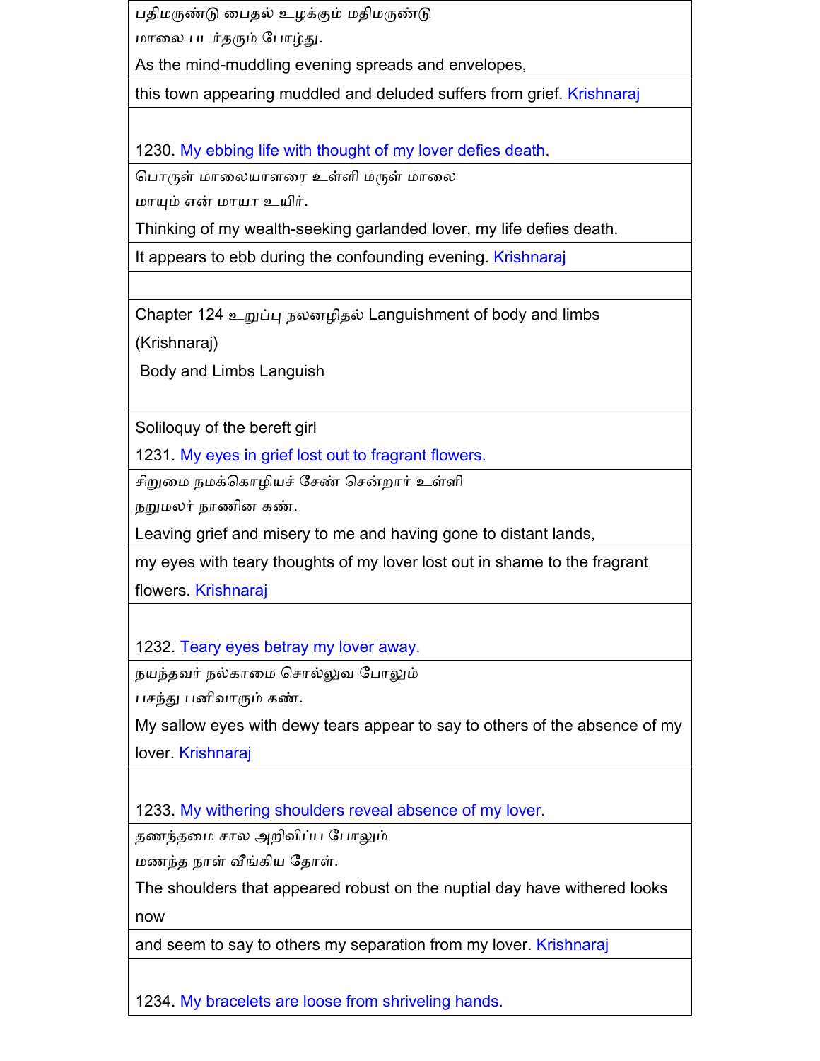பதிமருண்டு பைதல் உழக்கும் மதிமருண்டு
மாலை படர்தரும் போழ்து.

As the mind-muddling evening spreads and envelopes,

this town appearing muddled and deluded suffers from grief. Krishnaraj

1230. My ebbing life with thought of my lover defies death.

பொருள் மாலையாளரை உள்ளி மருள் மாலை
மாயும் என் மாயா உயிர்.

Thinking of my wealth-seeking garlanded lover, my life defies death.

It appears to ebb during the confounding evening. Krishnaraj

Chapter 124 உறுப்பு நலனழிதல் Languishment of body and limbs (Krishnaraj)

Body and Limbs Languish

Soliloquy of the bereft girl

1231. My eyes in grief lost out to fragrant flowers.

சிறுமை நமக்கொழியச் சேண் சென்றார் உள்ளி
நறுமலர் நாணின கண்.

Leaving grief and misery to me and having gone to distant lands,

my eyes with teary thoughts of my lover lost out in shame to the fragrant flowers. Krishnaraj

1232. Teary eyes betray my lover away.

நயந்தவர் நல்காமை சொல்லுவ போலும்
பசந்து பனிவாரும் கண்.

My sallow eyes with dewy tears appear to say to others of the absence of my lover. Krishnaraj

1233. My withering shoulders reveal absence of my lover.

தணந்தமை சால அறிவிப்ப போலும்
மணந்த நாள் வீங்கிய தோள்.

The shoulders that appeared robust on the nuptial day have withered looks now

and seem to say to others my separation from my lover. Krishnaraj

1234. My bracelets are loose from shriveling hands.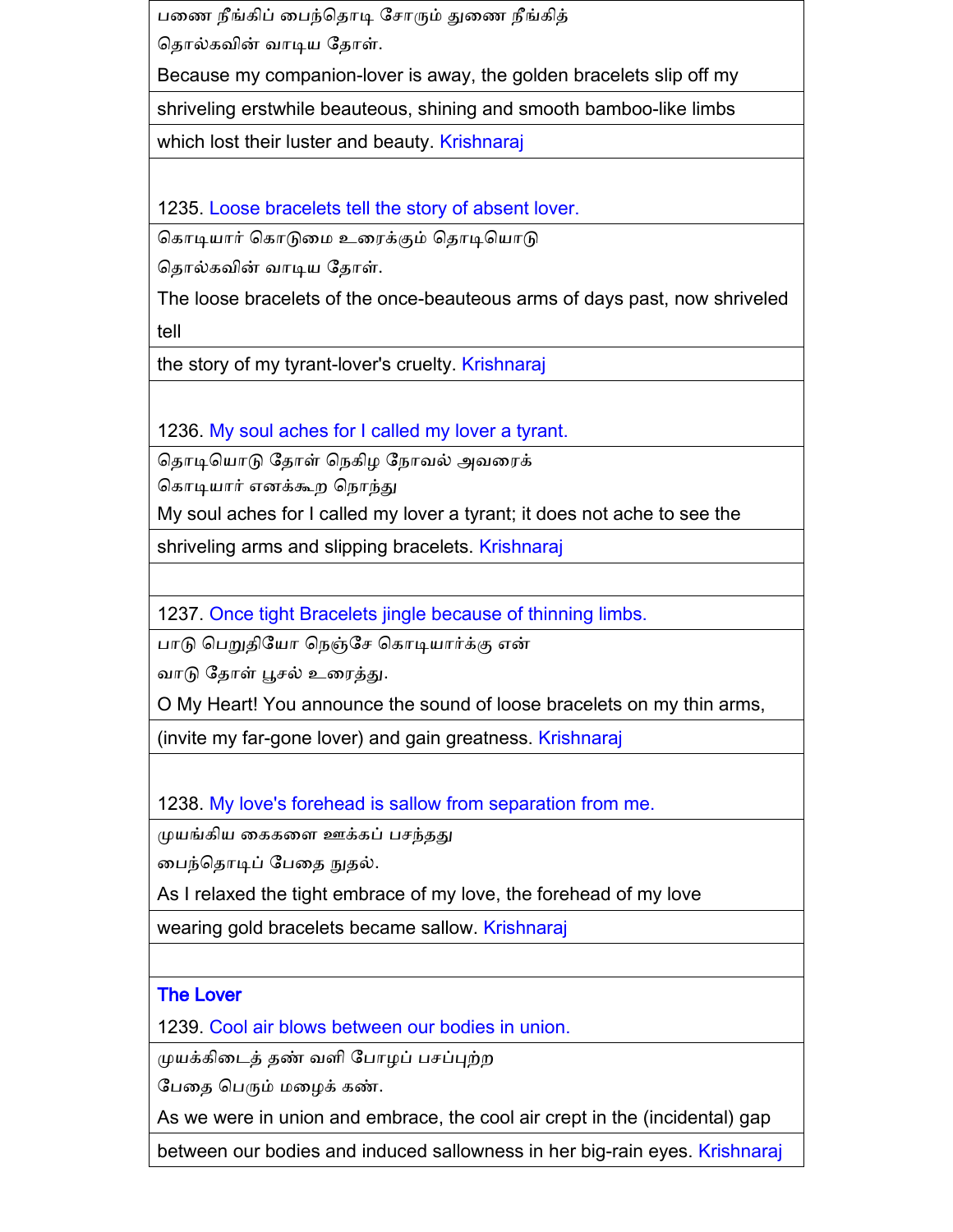பணை நீங்கிப் பைந்தொடி சோரும் துணை நீங்கித்
தொல்கவின் வாடிய தோள்.

Because my companion-lover is away, the golden bracelets slip off my shriveling erstwhile beauteous, shining and smooth bamboo-like limbs which lost their luster and beauty. Krishnaraj

1235. Loose bracelets tell the story of absent lover.

கொடியார் கொடுமை உரைக்கும் தொடியொடு
தொல்கவின் வாடிய தோள்.

The loose bracelets of the once-beauteous arms of days past, now shriveled tell the story of my tyrant-lover's cruelty. Krishnaraj

1236. My soul aches for I called my lover a tyrant.

தொடியொடு தோள் நெகிழ நோவல் அவரைக்
கொடியார் எனக்கூற நொந்து

My soul aches for I called my lover a tyrant; it does not ache to see the shriveling arms and slipping bracelets. Krishnaraj

1237. Once tight Bracelets jingle because of thinning limbs.

பாடு பெறுதியோ நெஞ்சே கொடியார்க்கு என்
வாடு தோள் பூசல் உரைத்து.

O My Heart! You announce the sound of loose bracelets on my thin arms, (invite my far-gone lover) and gain greatness. Krishnaraj

1238. My love's forehead is sallow from separation from me.

முயங்கிய கைகளை ஊக்கப் பசந்தது
பைந்தொடிப் பேதை நுதல்.

As I relaxed the tight embrace of my love, the forehead of my love wearing gold bracelets became sallow. Krishnaraj

The Lover

1239. Cool air blows between our bodies in union.

முயக்கிடைத் தண் வளி போழப் பசப்புற்ற
பேதை பெரும் மழைக் கண்.

As we were in union and embrace, the cool air crept in the (incidental) gap between our bodies and induced sallowness in her big-rain eyes. Krishnaraj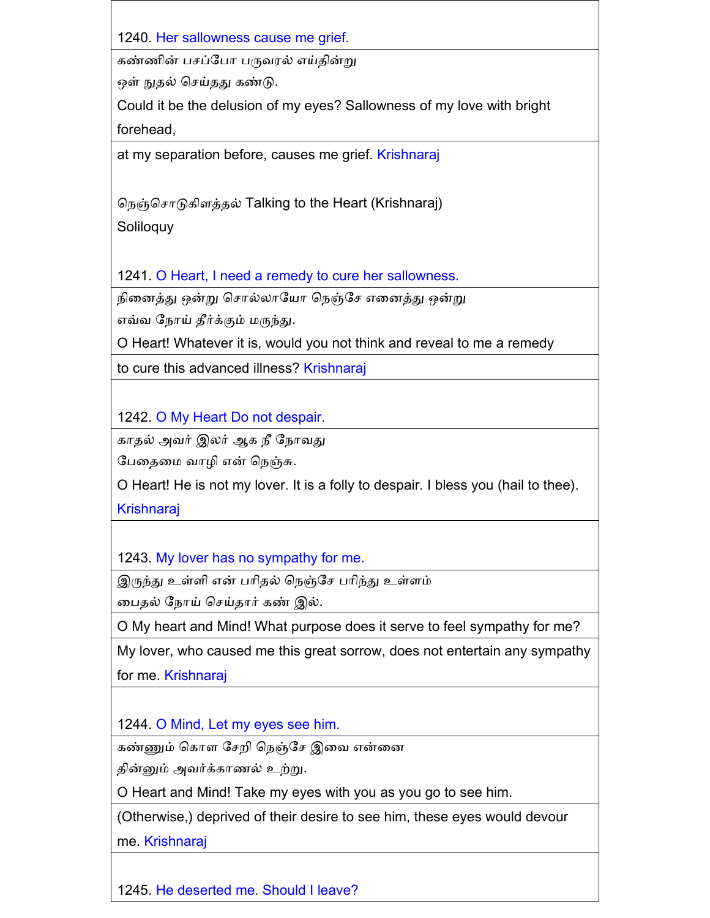1240. Her sallowness cause me grief.

கண்ணின் பசப்போ பருவரல் எய்தின்று
ஒள் நுதல் செய்தது கண்டு.

Could it be the delusion of my eyes? Sallowness of my love with bright forehead,

at my separation before, causes me grief. Krishnaraj

நெஞ்சொடுகிளத்தல் Talking to the Heart (Krishnaraj)

Soliloquy

1241. O Heart, I need a remedy to cure her sallowness.

நினைத்து ஒன்று சொல்லாயோ நெஞ்சே எனைத்து ஒன்று
எவ்வ நோய் தீர்க்கும் மருந்து.

O Heart! Whatever it is, would you not think and reveal to me a remedy

to cure this advanced illness? Krishnaraj

1242. O My Heart Do not despair.

காதல் அவர் இலர் ஆக நீ நோவது
பேதைமை வாழி என் நெஞ்சு.

O Heart! He is not my lover. It is a folly to despair. I bless you (hail to thee). Krishnaraj

1243. My lover has no sympathy for me.

இருந்து உள்ளி என் பரிதல் நெஞ்சே பரிந்து உள்ளம்
பைதல் நோய் செய்தார் கண் இல்.

O My heart and Mind! What purpose does it serve to feel sympathy for me?

My lover, who caused me this great sorrow, does not entertain any sympathy for me. Krishnaraj

1244. O Mind, Let my eyes see him.

கண்ணும் கொள சேறி நெஞ்சே இவை என்னை
தின்னும் அவர்க்காணல் உற்று.

O Heart and Mind! Take my eyes with you as you go to see him.

(Otherwise,) deprived of their desire to see him, these eyes would devour me. Krishnaraj

1245. He deserted me. Should I leave?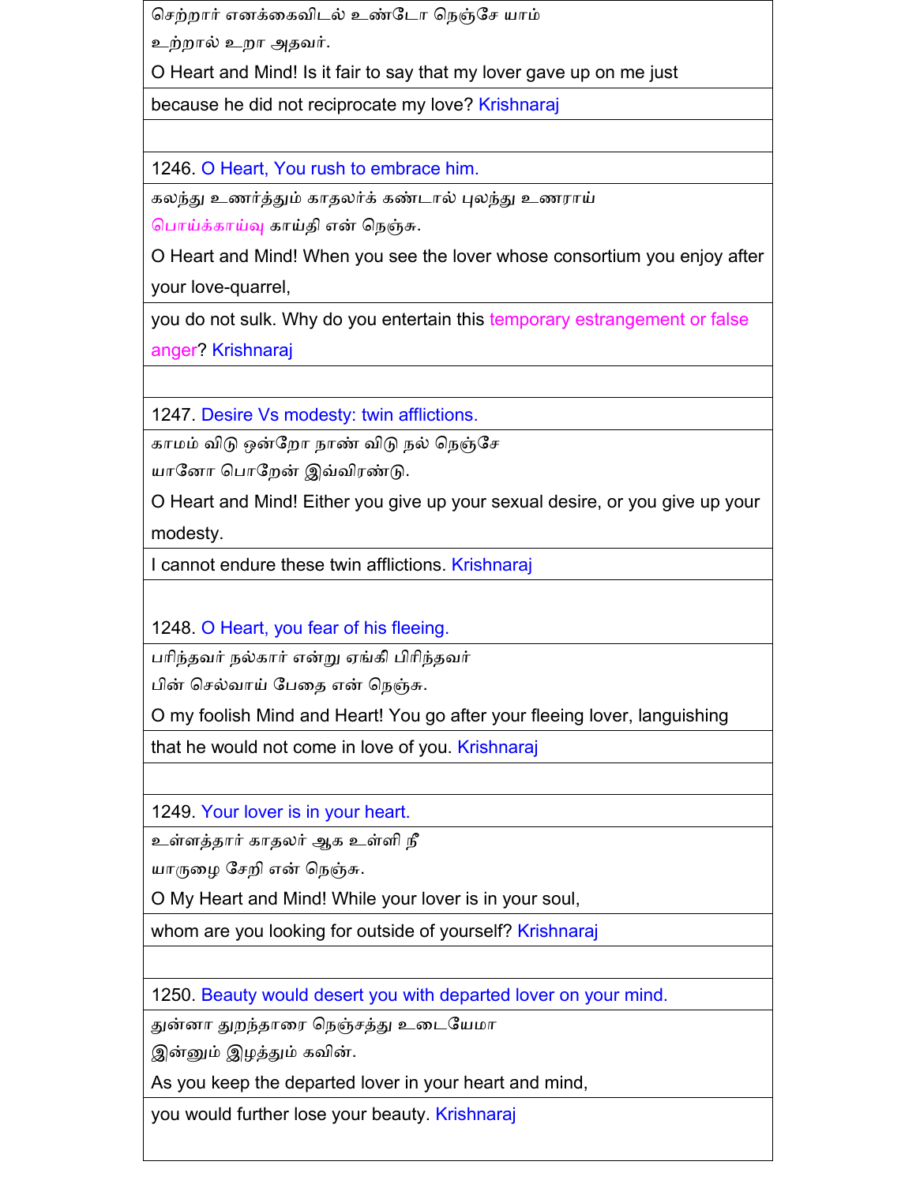செற்றார் எனக்கைவிடல் உண்டோ நெஞ்சே யாம்
உற்றால் உறா அதவர்.

O Heart and Mind! Is it fair to say that my lover gave up on me just because he did not reciprocate my love? Krishnaraj

1246. O Heart, You rush to embrace him.

கலந்து உணர்த்தும் காதலர்க் கண்டால் புலந்து உணராய்
பொய்க்காய்வு காய்தி என் நெஞ்சு.

O Heart and Mind! When you see the lover whose consortium you enjoy after your love-quarrel, you do not sulk. Why do you entertain this temporary estrangement or false anger? Krishnaraj

1247. Desire Vs modesty: twin afflictions.

காமம் விடு ஒன்றோ நாண் விடு நல் நெஞ்சே
யானோ பொறேன் இவ்விரண்டு.

O Heart and Mind! Either you give up your sexual desire, or you give up your modesty. I cannot endure these twin afflictions. Krishnaraj

1248. O Heart, you fear of his fleeing.

பரிந்தவர் நல்கார் என்று ஏங்கி பிரிந்தவர்
பின் செல்வாய் பேதை என் நெஞ்சு.

O my foolish Mind and Heart! You go after your fleeing lover, languishing that he would not come in love of you. Krishnaraj

1249. Your lover is in your heart.

உள்ளத்தார் காதலர் ஆக உள்ளி நீ
யாருழை சேறி என் நெஞ்சு.

O My Heart and Mind! While your lover is in your soul, whom are you looking for outside of yourself? Krishnaraj

1250. Beauty would desert you with departed lover on your mind.

துன்னா துறந்தாரை நெஞ்சத்து உடையேமா
இன்னும் இழத்தும் கவின்.

As you keep the departed lover in your heart and mind, you would further lose your beauty. Krishnaraj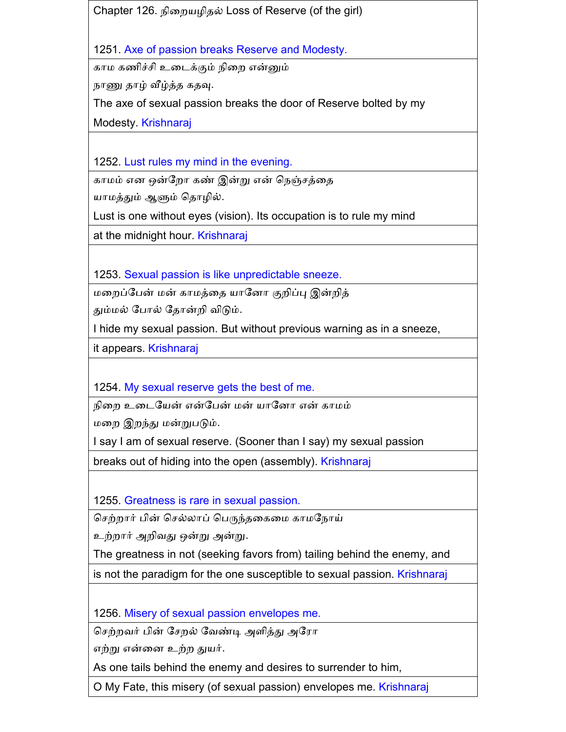Chapter 126. நிறையழிதல் Loss of Reserve (of the girl)

1251. Axe of passion breaks Reserve and Modesty.

காம கணிச்சி உடைக்கும் நிறை என்னும்
நாணு தாழ் வீழ்த்த கதவு.

The axe of sexual passion breaks the door of Reserve bolted by my Modesty. Krishnaraj

1252. Lust rules my mind in the evening.

காமம் என ஒன்றோ கண் இன்று என் நெஞ்சத்தை
யாமத்தும் ஆளும் தொழில்.

Lust is one without eyes (vision). Its occupation is to rule my mind at the midnight hour. Krishnaraj

1253. Sexual passion is like unpredictable sneeze.

மறைப்பேன் மன் காமத்தை யானோ குறிப்பு இன்றித்
தும்மல் போல் தோன்றி விடும்.

I hide my sexual passion. But without previous warning as in a sneeze, it appears. Krishnaraj

1254. My sexual reserve gets the best of me.

நிறை உடையேன் என்பேன் மன் யானோ என் காமம்
மறை இறந்து மன்றுபடும்.

I say I am of sexual reserve. (Sooner than I say) my sexual passion breaks out of hiding into the open (assembly). Krishnaraj

1255. Greatness is rare in sexual passion.

செற்றார் பின் செல்லாப் பெருந்தகைமை காமநோய்
உற்றார் அறிவது ஒன்று அன்று.

The greatness in not (seeking favors from) tailing behind the enemy, and is not the paradigm for the one susceptible to sexual passion. Krishnaraj

1256. Misery of sexual passion envelopes me.

செற்றவர் பின் சேறல் வேண்டி அளித்து அரோ
எற்று என்னை உற்ற துயர்.

As one tails behind the enemy and desires to surrender to him, O My Fate, this misery (of sexual passion) envelopes me. Krishnaraj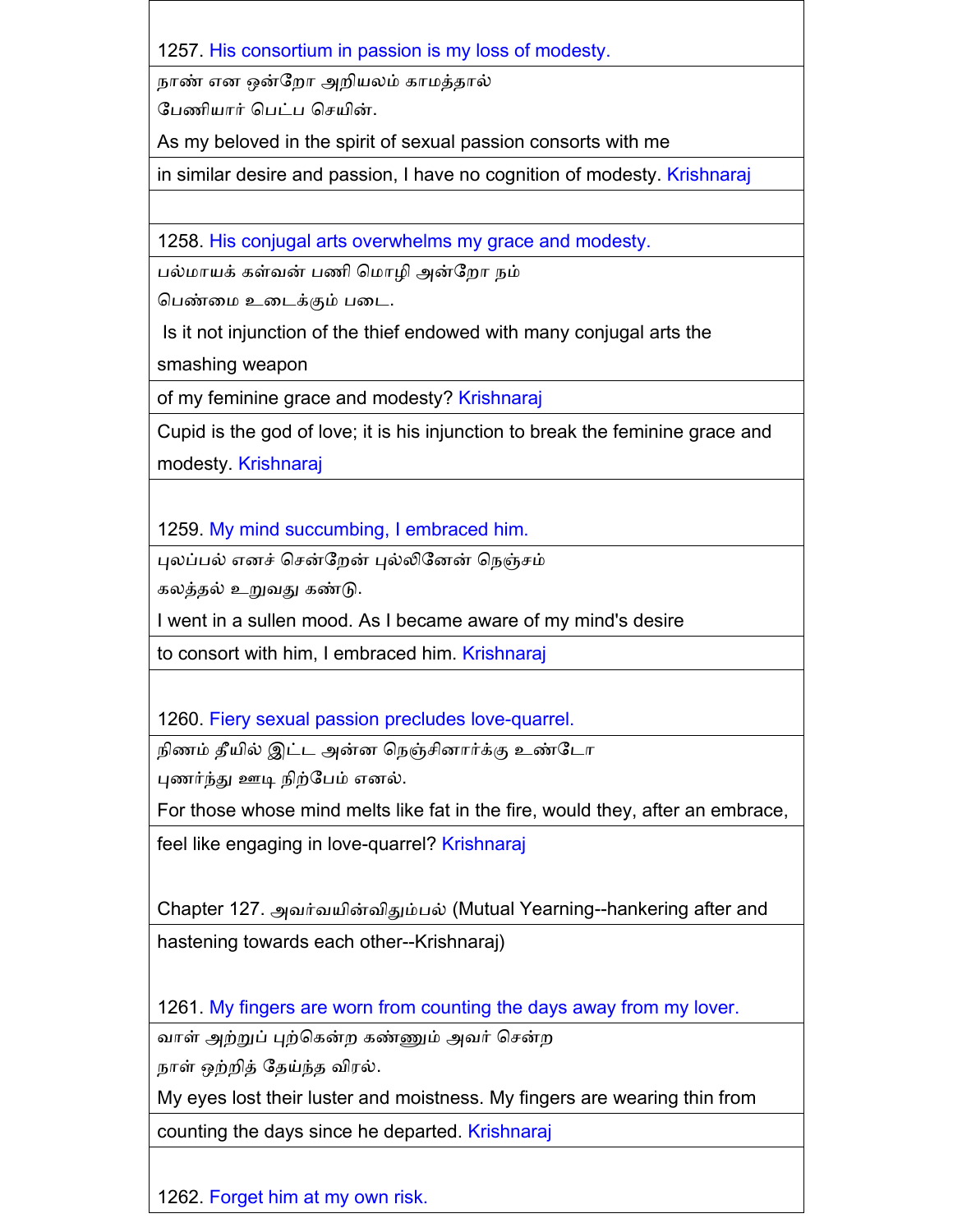1257. His consortium in passion is my loss of modesty.

நாண் என ஒன்றோ அறியலம் காமத்தால்
பேணியார் பெட்ப செயின்.

As my beloved in the spirit of sexual passion consorts with me
in similar desire and passion, I have no cognition of modesty. Krishnaraj

1258. His conjugal arts overwhelms my grace and modesty.

பல்மாயக் கள்வன் பணி மொழி அன்றோ நம்
பெண்மை உடைக்கும் படை.

Is it not injunction of the thief endowed with many conjugal arts the smashing weapon
of my feminine grace and modesty? Krishnaraj

Cupid is the god of love; it is his injunction to break the feminine grace and modesty. Krishnaraj

1259. My mind succumbing, I embraced him.

புலப்பல் எனச் சென்றேன் புல்லினேன் நெஞ்சம்
கலத்தல் உறுவது கண்டு.

I went in a sullen mood. As I became aware of my mind's desire
to consort with him, I embraced him. Krishnaraj

1260. Fiery sexual passion precludes love-quarrel.

நிணம் தீயில் இட்ட அன்ன நெஞ்சினார்க்கு உண்டோ
புணர்ந்து ஊடி நிற்பேம் எனல்.

For those whose mind melts like fat in the fire, would they, after an embrace,
feel like engaging in love-quarrel? Krishnaraj

Chapter 127. அவர்வயின்விதும்பல் (Mutual Yearning--hankering after and hastening towards each other--Krishnaraj)

1261. My fingers are worn from counting the days away from my lover.

வாள் அற்றுப் புற்கென்ற கண்ணும் அவர் சென்ற
நாள் ஒற்றித் தேய்ந்த விரல்.

My eyes lost their luster and moistness. My fingers are wearing thin from
counting the days since he departed. Krishnaraj

1262. Forget him at my own risk.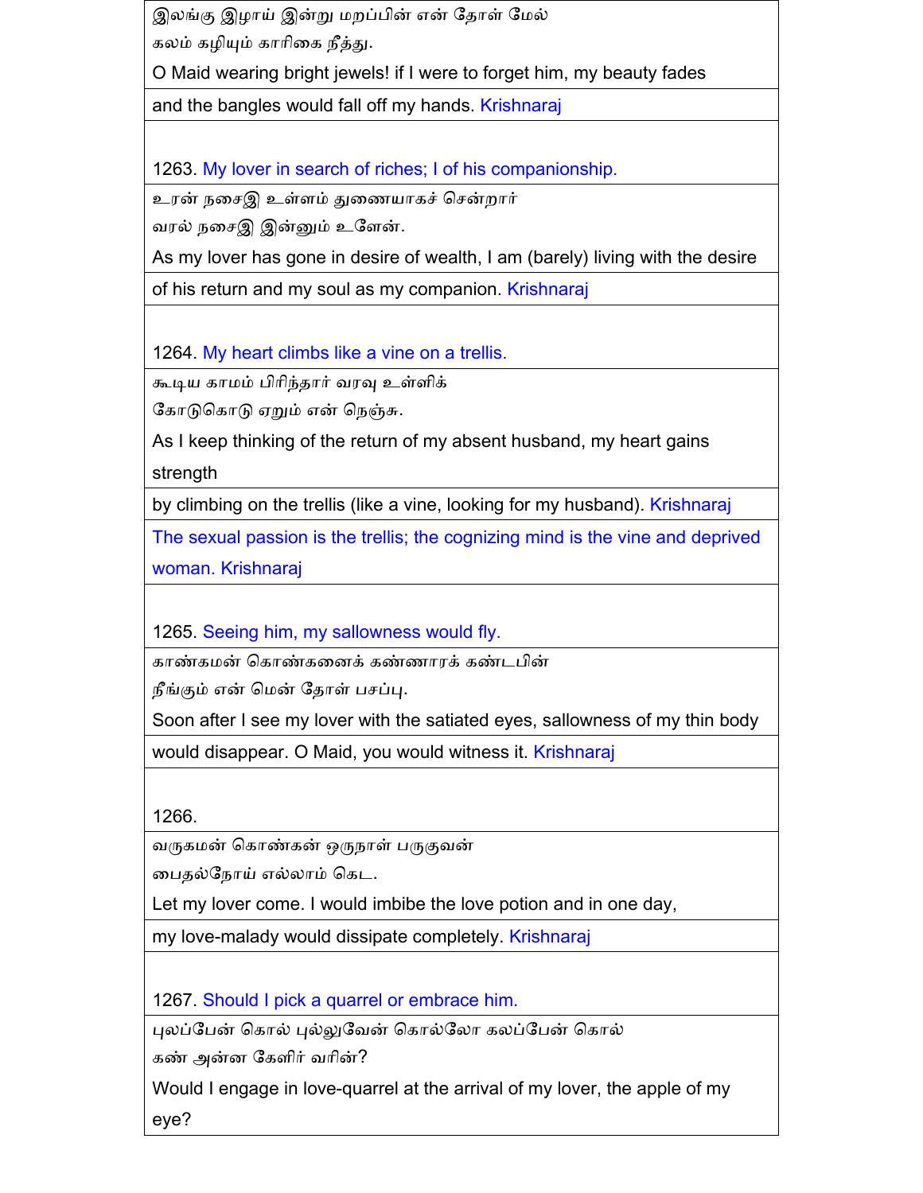இலங்கு இழாய் இன்று மறப்பின் என் தோள் மேல்
கலம் கழியும் காரிகை நீத்து.

O Maid wearing bright jewels! if I were to forget him, my beauty fades

and the bangles would fall off my hands. Krishnaraj

1263. My lover in search of riches; I of his companionship.

உரன் நசைஇ உள்ளம் துணையாகச் சென்றார்
வரல் நசைஇ இன்னும் உளேன்.

As my lover has gone in desire of wealth, I am (barely) living with the desire

of his return and my soul as my companion. Krishnaraj

1264. My heart climbs like a vine on a trellis.

கூடிய காமம் பிரிந்தார் வரவு உள்ளிக்
கோடுகொடு ஏறும் என் நெஞ்சு.

As I keep thinking of the return of my absent husband, my heart gains strength

by climbing on the trellis (like a vine, looking for my husband). Krishnaraj

The sexual passion is the trellis; the cognizing mind is the vine and deprived woman. Krishnaraj

1265. Seeing him, my sallowness would fly.

காண்கமன் கொண்கனைக் கண்ணாரக் கண்டபின்
நீங்கும் என் மென் தோள் பசப்பு.

Soon after I see my lover with the satiated eyes, sallowness of my thin body

would disappear. O Maid, you would witness it. Krishnaraj

1266.

வருகமன் கொண்கன் ஒருநாள் பருகுவன்
பைதல்நோய் எல்லாம் கெட.

Let my lover come. I would imbibe the love potion and in one day,

my love-malady would dissipate completely. Krishnaraj

1267. Should I pick a quarrel or embrace him.

புலப்பேன் கொல் புல்லுவேன் கொல்லோ கலப்பேன் கொல்
கண் அன்ன கேளிர் வரின்?

Would I engage in love-quarrel at the arrival of my lover, the apple of my eye?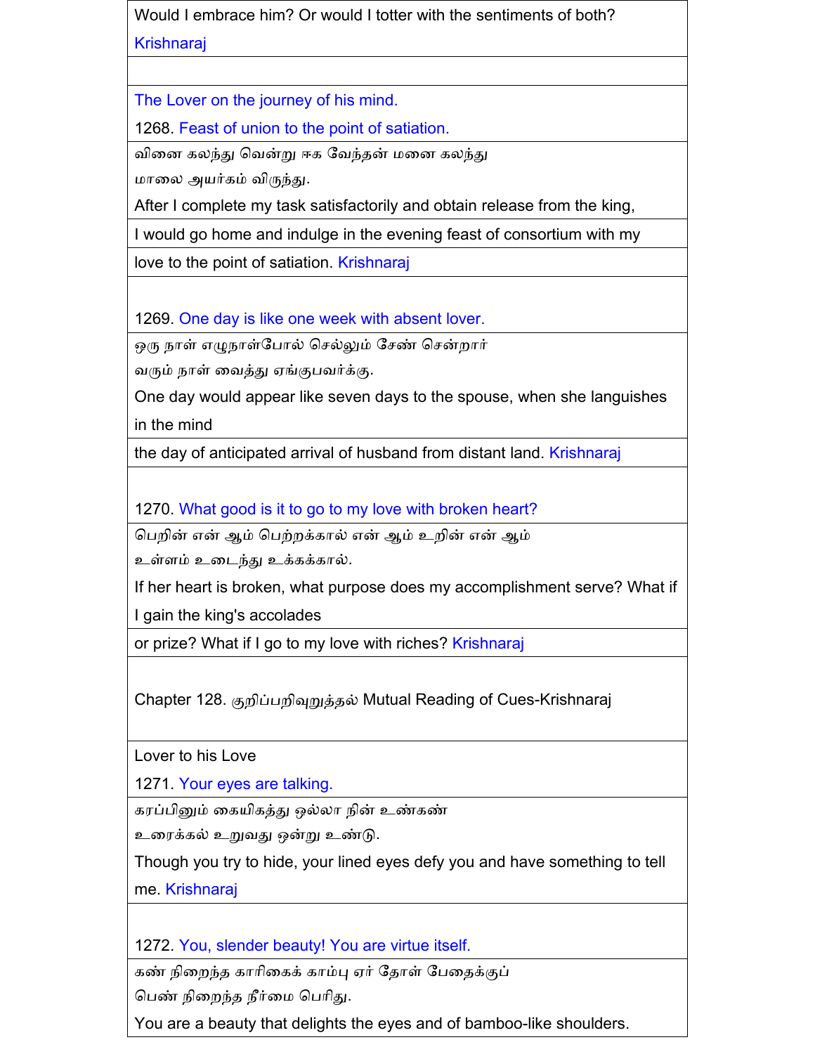Would I embrace him? Or would I totter with the sentiments of both? Krishnaraj

The Lover on the journey of his mind.

1268. Feast of union to the point of satiation.

வினை கலந்து வென்று ஈக வேந்தன் மனை கலந்து
மாலை அயர்கம் விருந்து.

After I complete my task satisfactorily and obtain release from the king,

I would go home and indulge in the evening feast of consortium with my

love to the point of satiation. Krishnaraj

1269. One day is like one week with absent lover.

ஒரு நாள் எழுநாள்போல் செல்லும் சேண் சென்றார்
வரும் நாள் வைத்து ஏங்குபவர்க்கு.

One day would appear like seven days to the spouse, when she languishes in the mind

the day of anticipated arrival of husband from distant land. Krishnaraj

1270. What good is it to go to my love with broken heart?

பெறின் என் ஆம் பெற்றக்கால் என் ஆம் உறின் என் ஆம்
உள்ளம் உடைந்து உக்கக்கால்.

If her heart is broken, what purpose does my accomplishment serve? What if I gain the king's accolades

or prize? What if I go to my love with riches? Krishnaraj

Chapter 128. குறிப்பறிவுறுத்தல் Mutual Reading of Cues-Krishnaraj

Lover to his Love

1271. Your eyes are talking.

கரப்பினும் கையிகத்து ஒல்லா நின் உண்கண்
உரைக்கல் உறுவது ஒன்று உண்டு.

Though you try to hide, your lined eyes defy you and have something to tell me. Krishnaraj

1272. You, slender beauty! You are virtue itself.

கண் நிறைந்த காரிகைக் காம்பு ஏர் தோள் பேதைக்குப்
பெண் நிறைந்த நீர்மை பெரிது.

You are a beauty that delights the eyes and of bamboo-like shoulders.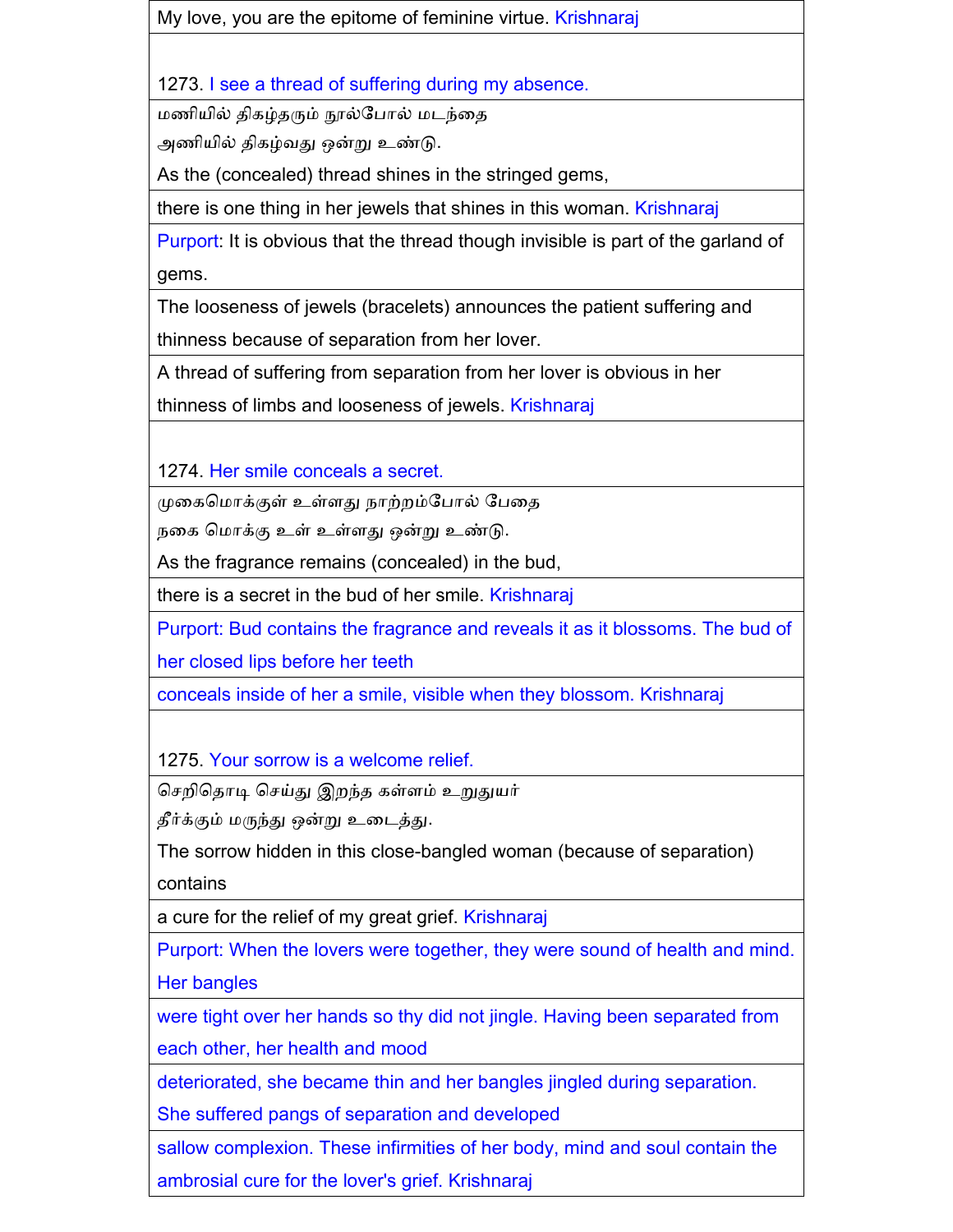My love, you are the epitome of feminine virtue. Krishnaraj

1273. I see a thread of suffering during my absence.

மணியில் திகழ்தரும் நூல்போல் மடந்தை
அணியில் திகழ்வது ஒன்று உண்டு.

As the (concealed) thread shines in the stringed gems,

there is one thing in her jewels that shines in this woman. Krishnaraj

Purport: It is obvious that the thread though invisible is part of the garland of gems.

The looseness of jewels (bracelets) announces the patient suffering and thinness because of separation from her lover.

A thread of suffering from separation from her lover is obvious in her thinness of limbs and looseness of jewels. Krishnaraj

1274. Her smile conceals a secret.

முகைமொக்குள் உள்ளது நாற்றம்போல் பேதை
நகை மொக்கு உள் உள்ளது ஒன்று உண்டு.

As the fragrance remains (concealed) in the bud,

there is a secret in the bud of her smile. Krishnaraj

Purport: Bud contains the fragrance and reveals it as it blossoms. The bud of her closed lips before her teeth

conceals inside of her a smile, visible when they blossom. Krishnaraj

1275. Your sorrow is a welcome relief.

செறிதொடி செய்து இறந்த கள்ளம் உறுதுயர்
தீர்க்கும் மருந்து ஒன்று உடைத்து.

The sorrow hidden in this close-bangled woman (because of separation) contains

a cure for the relief of my great grief. Krishnaraj

Purport: When the lovers were together, they were sound of health and mind. Her bangles

were tight over her hands so thy did not jingle. Having been separated from each other, her health and mood

deteriorated, she became thin and her bangles jingled during separation. She suffered pangs of separation and developed

sallow complexion. These infirmities of her body, mind and soul contain the ambrosial cure for the lover's grief. Krishnaraj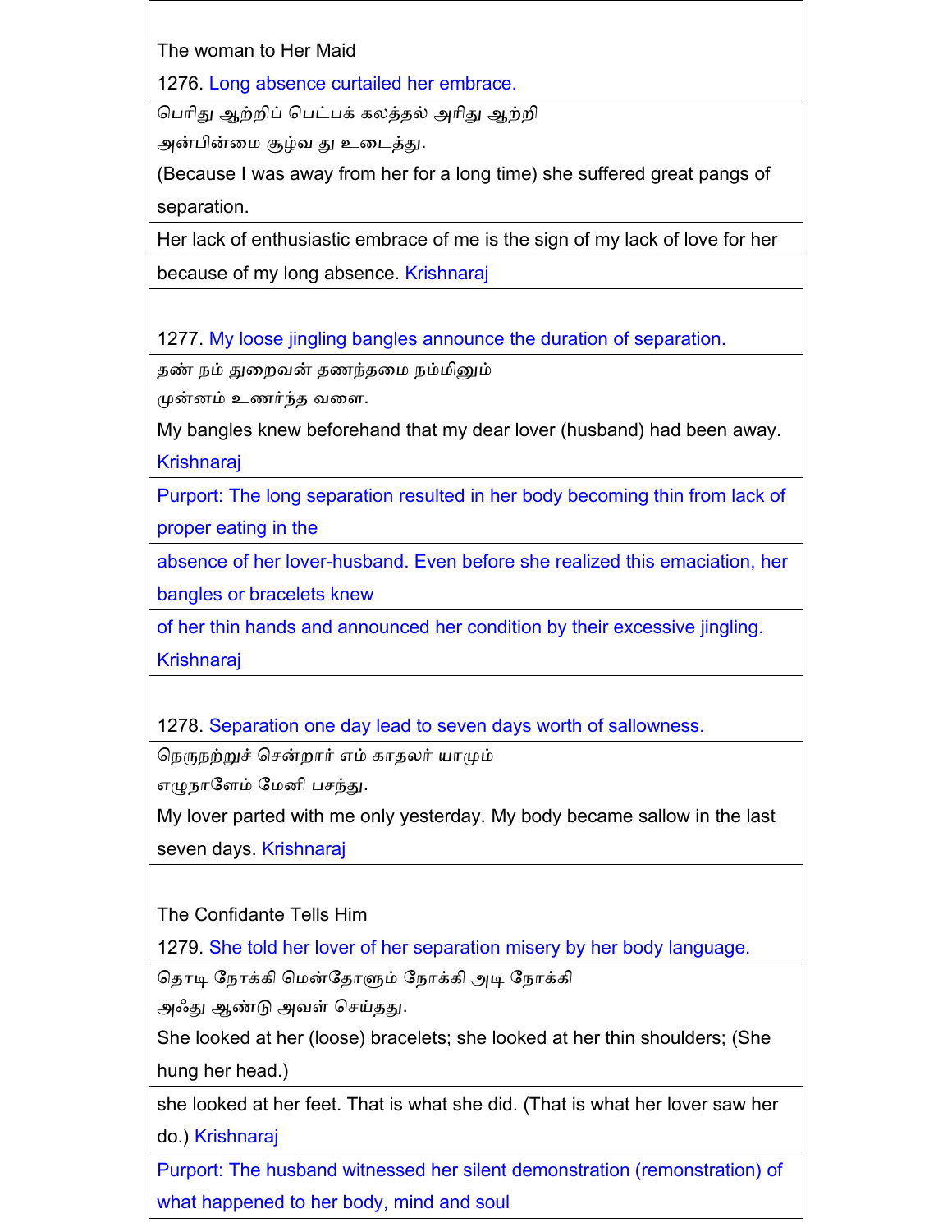The woman to Her Maid

1276. Long absence curtailed her embrace.

பெரிது ஆற்றிப் பெட்பக் கலத்தல் அரிது ஆற்றி
அன்பின்மை சூழ்வ து உடைத்து.

(Because I was away from her for a long time) she suffered great pangs of separation.

Her lack of enthusiastic embrace of me is the sign of my lack of love for her because of my long absence. Krishnaraj

1277. My loose jingling bangles announce the duration of separation.

தண் நம் துறைவன் தணந்தமை நம்மினும்
முன்னம் உணர்ந்த வளை.

My bangles knew beforehand that my dear lover (husband) had been away. Krishnaraj

Purport: The long separation resulted in her body becoming thin from lack of proper eating in the absence of her lover-husband. Even before she realized this emaciation, her bangles or bracelets knew of her thin hands and announced her condition by their excessive jingling. Krishnaraj

1278. Separation one day lead to seven days worth of sallowness.

நெருநற்றுச் சென்றார் எம் காதலர் யாமும்
எழுநாளேம் மேனி பசந்து.

My lover parted with me only yesterday. My body became sallow in the last seven days. Krishnaraj

The Confidante Tells Him

1279. She told her lover of her separation misery by her body language.

தொடி நோக்கி மென்தோளும் நோக்கி அடி நோக்கி
அஃது ஆண்டு அவள் செய்தது.

She looked at her (loose) bracelets; she looked at her thin shoulders; (She hung her head.) she looked at her feet. That is what she did. (That is what her lover saw her do.) Krishnaraj

Purport: The husband witnessed her silent demonstration (remonstration) of what happened to her body, mind and soul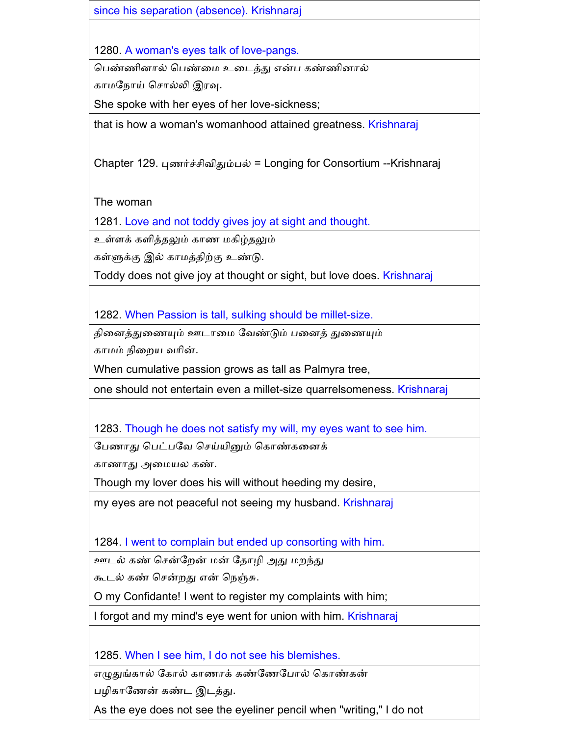since his separation (absence). Krishnaraj

1280. A woman's eyes talk of love-pangs.

பெண்ணினால் பெண்மை உடைத்து என்ப கண்ணினால்
காமநோய் சொல்லி இரவு.

She spoke with her eyes of her love-sickness;

that is how a woman's womanhood attained greatness. Krishnaraj

Chapter 129. புணர்ச்சிவிதும்பல் = Longing for Consortium --Krishnaraj

The woman

1281. Love and not toddy gives joy at sight and thought.

உள்ளக் களித்தலும் காண மகிழ்தலும்
கள்ளுக்கு இல் காமத்திற்கு உண்டு.

Toddy does not give joy at thought or sight, but love does. Krishnaraj

1282. When Passion is tall, sulking should be millet-size.

தினைத்துணையும் ஊடாமை வேண்டும் பனைத் துணையும்
காமம் நிறைய வரின்.

When cumulative passion grows as tall as Palmyra tree,

one should not entertain even a millet-size quarrelsomeness. Krishnaraj

1283. Though he does not satisfy my will, my eyes want to see him.

பேணாது பெட்பவே செய்யினும் கொண்கனைக்
காணாது அமையல கண்.

Though my lover does his will without heeding my desire,

my eyes are not peaceful not seeing my husband. Krishnaraj

1284. I went to complain but ended up consorting with him.

ஊடல் கண் சென்றேன் மன் தோழி அது மறந்து
கூடல் கண் சென்றது என் நெஞ்சு.

O my Confidante! I went to register my complaints with him;

I forgot and my mind's eye went for union with him. Krishnaraj

1285. When I see him, I do not see his blemishes.

எழுதுங்கால் கோல் காணாக் கண்ணேபோல் கொண்கன்
பழிகாணேன் கண்ட இடத்து.

As the eye does not see the eyeliner pencil when "writing," I do not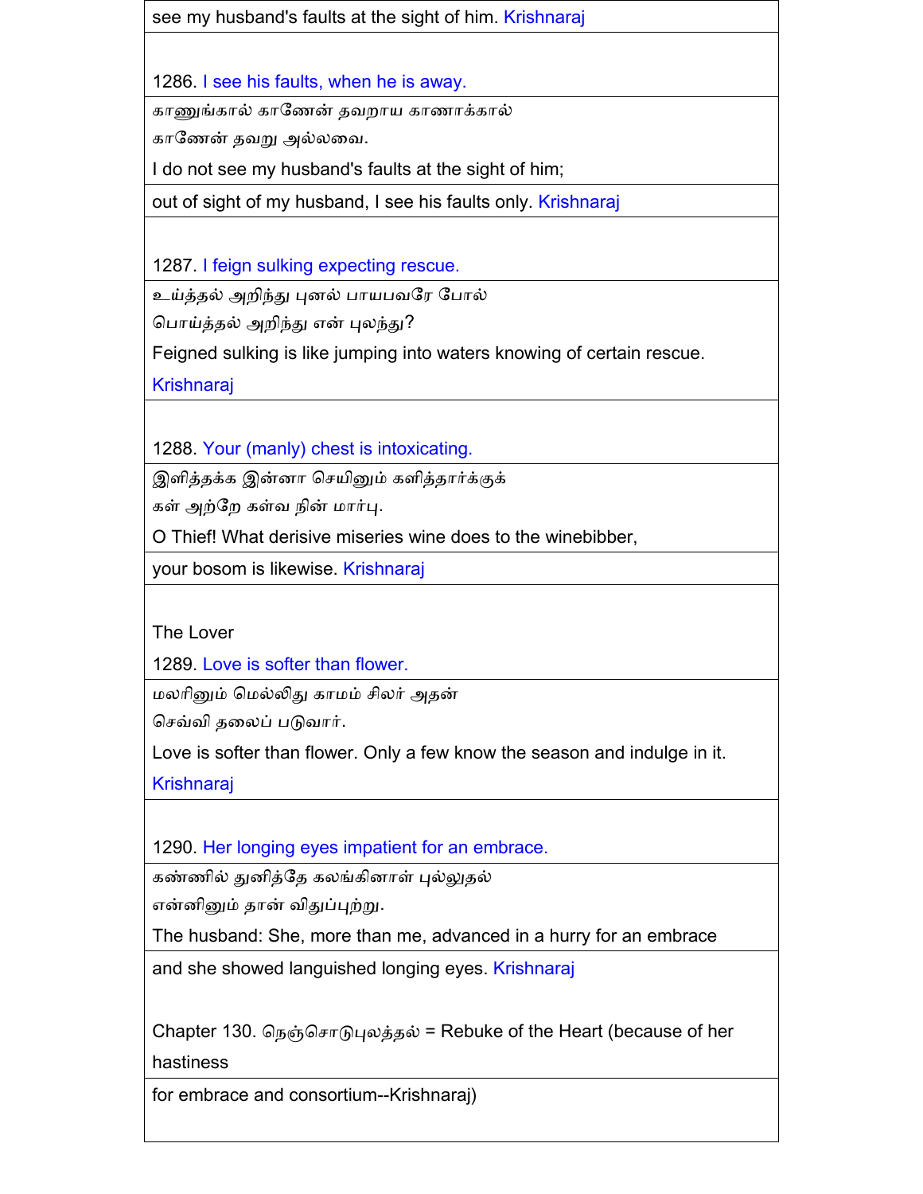see my husband's faults at the sight of him. Krishnaraj

1286. I see his faults, when he is away.

காணுங்கால் காணேன் தவறாய காணாக்கால்

காணேன் தவறு அல்லவை.

I do not see my husband's faults at the sight of him;

out of sight of my husband, I see his faults only. Krishnaraj

1287. I feign sulking expecting rescue.

உய்த்தல் அறிந்து புனல் பாயபவரே போல்

பொய்த்தல் அறிந்து என் புலந்து?

Feigned sulking is like jumping into waters knowing of certain rescue.

Krishnaraj

1288. Your (manly) chest is intoxicating.

இளித்தக்க இன்னா செயினும் களித்தார்க்குக்

கள் அற்றே கள்வ நின் மார்பு.

O Thief! What derisive miseries wine does to the winebibber,

your bosom is likewise. Krishnaraj

The Lover

1289. Love is softer than flower.

மலரினும் மெல்லிது காமம் சிலர் அதன்

செவ்வி தலைப் படுவார்.

Love is softer than flower. Only a few know the season and indulge in it.

Krishnaraj

1290. Her longing eyes impatient for an embrace.

கண்ணில் துனித்தே கலங்கினாள் புல்லுதல்

என்னினும் தான் விதுப்புற்று.

The husband: She, more than me, advanced in a hurry for an embrace

and she showed languished longing eyes. Krishnaraj

Chapter 130. நெஞ்சொடுபுலத்தல் = Rebuke of the Heart (because of her hastiness

for embrace and consortium--Krishnaraj)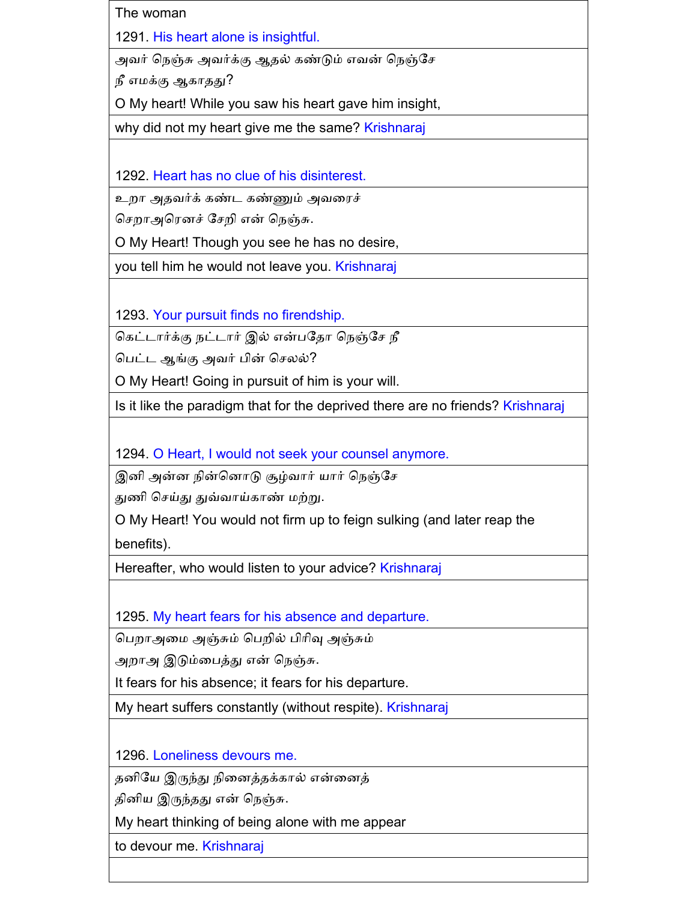The woman

1291. His heart alone is insightful.

அவர் நெஞ்சு அவர்க்கு ஆதல் கண்டும் எவன் நெஞ்சே
நீ எமக்கு ஆகாதது?

O My heart! While you saw his heart gave him insight,
why did not my heart give me the same? Krishnaraj

1292. Heart has no clue of his disinterest.

உறா அதவர்க் கண்ட கண்ணும் அவரைச்
செறாஅரெனச் சேறி என் நெஞ்சு.

O My Heart! Though you see he has no desire,
you tell him he would not leave you. Krishnaraj

1293. Your pursuit finds no firendship.

கெட்டார்க்கு நட்டார் இல் என்பதோ நெஞ்சே நீ
பெட்ட ஆங்கு அவர் பின் செலல்?

O My Heart! Going in pursuit of him is your will.
Is it like the paradigm that for the deprived there are no friends? Krishnaraj

1294. O Heart, I would not seek your counsel anymore.

இனி அன்ன நின்னொடு சூழ்வார் யார் நெஞ்சே
துனி செய்து துவ்வாய்காண் மற்று.

O My Heart! You would not firm up to feign sulking (and later reap the benefits).
Hereafter, who would listen to your advice? Krishnaraj

1295. My heart fears for his absence and departure.

பெறாஅமை அஞ்சும் பெறின் பிரிவு அஞ்சும்
அறாஅ இடும்பைத்து என் நெஞ்சு.

It fears for his absence; it fears for his departure.
My heart suffers constantly (without respite). Krishnaraj

1296. Loneliness devours me.

தனியே இருந்து நினைத்தக்கால் என்னைத்
தினிய இருந்தது என் நெஞ்சு.

My heart thinking of being alone with me appear
to devour me. Krishnaraj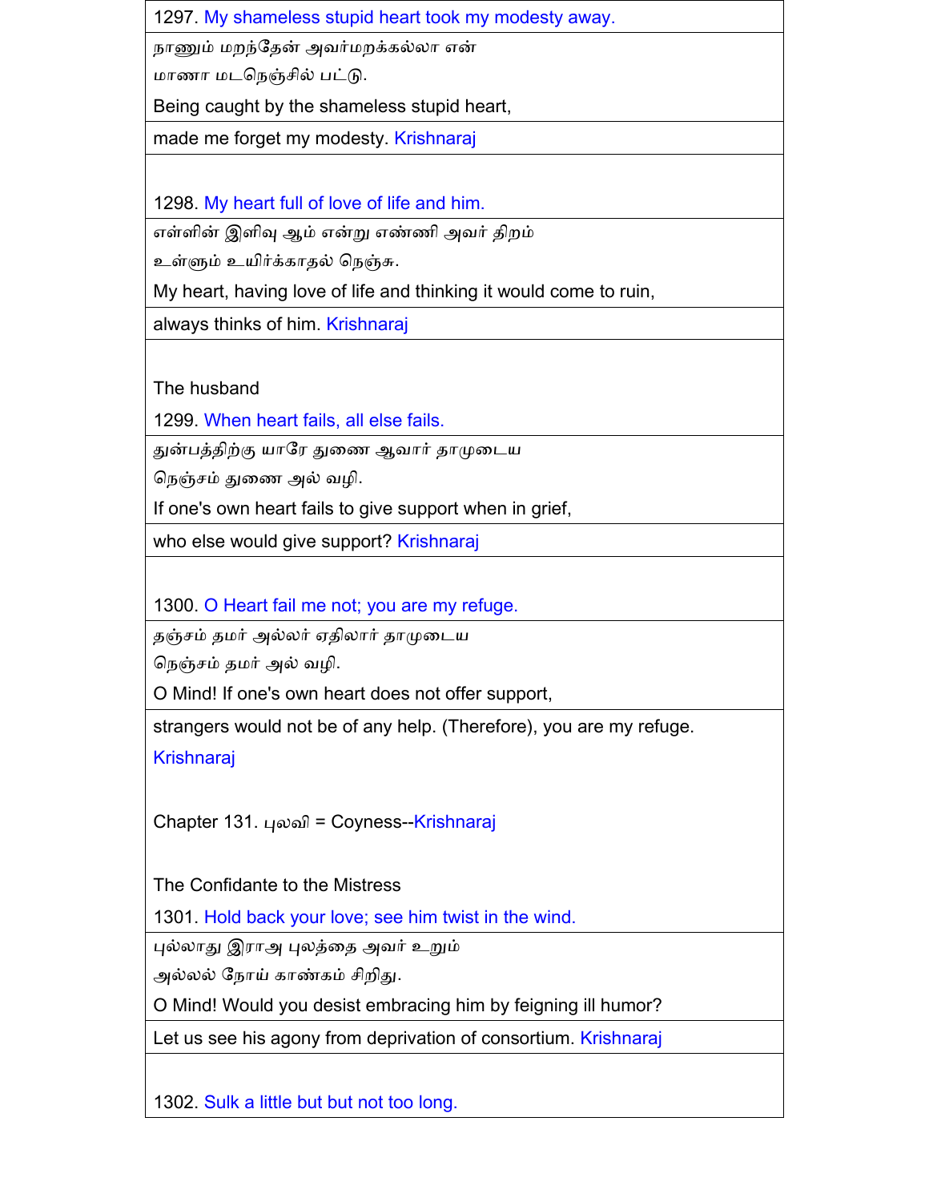1297. My shameless stupid heart took my modesty away.

நாணும் மறந்தேன் அவர்மறக்கல்லா என்
மாணா மடநெஞ்சில் பட்டு.

Being caught by the shameless stupid heart,

made me forget my modesty. Krishnaraj

1298. My heart full of love of life and him.

எள்ளின் இளிவு ஆம் என்று எண்ணி அவர் திறம்
உள்ளும் உயிர்க்காதல் நெஞ்சு.

My heart, having love of life and thinking it would come to ruin,

always thinks of him. Krishnaraj

The husband

1299. When heart fails, all else fails.

துன்பத்திற்கு யாரே துணை ஆவார் தாமுடைய
நெஞ்சம் துணை அல் வழி.

If one's own heart fails to give support when in grief,

who else would give support? Krishnaraj

1300. O Heart fail me not; you are my refuge.

தஞ்சம் தமர் அல்லர் ஏதிலார் தாமுடைய
நெஞ்சம் தமர் அல் வழி.

O Mind! If one's own heart does not offer support,

strangers would not be of any help. (Therefore), you are my refuge.

Krishnaraj

Chapter 131. புலவி = Coyness--Krishnaraj

The Confidante to the Mistress

1301. Hold back your love; see him twist in the wind.

புல்லாது இராஅ புலத்தை அவர் உறும்
அல்லல் நோய் காண்கம் சிறிது.

O Mind! Would you desist embracing him by feigning ill humor?

Let us see his agony from deprivation of consortium. Krishnaraj

1302. Sulk a little but but not too long.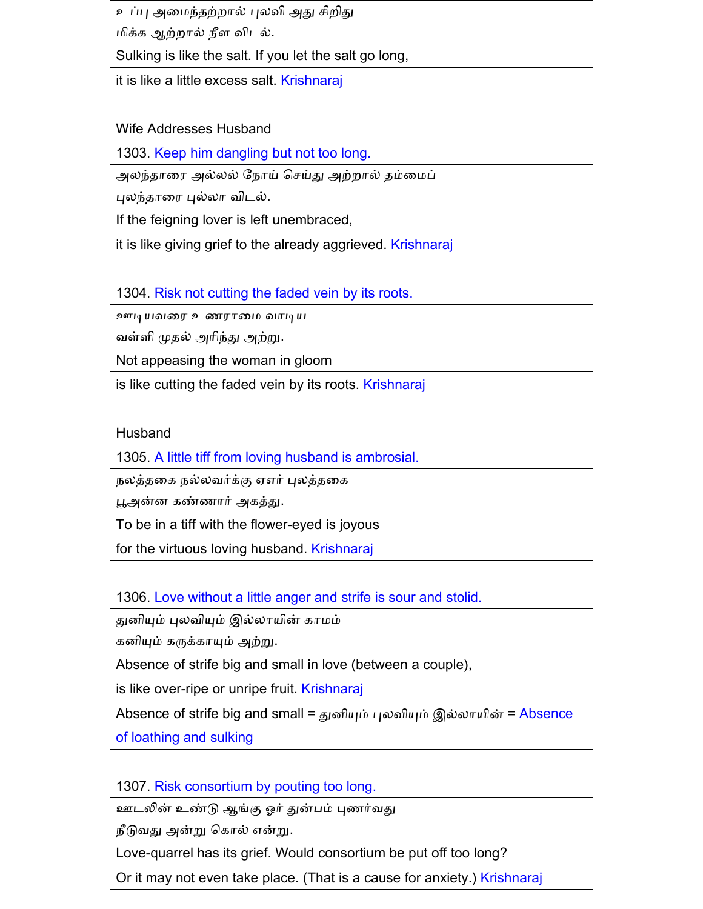| |
|---|
| உப்பு அமைந்தற்றால் புலவி அது சிறிது<br>மிக்க ஆற்றால் நீள விடல்.<br>Sulking is like the salt. If you let the salt go long, |
| it is like a little excess salt. Krishnaraj |
| Wife Addresses Husband<br>1303. Keep him dangling but not too long. |
| அலந்தாரை அல்லல் நோய் செய்து அற்றால் தம்மைப்<br>புலந்தாரை புல்லா விடல்.<br>If the feigning lover is left unembraced, |
| it is like giving grief to the already aggrieved. Krishnaraj |
| 1304. Risk not cutting the faded vein by its roots. |
| ஊடியவரை உணராமை வாடிய<br>வள்ளி முதல் அரிந்து அற்று.<br>Not appeasing the woman in gloom |
| is like cutting the faded vein by its roots. Krishnaraj |
| Husband<br>1305. A little tiff from loving husband is ambrosial. |
| நலத்தகை நல்லவர்க்கு ஏஎர் புலத்தகை<br>பூஅன்ன கண்ணார் அகத்து.<br>To be in a tiff with the flower-eyed is joyous |
| for the virtuous loving husband. Krishnaraj |
| 1306. Love without a little anger and strife is sour and stolid. |
| துனியும் புலவியும் இல்லாயின் காமம்<br>கனியும் கருக்காயும் அற்று.<br>Absence of strife big and small in love (between a couple), |
| is like over-ripe or unripe fruit. Krishnaraj |
| Absence of strife big and small = துனியும் புலவியும் இல்லாயின் = Absence of loathing and sulking |
| 1307. Risk consortium by pouting too long. |
| ஊடலின் உண்டு ஆங்கு ஓர் துன்பம் புணர்வது<br>நீடுவது அன்று கொல் என்று.<br>Love-quarrel has its grief. Would consortium be put off too long? |
| Or it may not even take place. (That is a cause for anxiety.) Krishnaraj |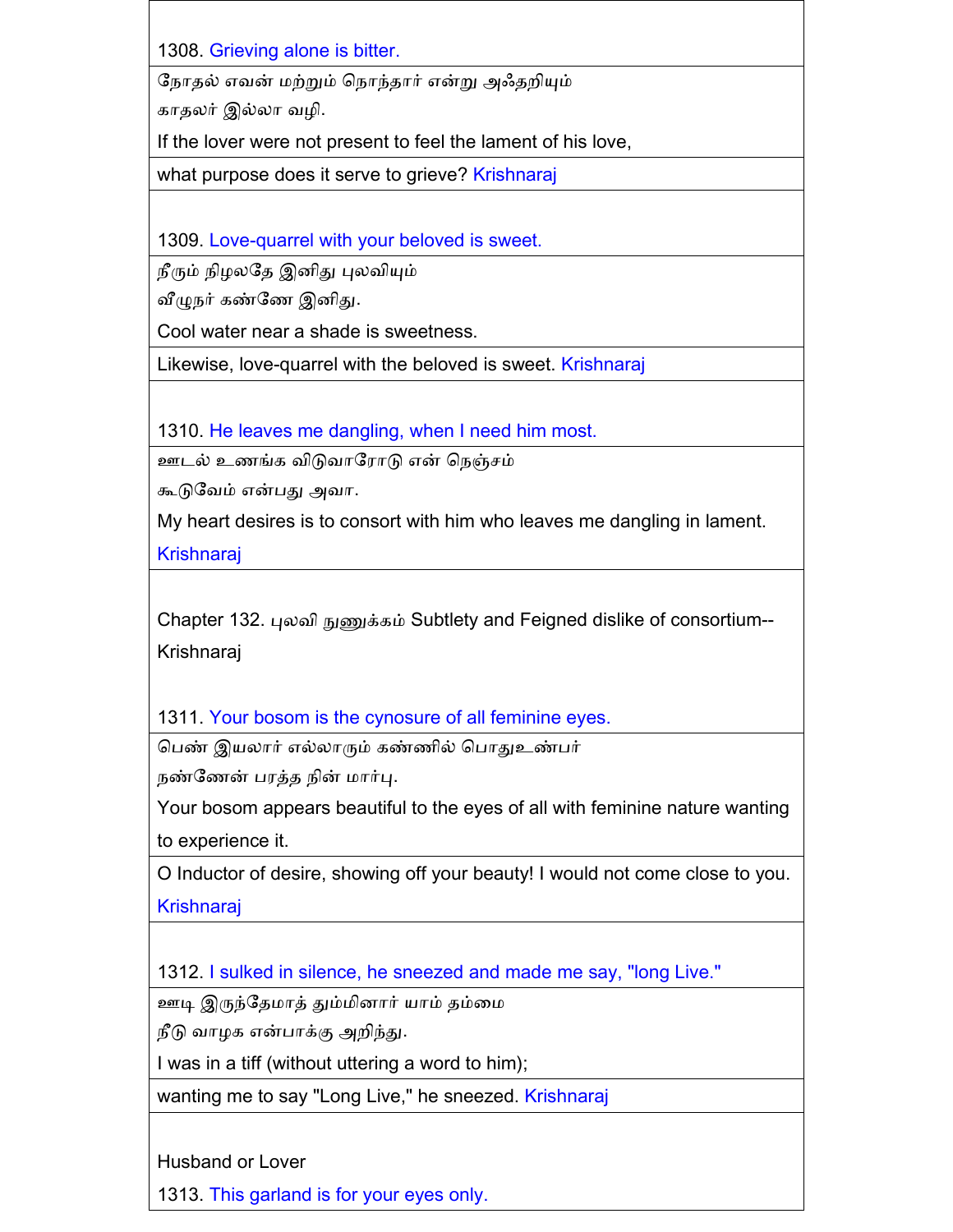1308. Grieving alone is bitter.

நோதல் எவன் மற்றும் நொந்தார் என்று அஃதறியும்
காதலர் இல்லா வழி.

If the lover were not present to feel the lament of his love,

what purpose does it serve to grieve? Krishnaraj

1309. Love-quarrel with your beloved is sweet.

நீரும் நிழலதே இனிது புலவியும்
வீழுநர் கண்ணே இனிது.

Cool water near a shade is sweetness.

Likewise, love-quarrel with the beloved is sweet. Krishnaraj

1310. He leaves me dangling, when I need him most.

ஊடல் உணங்க விடுவாரோடு என் நெஞ்சம்
கூடுவேம் என்பது அவா.

My heart desires is to consort with him who leaves me dangling in lament. Krishnaraj

Chapter 132. புலவி நுணுக்கம் Subtlety and Feigned dislike of consortium--Krishnaraj

1311. Your bosom is the cynosure of all feminine eyes.

பெண் இயலார் எல்லாரும் கண்ணில் பொதுஉண்பர்
நண்ணேன் பரத்த நின் மார்பு.

Your bosom appears beautiful to the eyes of all with feminine nature wanting to experience it.

O Inductor of desire, showing off your beauty! I would not come close to you. Krishnaraj

1312. I sulked in silence, he sneezed and made me say, "long Live."

ஊடி இருந்தேமாத் தும்மினார் யாம் தம்மை
நீடு வாழுக என்பாக்கு அறிந்து.

I was in a tiff (without uttering a word to him);

wanting me to say "Long Live," he sneezed. Krishnaraj

Husband or Lover

1313. This garland is for your eyes only.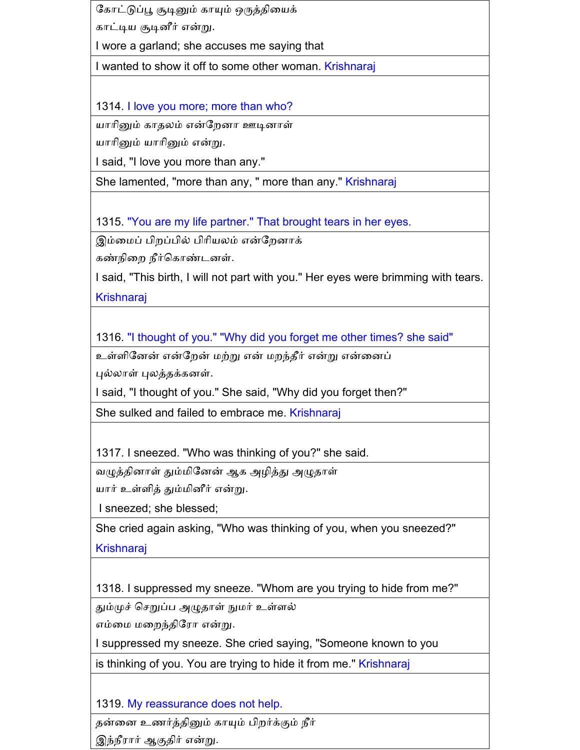கோட்டுப்பூ சூடினும் காயும் ஒருத்தியைக்
காட்டிய சூடினீர் என்று.

I wore a garland; she accuses me saying that

I wanted to show it off to some other woman. Krishnaraj

1314. I love you more; more than who?

யாரினும் காதலம் என்றேனா ஊடினாள்
யாரினும் யாரினும் என்று.

I said, "I love you more than any."

She lamented, "more than any, " more than any." Krishnaraj

1315. "You are my life partner." That brought tears in her eyes.

இம்மைப் பிறப்பில் பிரியலம் என்றேனாக்
கண்நிறை நீர்கொண் டனள்.

I said, "This birth, I will not part with you." Her eyes were brimming with tears. Krishnaraj

1316. "I thought of you." "Why did you forget me other times? she said"

உள்ளினேன் என்றேன் மற்று என் மறந்தீர் என்று என்னைப்
புல்லாள் புலத்தக்கனள்.

I said, "I thought of you." She said, "Why did you forget then?"

She sulked and failed to embrace me. Krishnaraj

1317. I sneezed. "Who was thinking of you?" she said.

வழுத்தினாள் தும்மினேன் ஆக அழித்து அழுதாள்
யார் உள்ளித் தும்மினீர் என்று.

I sneezed; she blessed;

She cried again asking, "Who was thinking of you, when you sneezed?" Krishnaraj

1318. I suppressed my sneeze. "Whom are you trying to hide from me?"

தும்முச் செறுப்ப அழுதாள் நுமர் உள்ளல்
எம்மை மறைந்திரோ என்று.

I suppressed my sneeze. She cried saying, "Someone known to you

is thinking of you. You are trying to hide it from me." Krishnaraj

1319. My reassurance does not help.

தன்னை உணர்த்தினும் காயும் பிறர்க்கும் நீர்
இந்நீரர் ஆகுதிர் என்று.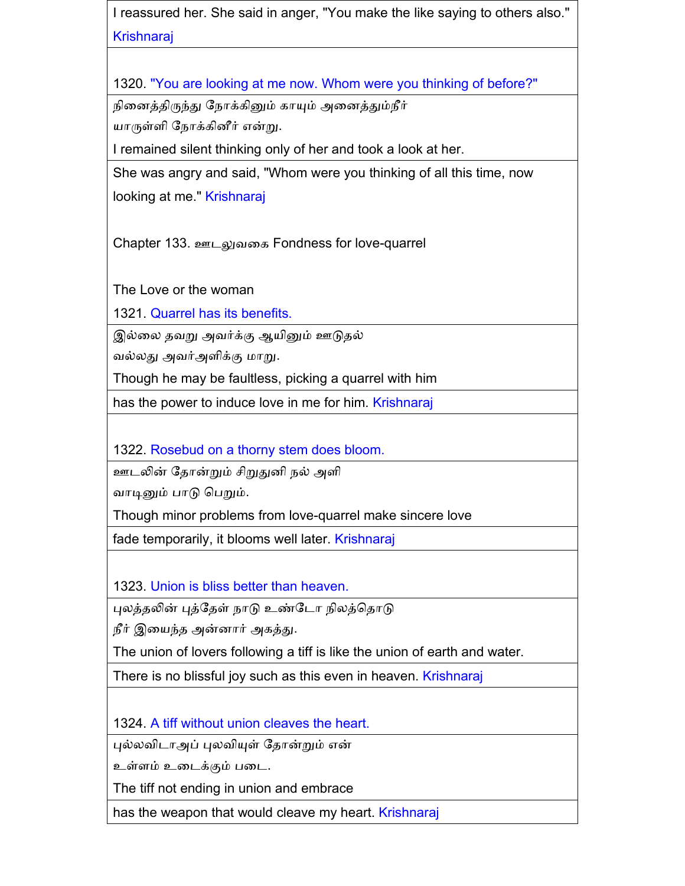I reassured her. She said in anger, "You make the like saying to others also." Krishnaraj

1320. "You are looking at me now. Whom were you thinking of before?"

நினைத்திருந்து நோக்கினும் காயும் அனைத்தும்நீர்
யாருள்ளி நோக்கினீர் என்று.

I remained silent thinking only of her and took a look at her.

She was angry and said, "Whom were you thinking of all this time, now looking at me." Krishnaraj

Chapter 133. ஊடலுவகை Fondness for love-quarrel

The Love or the woman

1321. Quarrel has its benefits.

இல்லை தவறு அவர்க்கு ஆயினும் ஊடுதல்
வல்லது அவர்அளிக்கு மாறு.

Though he may be faultless, picking a quarrel with him

has the power to induce love in me for him. Krishnaraj

1322. Rosebud on a thorny stem does bloom.

ஊடலின் தோன்றும் சிறுதுனி நல் அளி
வாடினும் பாடு பெறும்.

Though minor problems from love-quarrel make sincere love

fade temporarily, it blooms well later. Krishnaraj

1323. Union is bliss better than heaven.

புலத்தலின் புத்தேள் நாடு உண்டோ நிலத்தொடு
நீர் இயைந்த அன்னார் அகத்து.

The union of lovers following a tiff is like the union of earth and water.

There is no blissful joy such as this even in heaven. Krishnaraj

1324. A tiff without union cleaves the heart.

புல்லவிடாஅப் புலவியுள் தோன்றும் என்
உள்ளம் உடைக்கும் படை.

The tiff not ending in union and embrace

has the weapon that would cleave my heart. Krishnaraj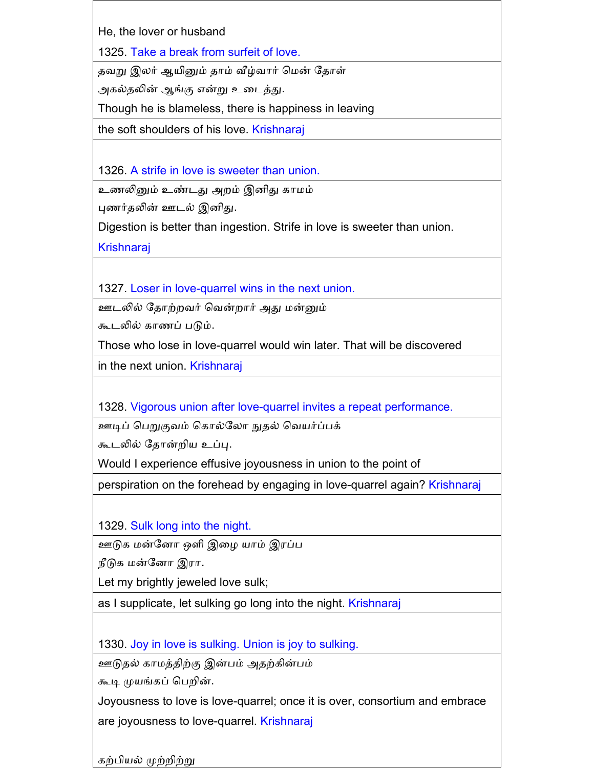He, the lover or husband

1325. Take a break from surfeit of love.

தவறு இலர் ஆயினும் தாம் வீழ்வார் மென் தோள்
அகல்தலின் ஆங்கு என்று உடைத்து.
Though he is blameless, there is happiness in leaving
the soft shoulders of his love. Krishnaraj

1326. A strife in love is sweeter than union.

உணலினும் உண்டது அறம் இனிது காமம்
புணர்தலின் ஊடல் இனிது.
Digestion is better than ingestion. Strife in love is sweeter than union.
Krishnaraj

1327. Loser in love-quarrel wins in the next union.

ஊடலில் தோற்றவர் வென்றார் அது மன்னும்
கூடலில் காணப் படும்.
Those who lose in love-quarrel would win later. That will be discovered
in the next union. Krishnaraj

1328. Vigorous union after love-quarrel invites a repeat performance.

ஊடிப் பெறுகுவம் கொல்லோ நுதல் வெயர்ப்பக்
கூடலில் தோன்றிய உப்பு.
Would I experience effusive joyousness in union to the point of
perspiration on the forehead by engaging in love-quarrel again? Krishnaraj

1329. Sulk long into the night.

ஊடுக மன்னோ ஒளி இழை யாம் இரப்ப
நீடுக மன்னோ இரா.
Let my brightly jeweled love sulk;
as I supplicate, let sulking go long into the night. Krishnaraj

1330. Joy in love is sulking. Union is joy to sulking.

ஊடுதல் காமத்திற்கு இன்பம் அதற்கின்பம்
கூடி முயங்கப் பெறின்.
Joyousness to love is love-quarrel; once it is over, consortium and embrace
are joyousness to love-quarrel. Krishnaraj

கற்பியல் முற்றிற்று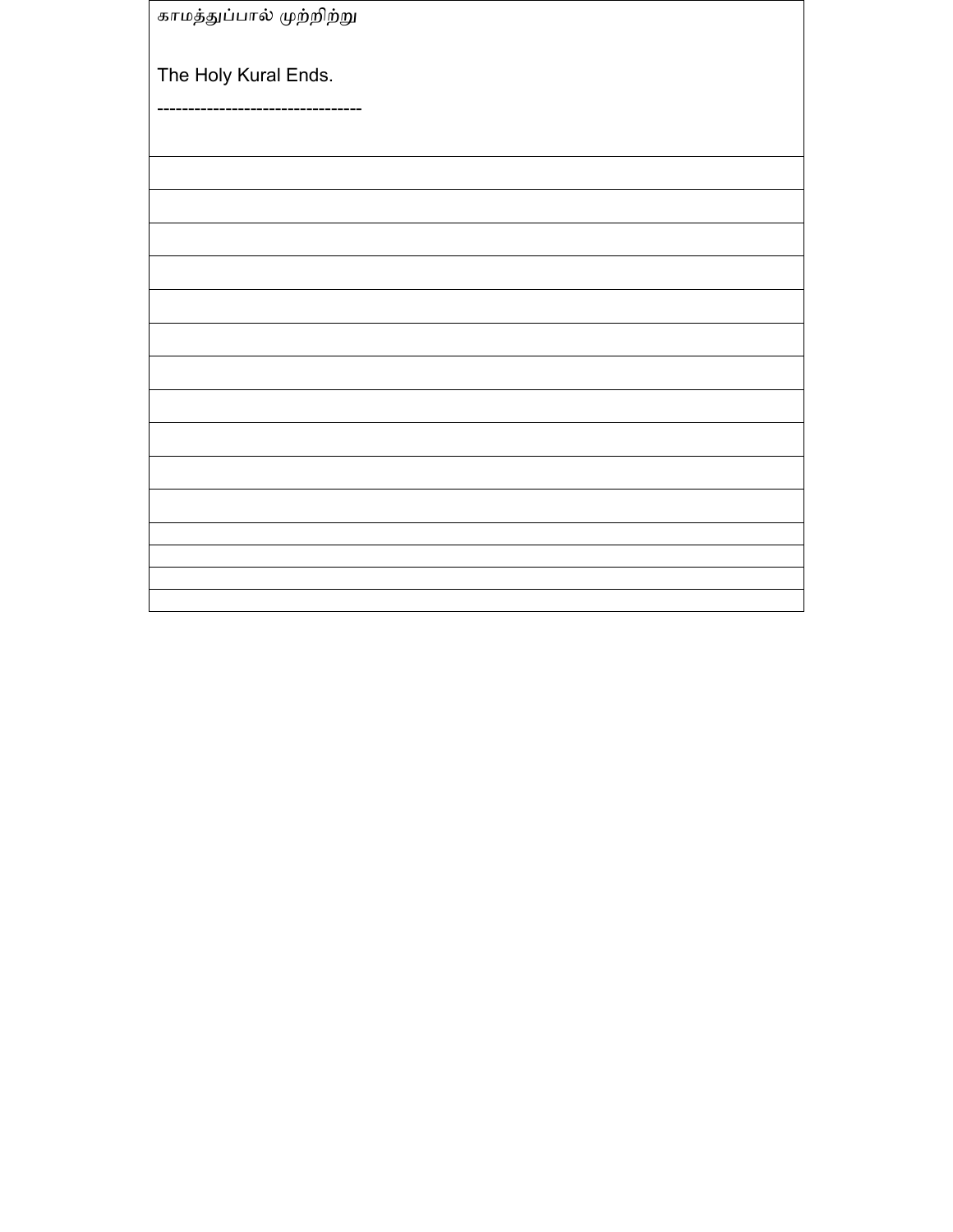காமத்துப்பால் முற்றிற்று

The Holy Kural Ends.

---------------------------------